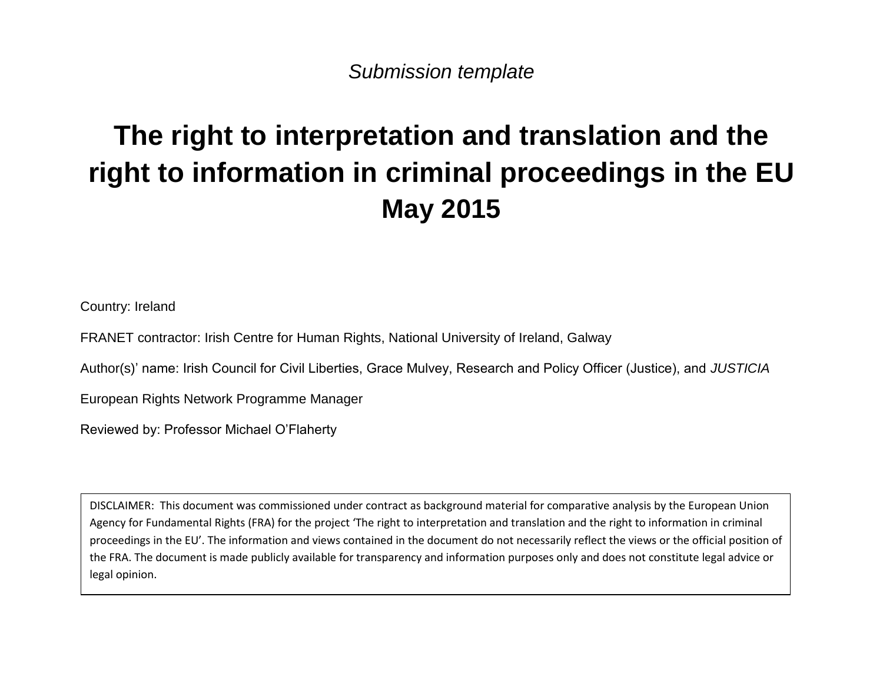*Submission template*

# The right to interpretation and translation and the right to information in criminal proceedings in the EU May 2015

Country: Ireland

FRANET contractor: Irish Centre for Human Rights, National University of Ireland, Galway

Author(s)' name: Irish Council for Civil Liberties, Grace Mulvey, Research and Policy Officer (Justice), and *JUSTICIA* European Rights Network Programme Manager

Reviewed by: Professor Michael O'Flaherty

DISCLAIMER: This document was commissioned under contract as background material for comparative analysis by the European Union Agency for Fundamental Rights (FRA) for the project 'The right to interpretation and translation and the right to information in criminal proceedings in the EU'. The information and views contained in the document do not necessarily reflect the views or the official position of the FRA. The document is made publicly available for transparency and information purposes only and does not constitute legal advice or legal opinion.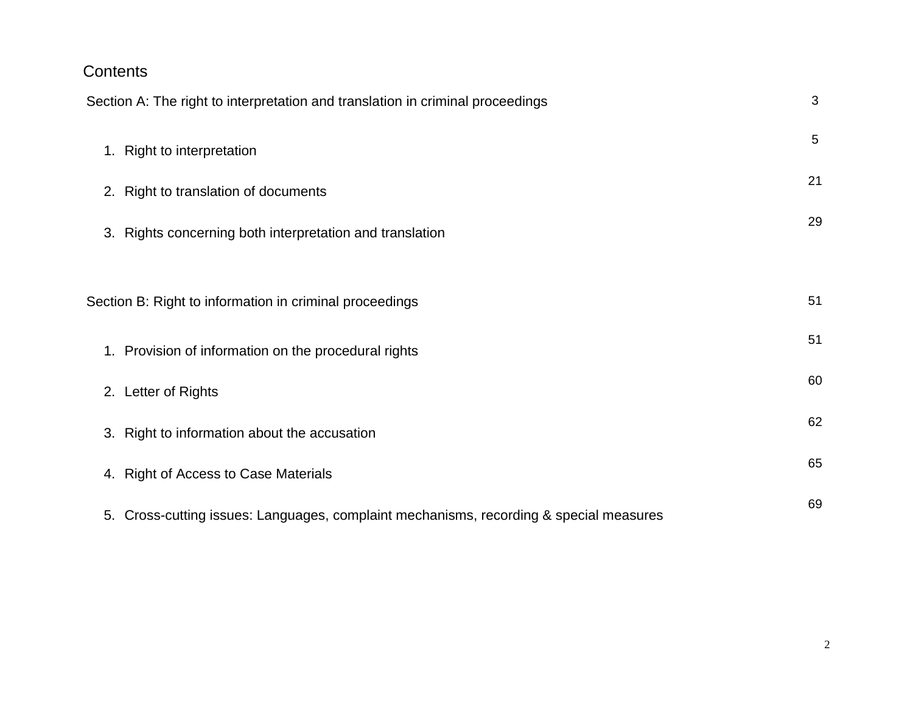## Contents

| | |
|---|---|
| Section A: The right to interpretation and translation in criminal proceedings | 3 |
| 1. Right to interpretation | 5 |
| 2. Right to translation of documents | 21 |
| 3. Rights concerning both interpretation and translation | 29 |
| Section B: Right to information in criminal proceedings | 51 |
| 1. Provision of information on the procedural rights | 51 |
| 2. Letter of Rights | 60 |
| 3. Right to information about the accusation | 62 |
| 4. Right of Access to Case Materials | 65 |
| 5. Cross-cutting issues: Languages, complaint mechanisms, recording & special measures | 69 |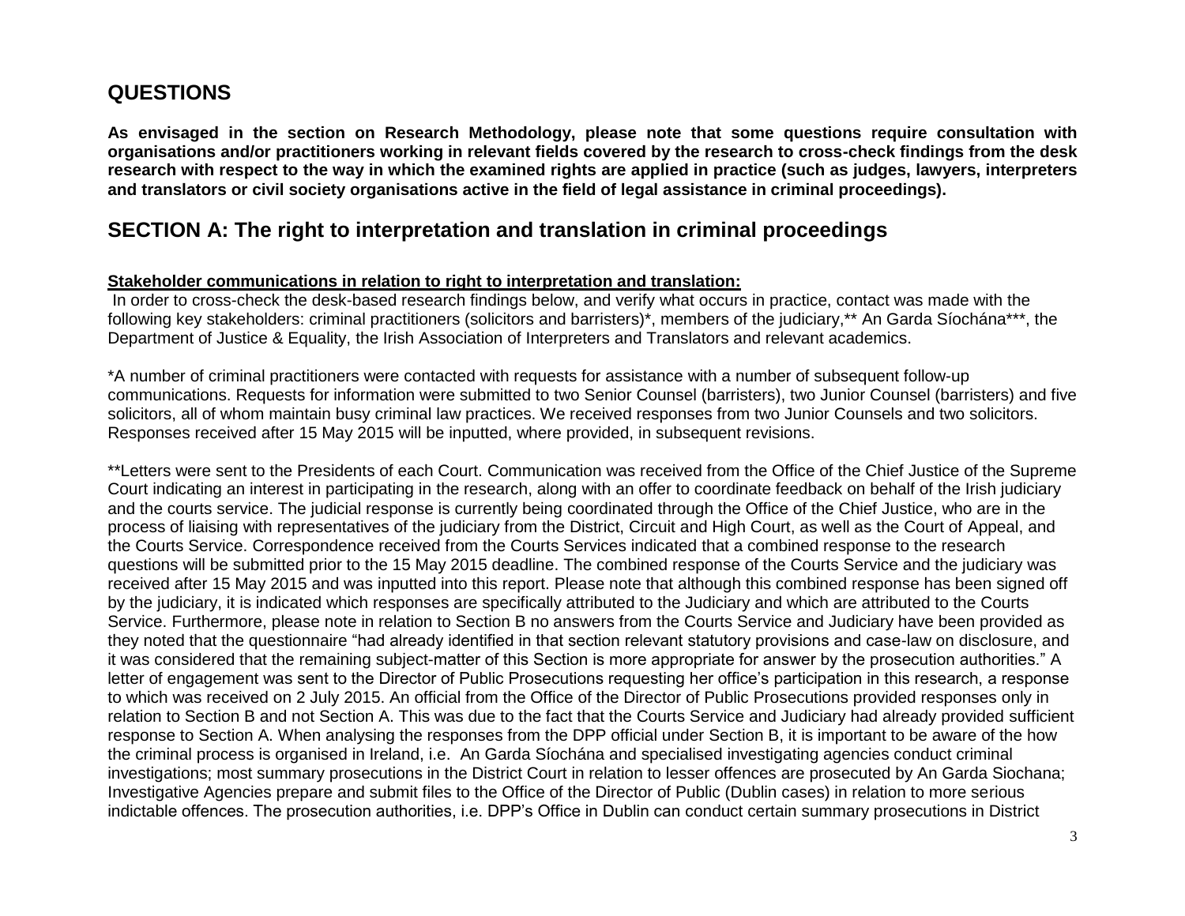## QUESTIONS

**As envisaged in the section on Research Methodology, please note that some questions require consultation with organisations and/or practitioners working in relevant fields covered by the research to cross-check findings from the desk research with respect to the way in which the examined rights are applied in practice (such as judges, lawyers, interpreters and translators or civil society organisations active in the field of legal assistance in criminal proceedings).**

## SECTION A: The right to interpretation and translation in criminal proceedings

**Stakeholder communications in relation to right to interpretation and translation:**

In order to cross-check the desk-based research findings below, and verify what occurs in practice, contact was made with the following key stakeholders: criminal practitioners (solicitors and barristers)*, members of the judiciary,** An Garda Síochána***, the Department of Justice & Equality, the Irish Association of Interpreters and Translators and relevant academics.

*A number of criminal practitioners were contacted with requests for assistance with a number of subsequent follow-up communications. Requests for information were submitted to two Senior Counsel (barristers), two Junior Counsel (barristers) and five solicitors, all of whom maintain busy criminal law practices. We received responses from two Junior Counsels and two solicitors. Responses received after 15 May 2015 will be inputted, where provided, in subsequent revisions.

**Letters were sent to the Presidents of each Court. Communication was received from the Office of the Chief Justice of the Supreme Court indicating an interest in participating in the research, along with an offer to coordinate feedback on behalf of the Irish judiciary and the courts service. The judicial response is currently being coordinated through the Office of the Chief Justice, who are in the process of liaising with representatives of the judiciary from the District, Circuit and High Court, as well as the Court of Appeal, and the Courts Service. Correspondence received from the Courts Services indicated that a combined response to the research questions will be submitted prior to the 15 May 2015 deadline. The combined response of the Courts Service and the judiciary was received after 15 May 2015 and was inputted into this report. Please note that although this combined response has been signed off by the judiciary, it is indicated which responses are specifically attributed to the Judiciary and which are attributed to the Courts Service. Furthermore, please note in relation to Section B no answers from the Courts Service and Judiciary have been provided as they noted that the questionnaire "had already identified in that section relevant statutory provisions and case-law on disclosure, and it was considered that the remaining subject-matter of this Section is more appropriate for answer by the prosecution authorities." A letter of engagement was sent to the Director of Public Prosecutions requesting her office's participation in this research, a response to which was received on 2 July 2015. An official from the Office of the Director of Public Prosecutions provided responses only in relation to Section B and not Section A. This was due to the fact that the Courts Service and Judiciary had already provided sufficient response to Section A. When analysing the responses from the DPP official under Section B, it is important to be aware of the how the criminal process is organised in Ireland, i.e. An Garda Síochána and specialised investigating agencies conduct criminal investigations; most summary prosecutions in the District Court in relation to lesser offences are prosecuted by An Garda Siochana; Investigative Agencies prepare and submit files to the Office of the Director of Public (Dublin cases) in relation to more serious indictable offences. The prosecution authorities, i.e. DPP's Office in Dublin can conduct certain summary prosecutions in District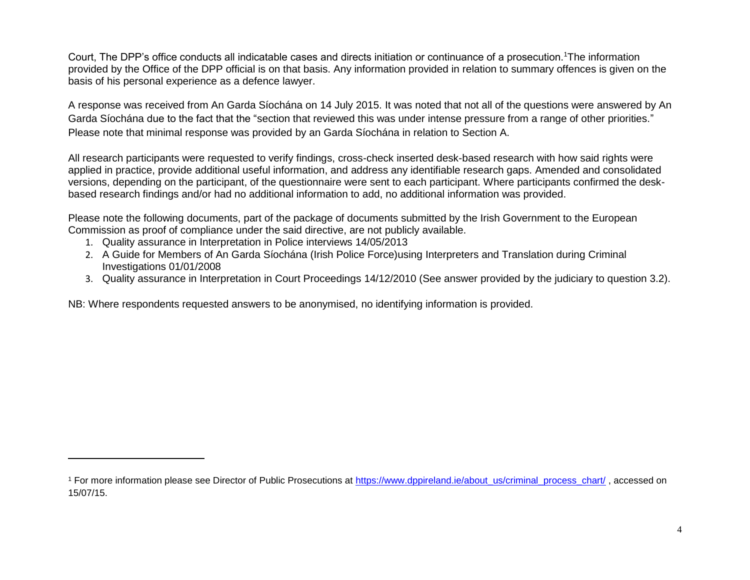Court, The DPP's office conducts all indicatable cases and directs initiation or continuance of a prosecution.[1] The information provided by the Office of the DPP official is on that basis. Any information provided in relation to summary offences is given on the basis of his personal experience as a defence lawyer.

A response was received from An Garda Síochána on 14 July 2015. It was noted that not all of the questions were answered by An Garda Síochána due to the fact that the "section that reviewed this was under intense pressure from a range of other priorities." Please note that minimal response was provided by an Garda Síochána in relation to Section A.

All research participants were requested to verify findings, cross-check inserted desk-based research with how said rights were applied in practice, provide additional useful information, and address any identifiable research gaps. Amended and consolidated versions, depending on the participant, of the questionnaire were sent to each participant. Where participants confirmed the desk-based research findings and/or had no additional information to add, no additional information was provided.

Please note the following documents, part of the package of documents submitted by the Irish Government to the European Commission as proof of compliance under the said directive, are not publicly available.

1. Quality assurance in Interpretation in Police interviews 14/05/2013
2. A Guide for Members of An Garda Síochána (Irish Police Force)using Interpreters and Translation during Criminal Investigations 01/01/2008
3. Quality assurance in Interpretation in Court Proceedings 14/12/2010 (See answer provided by the judiciary to question 3.2).

NB: Where respondents requested answers to be anonymised, no identifying information is provided.

---

[1] For more information please see Director of Public Prosecutions at https://www.dppireland.ie/about_us/criminal_process_chart/ , accessed on 15/07/15.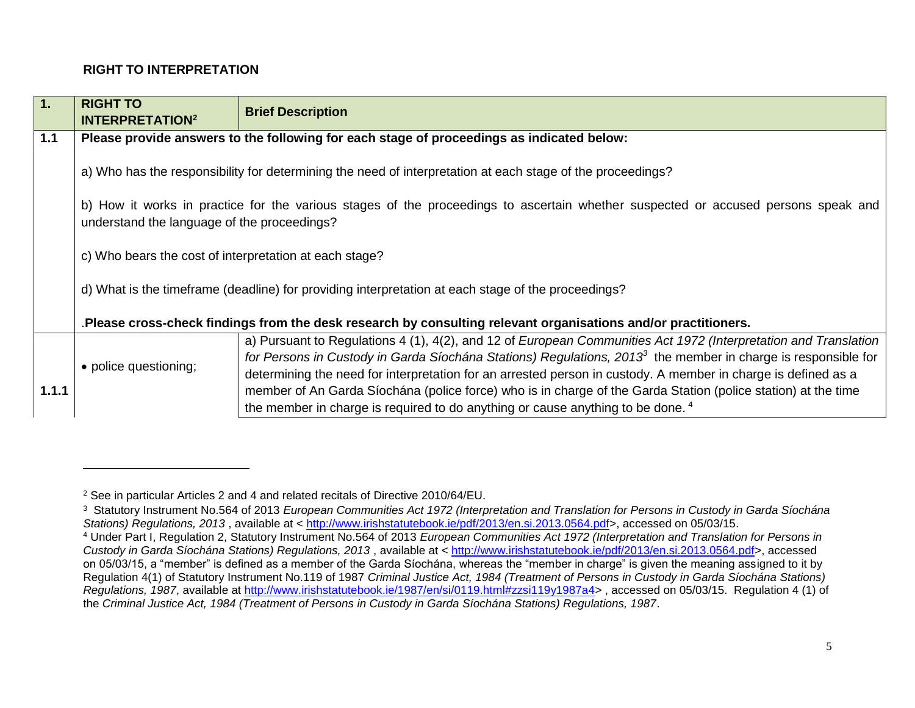**RIGHT TO INTERPRETATION**

| 1. | RIGHT TO INTERPRETATION[2] | Brief Description |
|---|---|---|
| 1.1 | **Please provide answers to the following for each stage of proceedings as indicated below:**<br><br>a) Who has the responsibility for determining the need of interpretation at each stage of the proceedings?<br><br>b) How it works in practice for the various stages of the proceedings to ascertain whether suspected or accused persons speak and understand the language of the proceedings?<br><br>c) Who bears the cost of interpretation at each stage?<br><br>d) What is the timeframe (deadline) for providing interpretation at each stage of the proceedings?<br><br>.**Please cross-check findings from the desk research by consulting relevant organisations and/or practitioners.** | |
| 1.1.1 | • police questioning; | a) Pursuant to Regulations 4 (1), 4(2), and 12 of *European Communities Act 1972 (Interpretation and Translation for Persons in Custody in Garda Síochána Stations) Regulations, 2013*[3] the member in charge is responsible for determining the need for interpretation for an arrested person in custody. A member in charge is defined as a member of An Garda Síochána (police force) who is in charge of the Garda Station (police station) at the time the member in charge is required to do anything or cause anything to be done. [4] |

[2] See in particular Articles 2 and 4 and related recitals of Directive 2010/64/EU.

[3] Statutory Instrument No.564 of 2013 *European Communities Act 1972 (Interpretation and Translation for Persons in Custody in Garda Síochána Stations) Regulations, 2013* , available at < http://www.irishstatutebook.ie/pdf/2013/en.si.2013.0564.pdf>, accessed on 05/03/15.

[4] Under Part I, Regulation 2, Statutory Instrument No.564 of 2013 *European Communities Act 1972 (Interpretation and Translation for Persons in Custody in Garda Síochána Stations) Regulations, 2013* , available at < http://www.irishstatutebook.ie/pdf/2013/en.si.2013.0564.pdf>, accessed on 05/03/15, a "member" is defined as a member of the Garda Síochána, whereas the "member in charge" is given the meaning assigned to it by Regulation 4(1) of Statutory Instrument No.119 of 1987 *Criminal Justice Act, 1984 (Treatment of Persons in Custody in Garda Síochána Stations) Regulations, 1987*, available at http://www.irishstatutebook.ie/1987/en/si/0119.html#zzsi119y1987a4> , accessed on 05/03/15. Regulation 4 (1) of the *Criminal Justice Act, 1984 (Treatment of Persons in Custody in Garda Síochána Stations) Regulations, 1987*.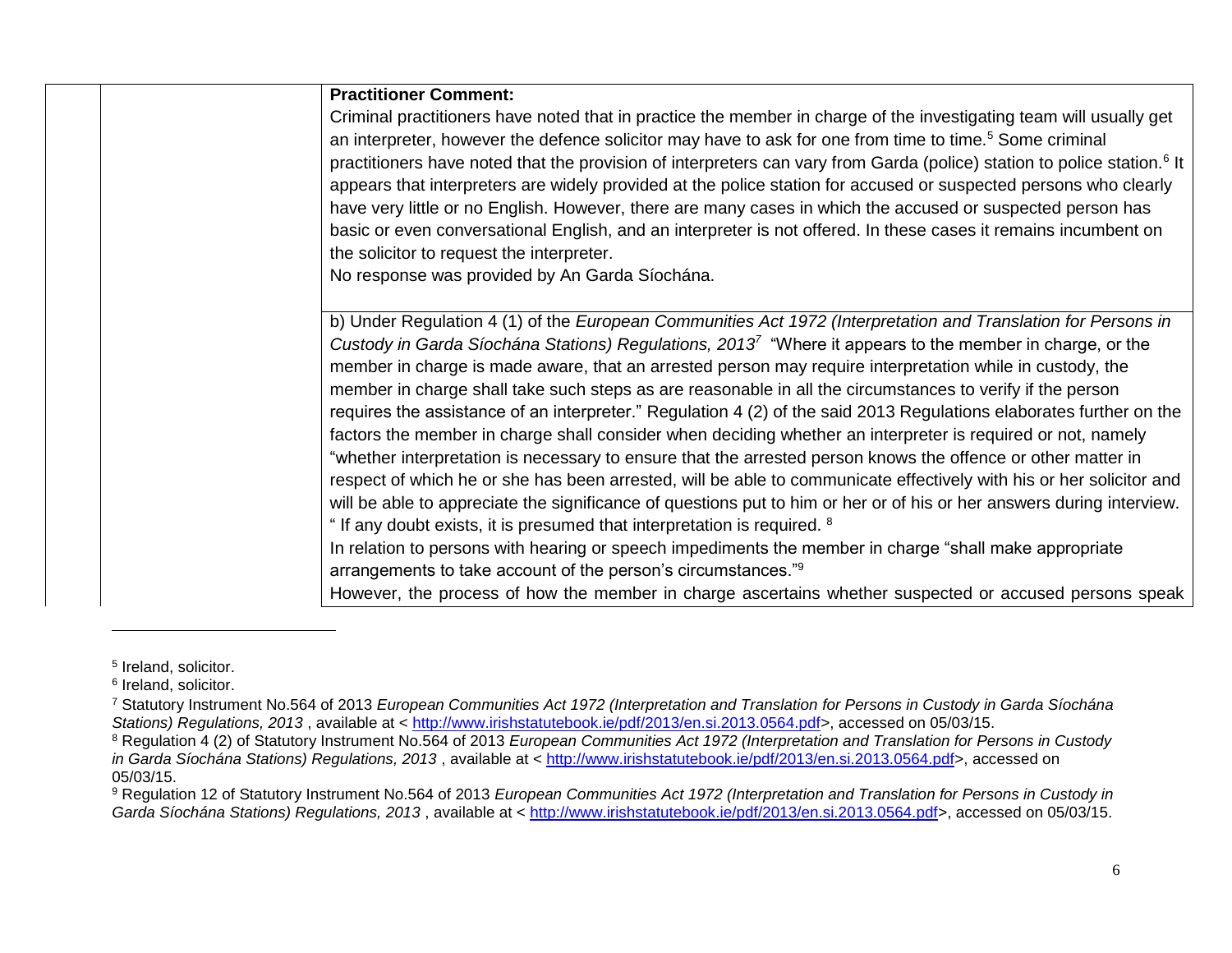**Practitioner Comment:**

Criminal practitioners have noted that in practice the member in charge of the investigating team will usually get an interpreter, however the defence solicitor may have to ask for one from time to time.[5] Some criminal practitioners have noted that the provision of interpreters can vary from Garda (police) station to police station.[6] It appears that interpreters are widely provided at the police station for accused or suspected persons who clearly have very little or no English. However, there are many cases in which the accused or suspected person has basic or even conversational English, and an interpreter is not offered. In these cases it remains incumbent on the solicitor to request the interpreter.

No response was provided by An Garda Síochána.

b) Under Regulation 4 (1) of the *European Communities Act 1972 (Interpretation and Translation for Persons in Custody in Garda Síochána Stations) Regulations, 2013*[7] "Where it appears to the member in charge, or the member in charge is made aware, that an arrested person may require interpretation while in custody, the member in charge shall take such steps as are reasonable in all the circumstances to verify if the person requires the assistance of an interpreter." Regulation 4 (2) of the said 2013 Regulations elaborates further on the factors the member in charge shall consider when deciding whether an interpreter is required or not, namely "whether interpretation is necessary to ensure that the arrested person knows the offence or other matter in respect of which he or she has been arrested, will be able to communicate effectively with his or her solicitor and will be able to appreciate the significance of questions put to him or her or of his or her answers during interview. " If any doubt exists, it is presumed that interpretation is required. [8]

In relation to persons with hearing or speech impediments the member in charge "shall make appropriate arrangements to take account of the person's circumstances."[9]

However, the process of how the member in charge ascertains whether suspected or accused persons speak

---

[5] Ireland, solicitor.

[6] Ireland, solicitor.

[7] Statutory Instrument No.564 of 2013 *European Communities Act 1972 (Interpretation and Translation for Persons in Custody in Garda Síochána Stations) Regulations, 2013* , available at < http://www.irishstatutebook.ie/pdf/2013/en.si.2013.0564.pdf>, accessed on 05/03/15.

[8] Regulation 4 (2) of Statutory Instrument No.564 of 2013 *European Communities Act 1972 (Interpretation and Translation for Persons in Custody in Garda Síochána Stations) Regulations, 2013* , available at < http://www.irishstatutebook.ie/pdf/2013/en.si.2013.0564.pdf>, accessed on 05/03/15.

[9] Regulation 12 of Statutory Instrument No.564 of 2013 *European Communities Act 1972 (Interpretation and Translation for Persons in Custody in Garda Síochána Stations) Regulations, 2013* , available at < http://www.irishstatutebook.ie/pdf/2013/en.si.2013.0564.pdf>, accessed on 05/03/15.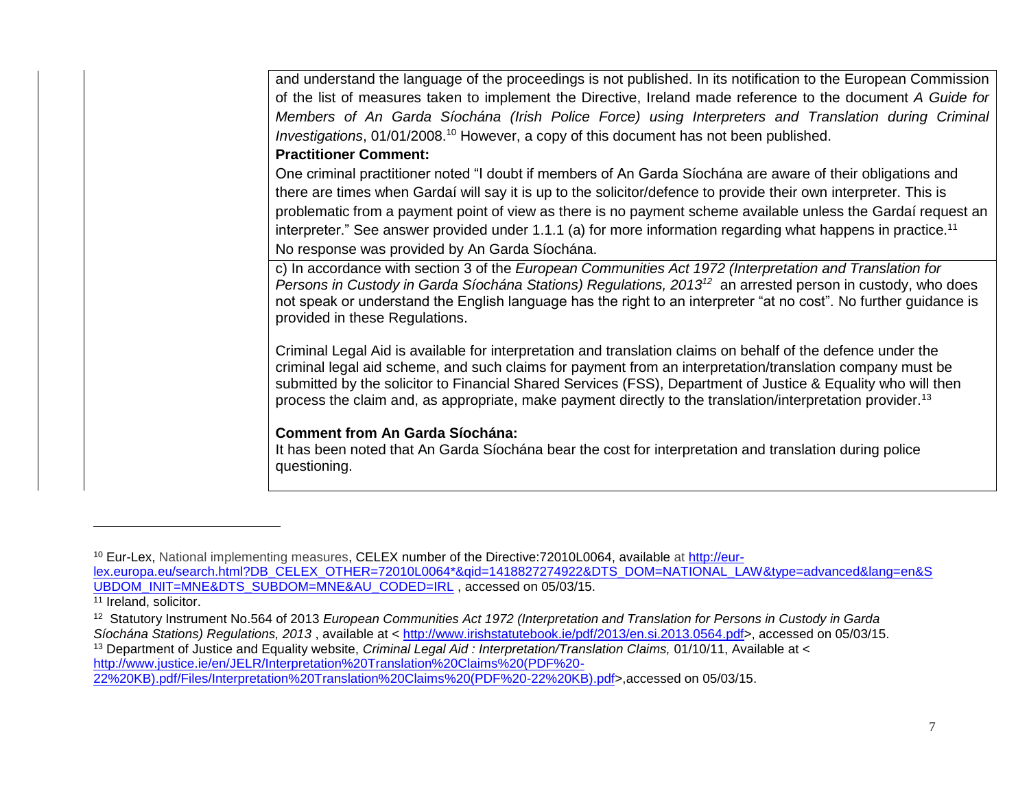| | | |
|---|---|---|
| | | and understand the language of the proceedings is not published. In its notification to the European Commission of the list of measures taken to implement the Directive, Ireland made reference to the document *A Guide for Members of An Garda Síochána (Irish Police Force) using Interpreters and Translation during Criminal Investigations*, 01/01/2008.[10] However, a copy of this document has not been published.<br>**Practitioner Comment:**<br>One criminal practitioner noted "I doubt if members of An Garda Síochána are aware of their obligations and there are times when Gardaí will say it is up to the solicitor/defence to provide their own interpreter. This is problematic from a payment point of view as there is no payment scheme available unless the Gardaí request an interpreter." See answer provided under 1.1.1 (a) for more information regarding what happens in practice.[11]<br>No response was provided by An Garda Síochána. |
| | | c) In accordance with section 3 of the *European Communities Act 1972 (Interpretation and Translation for Persons in Custody in Garda Síochána Stations) Regulations, 2013*[12] an arrested person in custody, who does not speak or understand the English language has the right to an interpreter "at no cost". No further guidance is provided in these Regulations.<br><br>Criminal Legal Aid is available for interpretation and translation claims on behalf of the defence under the criminal legal aid scheme, and such claims for payment from an interpretation/translation company must be submitted by the solicitor to Financial Shared Services (FSS), Department of Justice & Equality who will then process the claim and, as appropriate, make payment directly to the translation/interpretation provider.[13]<br><br>**Comment from An Garda Síochána:**<br>It has been noted that An Garda Síochána bear the cost for interpretation and translation during police questioning. |

[10] Eur-Lex, National implementing measures, CELEX number of the Directive:72010L0064, available at http://eur-lex.europa.eu/search.html?DB_CELEX_OTHER=72010L0064*&qid=1418827274922&DTS_DOM=NATIONAL_LAW&type=advanced&lang=en&SUBDOM_INIT=MNE&DTS_SUBDOM=MNE&AU_CODED=IRL , accessed on 05/03/15.

[11] Ireland, solicitor.

[12] Statutory Instrument No.564 of 2013 *European Communities Act 1972 (Interpretation and Translation for Persons in Custody in Garda Síochána Stations) Regulations, 2013* , available at < http://www.irishstatutebook.ie/pdf/2013/en.si.2013.0564.pdf>, accessed on 05/03/15.

[13] Department of Justice and Equality website, *Criminal Legal Aid : Interpretation/Translation Claims,* 01/10/11, Available at < http://www.justice.ie/en/JELR/Interpretation%20Translation%20Claims%20(PDF%20-22%20KB).pdf/Files/Interpretation%20Translation%20Claims%20(PDF%20-22%20KB).pdf>,accessed on 05/03/15.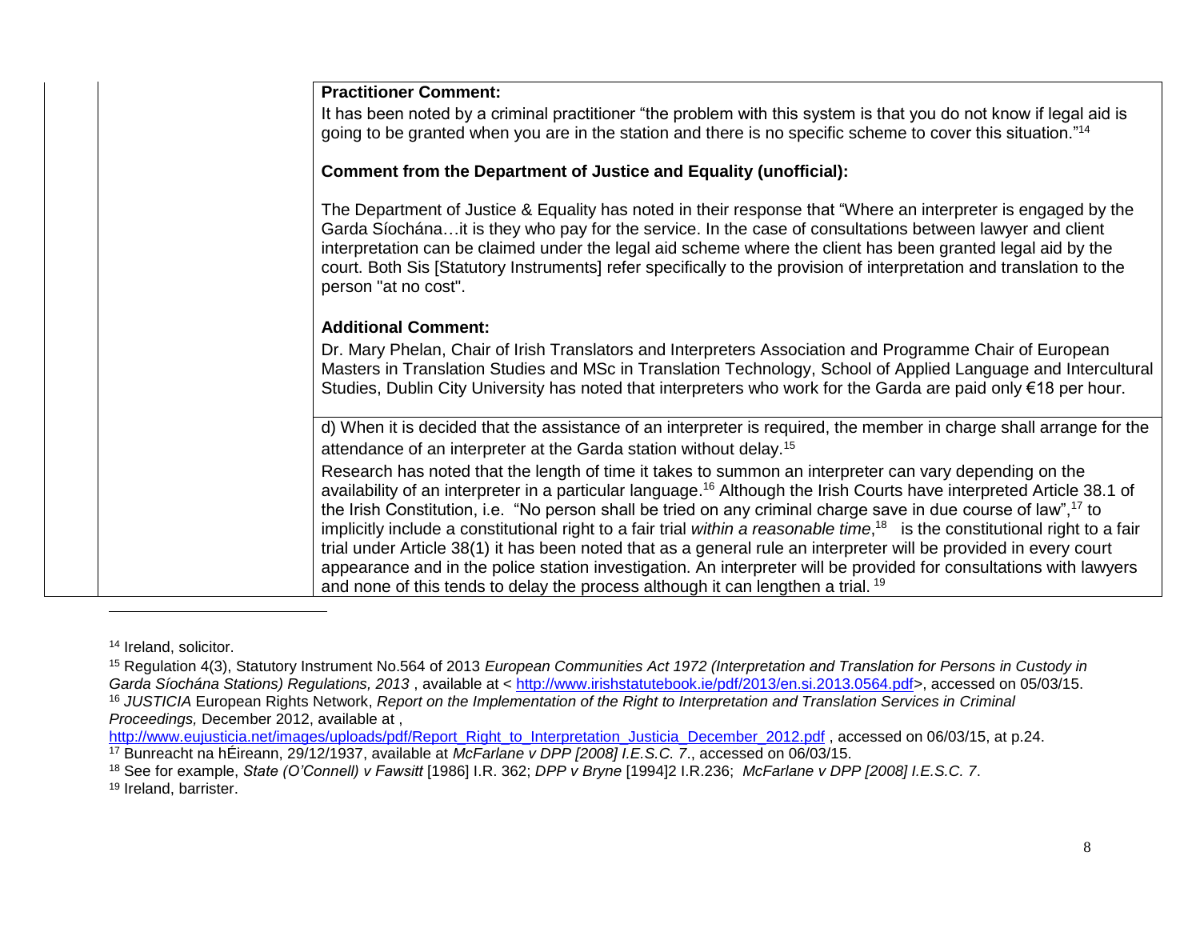| | | **Practitioner Comment:**<br>It has been noted by a criminal practitioner "the problem with this system is that you do not know if legal aid is going to be granted when you are in the station and there is no specific scheme to cover this situation."[14]<br><br>**Comment from the Department of Justice and Equality (unofficial):**<br><br>The Department of Justice & Equality has noted in their response that "Where an interpreter is engaged by the Garda Síochána…it is they who pay for the service. In the case of consultations between lawyer and client interpretation can be claimed under the legal aid scheme where the client has been granted legal aid by the court. Both Sis [Statutory Instruments] refer specifically to the provision of interpretation and translation to the person "at no cost".<br><br>**Additional Comment:**<br>Dr. Mary Phelan, Chair of Irish Translators and Interpreters Association and Programme Chair of European Masters in Translation Studies and MSc in Translation Technology, School of Applied Language and Intercultural Studies, Dublin City University has noted that interpreters who work for the Garda are paid only €18 per hour. |
|---|---|---|
| | | d) When it is decided that the assistance of an interpreter is required, the member in charge shall arrange for the attendance of an interpreter at the Garda station without delay.[15]<br>Research has noted that the length of time it takes to summon an interpreter can vary depending on the availability of an interpreter in a particular language.[16] Although the Irish Courts have interpreted Article 38.1 of the Irish Constitution, i.e. "No person shall be tried on any criminal charge save in due course of law",[17] to implicitly include a constitutional right to a fair trial *within a reasonable time*,[18] is the constitutional right to a fair trial under Article 38(1) it has been noted that as a general rule an interpreter will be provided in every court appearance and in the police station investigation. An interpreter will be provided for consultations with lawyers and none of this tends to delay the process although it can lengthen a trial. [19] |

---

[14] Ireland, solicitor.

[15] Regulation 4(3), Statutory Instrument No.564 of 2013 *European Communities Act 1972 (Interpretation and Translation for Persons in Custody in Garda Síochána Stations) Regulations, 2013* , available at < http://www.irishstatutebook.ie/pdf/2013/en.si.2013.0564.pdf>, accessed on 05/03/15.

[16] *JUSTICIA* European Rights Network, *Report on the Implementation of the Right to Interpretation and Translation Services in Criminal Proceedings,* December 2012, available at , http://www.eujusticia.net/images/uploads/pdf/Report_Right_to_Interpretation_Justicia_December_2012.pdf , accessed on 06/03/15, at p.24.

[17] Bunreacht na hÉireann, 29/12/1937, available at *McFarlane v DPP [2008] I.E.S.C. 7*., accessed on 06/03/15.

[18] See for example, *State (O'Connell) v Fawsitt* [1986] I.R. 362; *DPP v Bryne* [1994]2 I.R.236; *McFarlane v DPP [2008] I.E.S.C. 7*.

[19] Ireland, barrister.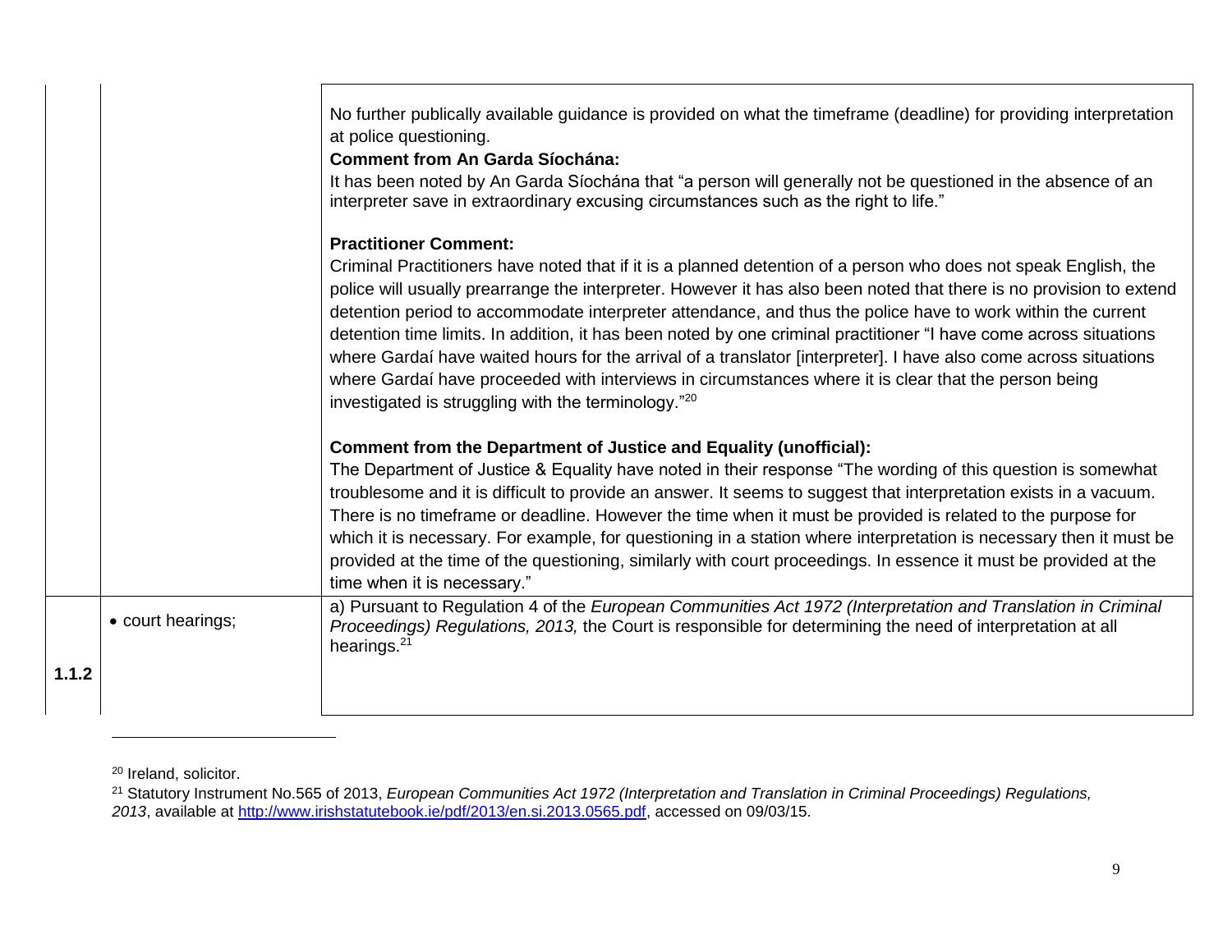| | | |
|---|---|---|
| | | No further publically available guidance is provided on what the timeframe (deadline) for providing interpretation at police questioning.<br>**Comment from An Garda Síochána:**<br>It has been noted by An Garda Síochána that "a person will generally not be questioned in the absence of an interpreter save in extraordinary excusing circumstances such as the right to life."<br><br>**Practitioner Comment:**<br>Criminal Practitioners have noted that if it is a planned detention of a person who does not speak English, the police will usually prearrange the interpreter. However it has also been noted that there is no provision to extend detention period to accommodate interpreter attendance, and thus the police have to work within the current detention time limits. In addition, it has been noted by one criminal practitioner "I have come across situations where Gardaí have waited hours for the arrival of a translator [interpreter]. I have also come across situations where Gardaí have proceeded with interviews in circumstances where it is clear that the person being investigated is struggling with the terminology."[20]<br><br>**Comment from the Department of Justice and Equality (unofficial):**<br>The Department of Justice & Equality have noted in their response "The wording of this question is somewhat troublesome and it is difficult to provide an answer. It seems to suggest that interpretation exists in a vacuum. There is no timeframe or deadline. However the time when it must be provided is related to the purpose for which it is necessary. For example, for questioning in a station where interpretation is necessary then it must be provided at the time of the questioning, similarly with court proceedings. In essence it must be provided at the time when it is necessary." |
| 1.1.2 | • court hearings; | a) Pursuant to Regulation 4 of the *European Communities Act 1972 (Interpretation and Translation in Criminal Proceedings) Regulations, 2013,* the Court is responsible for determining the need of interpretation at all hearings.[21] |

[20] Ireland, solicitor.

[21] Statutory Instrument No.565 of 2013, *European Communities Act 1972 (Interpretation and Translation in Criminal Proceedings) Regulations, 2013*, available at http://www.irishstatutebook.ie/pdf/2013/en.si.2013.0565.pdf, accessed on 09/03/15.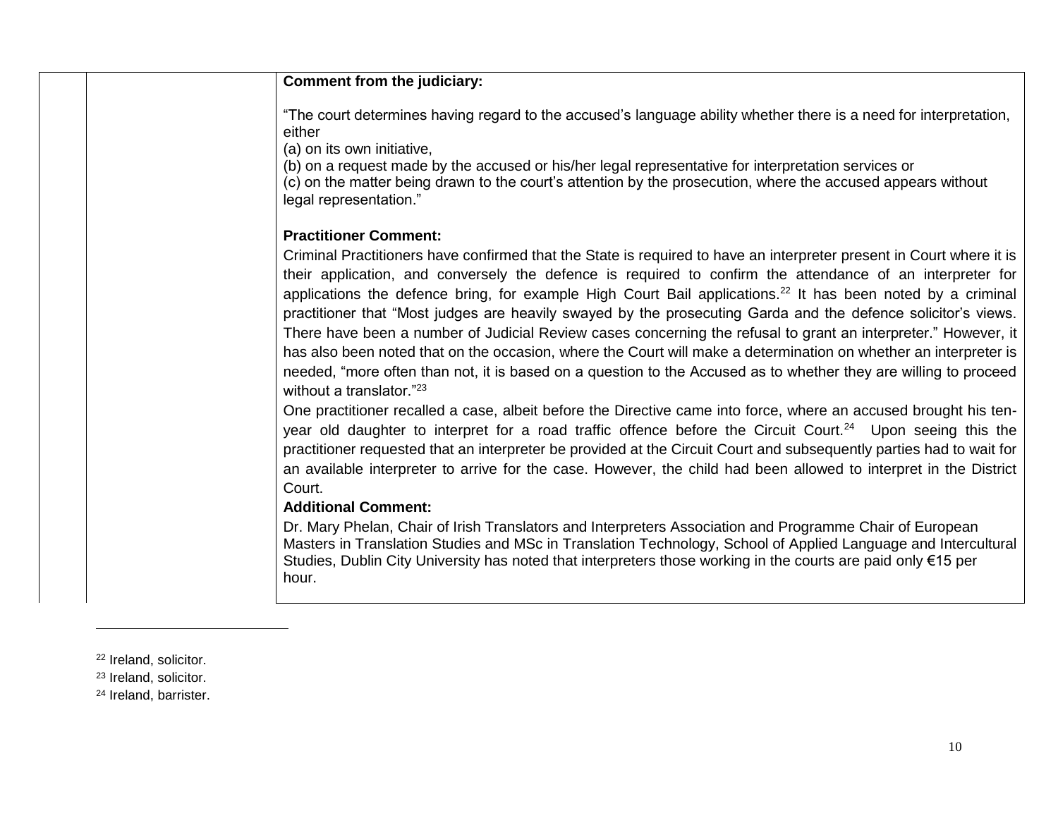| | | |
|---|---|---|
| | | **Comment from the judiciary:**<br><br>"The court determines having regard to the accused's language ability whether there is a need for interpretation, either<br>(a) on its own initiative,<br>(b) on a request made by the accused or his/her legal representative for interpretation services or<br>(c) on the matter being drawn to the court's attention by the prosecution, where the accused appears without legal representation."<br><br>**Practitioner Comment:**<br>Criminal Practitioners have confirmed that the State is required to have an interpreter present in Court where it is their application, and conversely the defence is required to confirm the attendance of an interpreter for applications the defence bring, for example High Court Bail applications.[22] It has been noted by a criminal practitioner that "Most judges are heavily swayed by the prosecuting Garda and the defence solicitor's views. There have been a number of Judicial Review cases concerning the refusal to grant an interpreter." However, it has also been noted that on the occasion, where the Court will make a determination on whether an interpreter is needed, "more often than not, it is based on a question to the Accused as to whether they are willing to proceed without a translator."[23]<br>One practitioner recalled a case, albeit before the Directive came into force, where an accused brought his ten-year old daughter to interpret for a road traffic offence before the Circuit Court.[24] Upon seeing this the practitioner requested that an interpreter be provided at the Circuit Court and subsequently parties had to wait for an available interpreter to arrive for the case. However, the child had been allowed to interpret in the District Court.<br>**Additional Comment:**<br>Dr. Mary Phelan, Chair of Irish Translators and Interpreters Association and Programme Chair of European Masters in Translation Studies and MSc in Translation Technology, School of Applied Language and Intercultural Studies, Dublin City University has noted that interpreters those working in the courts are paid only €15 per hour. |

[22] Ireland, solicitor.

[23] Ireland, solicitor.

[24] Ireland, barrister.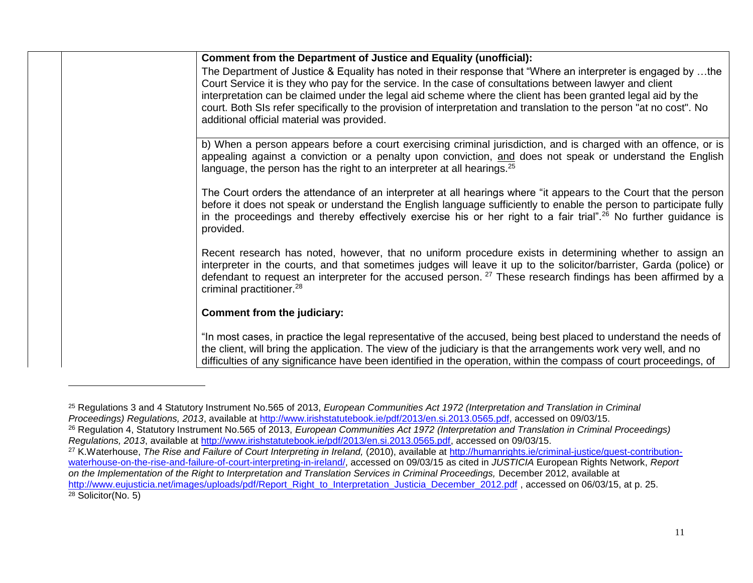| | | |
|---|---|---|
| | | **Comment from the Department of Justice and Equality (unofficial):** The Department of Justice & Equality has noted in their response that "Where an interpreter is engaged by …the Court Service it is they who pay for the service. In the case of consultations between lawyer and client interpretation can be claimed under the legal aid scheme where the client has been granted legal aid by the court. Both SIs refer specifically to the provision of interpretation and translation to the person "at no cost". No additional official material was provided. |
| | | b) When a person appears before a court exercising criminal jurisdiction, and is charged with an offence, or is appealing against a conviction or a penalty upon conviction, <u>and</u> does not speak or understand the English language, the person has the right to an interpreter at all hearings.[25]<br><br>The Court orders the attendance of an interpreter at all hearings where "it appears to the Court that the person before it does not speak or understand the English language sufficiently to enable the person to participate fully in the proceedings and thereby effectively exercise his or her right to a fair trial".[26] No further guidance is provided.<br><br>Recent research has noted, however, that no uniform procedure exists in determining whether to assign an interpreter in the courts, and that sometimes judges will leave it up to the solicitor/barrister, Garda (police) or defendant to request an interpreter for the accused person.[27] These research findings has been affirmed by a criminal practitioner.[28]<br><br>**Comment from the judiciary:**<br><br>"In most cases, in practice the legal representative of the accused, being best placed to understand the needs of the client, will bring the application. The view of the judiciary is that the arrangements work very well, and no difficulties of any significance have been identified in the operation, within the compass of court proceedings, of |

[25] Regulations 3 and 4 Statutory Instrument No.565 of 2013, *European Communities Act 1972 (Interpretation and Translation in Criminal Proceedings) Regulations, 2013*, available at http://www.irishstatutebook.ie/pdf/2013/en.si.2013.0565.pdf, accessed on 09/03/15.

[26] Regulation 4, Statutory Instrument No.565 of 2013, *European Communities Act 1972 (Interpretation and Translation in Criminal Proceedings) Regulations, 2013*, available at http://www.irishstatutebook.ie/pdf/2013/en.si.2013.0565.pdf, accessed on 09/03/15.

[27] K.Waterhouse, *The Rise and Failure of Court Interpreting in Ireland,* (2010), available at http://humanrights.ie/criminal-justice/guest-contribution-waterhouse-on-the-rise-and-failure-of-court-interpreting-in-ireland/, accessed on 09/03/15 as cited in *JUSTICIA* European Rights Network, *Report on the Implementation of the Right to Interpretation and Translation Services in Criminal Proceedings,* December 2012, available at http://www.eujusticia.net/images/uploads/pdf/Report_Right_to_Interpretation_Justicia_December_2012.pdf , accessed on 06/03/15, at p. 25.

[28] Solicitor(No. 5)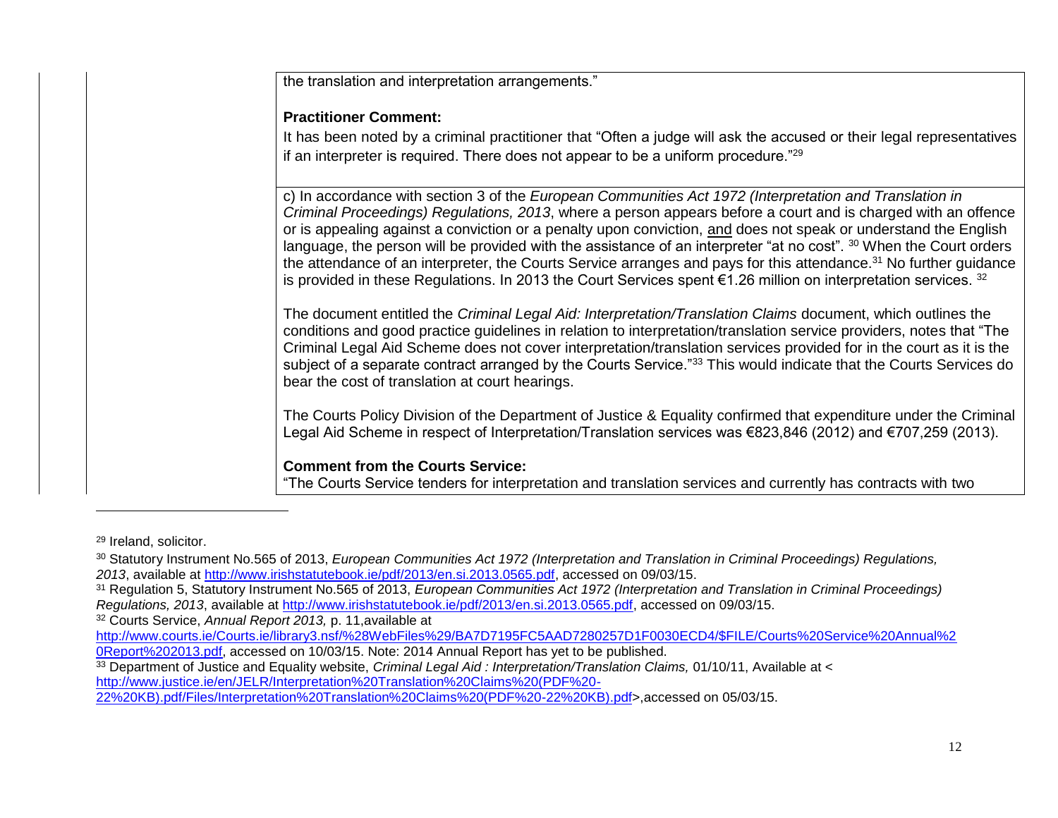the translation and interpretation arrangements."

**Practitioner Comment:**

It has been noted by a criminal practitioner that "Often a judge will ask the accused or their legal representatives if an interpreter is required. There does not appear to be a uniform procedure."[29]

c) In accordance with section 3 of the *European Communities Act 1972 (Interpretation and Translation in Criminal Proceedings) Regulations, 2013*, where a person appears before a court and is charged with an offence or is appealing against a conviction or a penalty upon conviction, and does not speak or understand the English language, the person will be provided with the assistance of an interpreter "at no cost". [30] When the Court orders the attendance of an interpreter, the Courts Service arranges and pays for this attendance.[31] No further guidance is provided in these Regulations. In 2013 the Court Services spent €1.26 million on interpretation services. [32]

The document entitled the *Criminal Legal Aid: Interpretation/Translation Claims* document, which outlines the conditions and good practice guidelines in relation to interpretation/translation service providers, notes that "The Criminal Legal Aid Scheme does not cover interpretation/translation services provided for in the court as it is the subject of a separate contract arranged by the Courts Service."[33] This would indicate that the Courts Services do bear the cost of translation at court hearings.

The Courts Policy Division of the Department of Justice & Equality confirmed that expenditure under the Criminal Legal Aid Scheme in respect of Interpretation/Translation services was €823,846 (2012) and €707,259 (2013).

**Comment from the Courts Service:**

"The Courts Service tenders for interpretation and translation services and currently has contracts with two

---

[29] Ireland, solicitor.

[30] Statutory Instrument No.565 of 2013, *European Communities Act 1972 (Interpretation and Translation in Criminal Proceedings) Regulations, 2013*, available at http://www.irishstatutebook.ie/pdf/2013/en.si.2013.0565.pdf, accessed on 09/03/15.

[31] Regulation 5, Statutory Instrument No.565 of 2013, *European Communities Act 1972 (Interpretation and Translation in Criminal Proceedings) Regulations, 2013*, available at http://www.irishstatutebook.ie/pdf/2013/en.si.2013.0565.pdf, accessed on 09/03/15.

[32] Courts Service, *Annual Report 2013,* p. 11,available at http://www.courts.ie/Courts.ie/library3.nsf/%28WebFiles%29/BA7D7195FC5AAD7280257D1F0030ECD4/$FILE/Courts%20Service%20Annual%20Report%202013.pdf, accessed on 10/03/15. Note: 2014 Annual Report has yet to be published.

[33] Department of Justice and Equality website, *Criminal Legal Aid : Interpretation/Translation Claims,* 01/10/11, Available at < http://www.justice.ie/en/JELR/Interpretation%20Translation%20Claims%20(PDF%20-22%20KB).pdf/Files/Interpretation%20Translation%20Claims%20(PDF%20-22%20KB).pdf>,accessed on 05/03/15.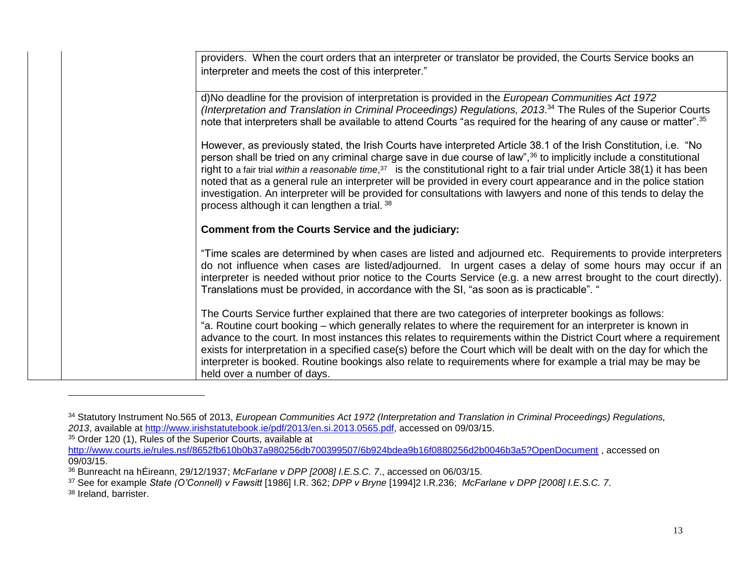| | | |
|---|---|---|
| | | providers. When the court orders that an interpreter or translator be provided, the Courts Service books an interpreter and meets the cost of this interpreter." |
| | | d)No deadline for the provision of interpretation is provided in the *European Communities Act 1972 (Interpretation and Translation in Criminal Proceedings) Regulations, 2013*.[34] The Rules of the Superior Courts note that interpreters shall be available to attend Courts "as required for the hearing of any cause or matter".[35]<br><br>However, as previously stated, the Irish Courts have interpreted Article 38.1 of the Irish Constitution, i.e. "No person shall be tried on any criminal charge save in due course of law",[36] to implicitly include a constitutional right to a fair trial *within a reasonable time*,[37] is the constitutional right to a fair trial under Article 38(1) it has been noted that as a general rule an interpreter will be provided in every court appearance and in the police station investigation. An interpreter will be provided for consultations with lawyers and none of this tends to delay the process although it can lengthen a trial. [38]<br><br>**Comment from the Courts Service and the judiciary:**<br><br>"Time scales are determined by when cases are listed and adjourned etc. Requirements to provide interpreters do not influence when cases are listed/adjourned. In urgent cases a delay of some hours may occur if an interpreter is needed without prior notice to the Courts Service (e.g. a new arrest brought to the court directly). Translations must be provided, in accordance with the SI, "as soon as is practicable". "<br><br>The Courts Service further explained that there are two categories of interpreter bookings as follows:<br>"a. Routine court booking – which generally relates to where the requirement for an interpreter is known in advance to the court. In most instances this relates to requirements within the District Court where a requirement exists for interpretation in a specified case(s) before the Court which will be dealt with on the day for which the interpreter is booked. Routine bookings also relate to requirements where for example a trial may be may be held over a number of days. |

[34] Statutory Instrument No.565 of 2013, *European Communities Act 1972 (Interpretation and Translation in Criminal Proceedings) Regulations, 2013*, available at http://www.irishstatutebook.ie/pdf/2013/en.si.2013.0565.pdf, accessed on 09/03/15.

[35] Order 120 (1), Rules of the Superior Courts, available at http://www.courts.ie/rules.nsf/8652fb610b0b37a980256db700399507/6b924bdea9b16f0880256d2b0046b3a5?OpenDocument , accessed on 09/03/15.

[36] Bunreacht na hÉireann, 29/12/1937; *McFarlane v DPP [2008] I.E.S.C. 7*., accessed on 06/03/15.

[37] See for example *State (O'Connell) v Fawsitt* [1986] I.R. 362; *DPP v Bryne* [1994]2 I.R.236; *McFarlane v DPP [2008] I.E.S.C. 7*.

[38] Ireland, barrister.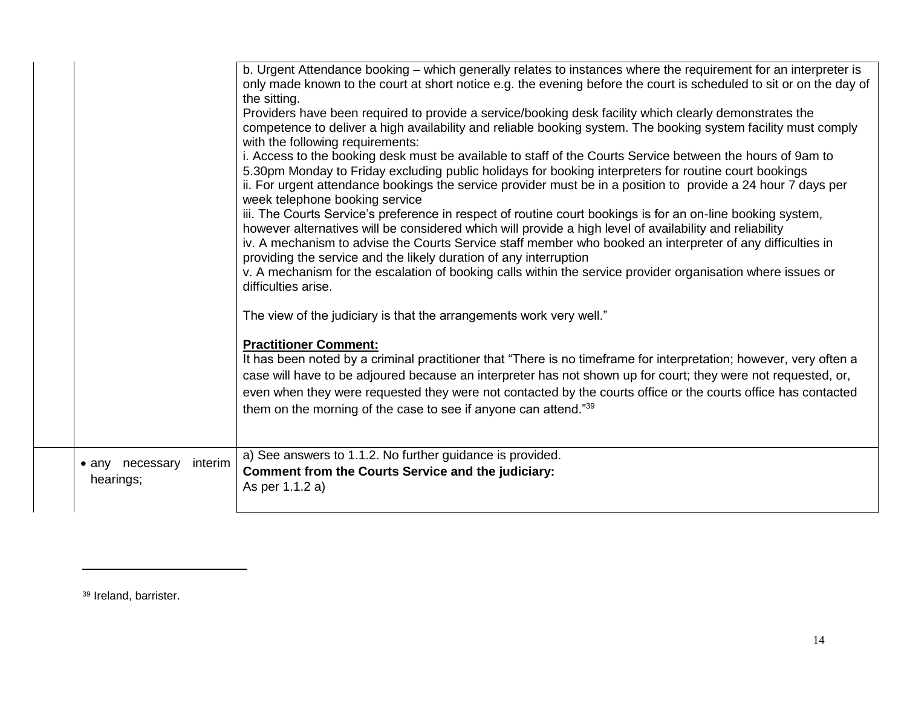| | | |
|---|---|---|
| | | b. Urgent Attendance booking – which generally relates to instances where the requirement for an interpreter is only made known to the court at short notice e.g. the evening before the court is scheduled to sit or on the day of the sitting.<br>Providers have been required to provide a service/booking desk facility which clearly demonstrates the competence to deliver a high availability and reliable booking system. The booking system facility must comply with the following requirements:<br>i. Access to the booking desk must be available to staff of the Courts Service between the hours of 9am to 5.30pm Monday to Friday excluding public holidays for booking interpreters for routine court bookings<br>ii. For urgent attendance bookings the service provider must be in a position to provide a 24 hour 7 days per week telephone booking service<br>iii. The Courts Service's preference in respect of routine court bookings is for an on-line booking system, however alternatives will be considered which will provide a high level of availability and reliability<br>iv. A mechanism to advise the Courts Service staff member who booked an interpreter of any difficulties in providing the service and the likely duration of any interruption<br>v. A mechanism for the escalation of booking calls within the service provider organisation where issues or difficulties arise.<br><br>The view of the judiciary is that the arrangements work very well."<br><br>**Practitioner Comment:**<br>It has been noted by a criminal practitioner that "There is no timeframe for interpretation; however, very often a case will have to be adjoured because an interpreter has not shown up for court; they were not requested, or, even when they were requested they were not contacted by the courts office or the courts office has contacted them on the morning of the case to see if anyone can attend."[39] |
| | • any necessary interim hearings; | a) See answers to 1.1.2. No further guidance is provided.<br>**Comment from the Courts Service and the judiciary:**<br>As per 1.1.2 a) |

[39] Ireland, barrister.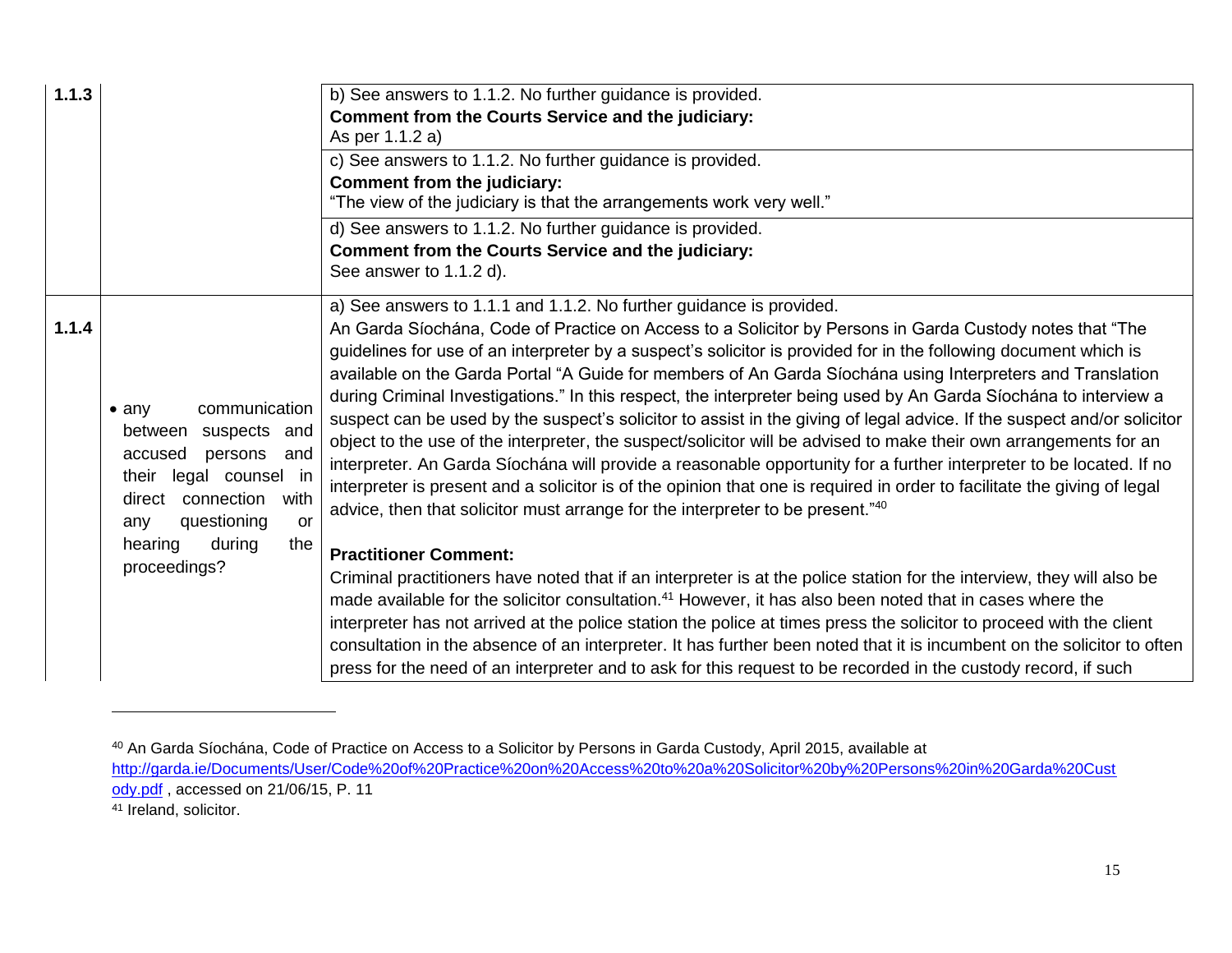| | | |
|---|---|---|
| **1.1.3** | | b) See answers to 1.1.2. No further guidance is provided.<br>**Comment from the Courts Service and the judiciary:**<br>As per 1.1.2 a) |
| | | c) See answers to 1.1.2. No further guidance is provided.<br>**Comment from the judiciary:**<br>"The view of the judiciary is that the arrangements work very well." |
| | | d) See answers to 1.1.2. No further guidance is provided.<br>**Comment from the Courts Service and the judiciary:**<br>See answer to 1.1.2 d). |
| **1.1.4** | • any communication between suspects and accused persons and their legal counsel in direct connection with any questioning or hearing during the proceedings? | a) See answers to 1.1.1 and 1.1.2. No further guidance is provided.<br>An Garda Síochána, Code of Practice on Access to a Solicitor by Persons in Garda Custody notes that "The guidelines for use of an interpreter by a suspect's solicitor is provided for in the following document which is available on the Garda Portal "A Guide for members of An Garda Síochána using Interpreters and Translation during Criminal Investigations." In this respect, the interpreter being used by An Garda Síochána to interview a suspect can be used by the suspect's solicitor to assist in the giving of legal advice. If the suspect and/or solicitor object to the use of the interpreter, the suspect/solicitor will be advised to make their own arrangements for an interpreter. An Garda Síochána will provide a reasonable opportunity for a further interpreter to be located. If no interpreter is present and a solicitor is of the opinion that one is required in order to facilitate the giving of legal advice, then that solicitor must arrange for the interpreter to be present."[40]<br><br>**Practitioner Comment:**<br>Criminal practitioners have noted that if an interpreter is at the police station for the interview, they will also be made available for the solicitor consultation.[41] However, it has also been noted that in cases where the interpreter has not arrived at the police station the police at times press the solicitor to proceed with the client consultation in the absence of an interpreter. It has further been noted that it is incumbent on the solicitor to often press for the need of an interpreter and to ask for this request to be recorded in the custody record, if such |

[40] An Garda Síochána, Code of Practice on Access to a Solicitor by Persons in Garda Custody, April 2015, available at http://garda.ie/Documents/User/Code%20of%20Practice%20on%20Access%20to%20a%20Solicitor%20by%20Persons%20in%20Garda%20Custody.pdf , accessed on 21/06/15, P. 11

[41] Ireland, solicitor.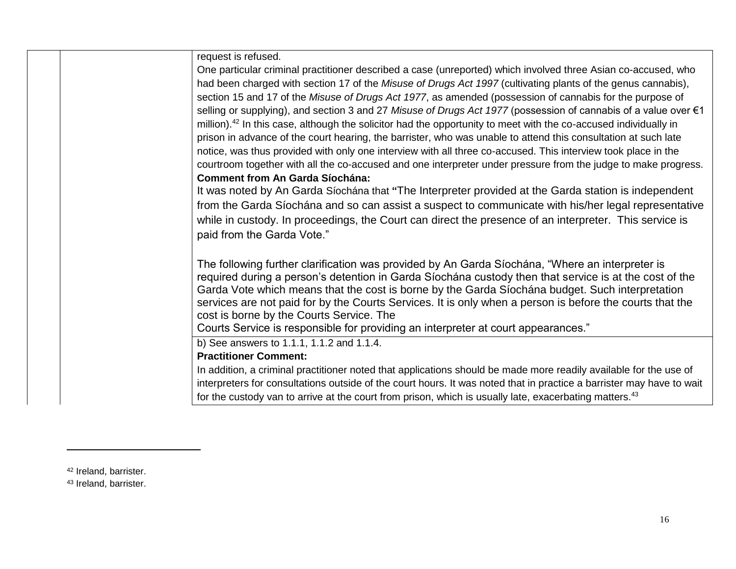| | | |
|---|---|---|
| | | request is refused.<br>One particular criminal practitioner described a case (unreported) which involved three Asian co-accused, who had been charged with section 17 of the *Misuse of Drugs Act 1997* (cultivating plants of the genus cannabis), section 15 and 17 of the *Misuse of Drugs Act 1977*, as amended (possession of cannabis for the purpose of selling or supplying), and section 3 and 27 *Misuse of Drugs Act 1977* (possession of cannabis of a value over €1 million).[42] In this case, although the solicitor had the opportunity to meet with the co-accused individually in prison in advance of the court hearing, the barrister, who was unable to attend this consultation at such late notice, was thus provided with only one interview with all three co-accused. This interview took place in the courtroom together with all the co-accused and one interpreter under pressure from the judge to make progress.<br>**Comment from An Garda Síochána:**<br>It was noted by An Garda Síochána that **"**The Interpreter provided at the Garda station is independent from the Garda Síochána and so can assist a suspect to communicate with his/her legal representative while in custody. In proceedings, the Court can direct the presence of an interpreter. This service is paid from the Garda Vote."<br><br>The following further clarification was provided by An Garda Síochána, "Where an interpreter is required during a person's detention in Garda Síochána custody then that service is at the cost of the Garda Vote which means that the cost is borne by the Garda Síochána budget. Such interpretation services are not paid for by the Courts Services. It is only when a person is before the courts that the cost is borne by the Courts Service. The Courts Service is responsible for providing an interpreter at court appearances." |
| | | b) See answers to 1.1.1, 1.1.2 and 1.1.4.<br>**Practitioner Comment:**<br>In addition, a criminal practitioner noted that applications should be made more readily available for the use of interpreters for consultations outside of the court hours. It was noted that in practice a barrister may have to wait for the custody van to arrive at the court from prison, which is usually late, exacerbating matters.[43] |

[42] Ireland, barrister.

[43] Ireland, barrister.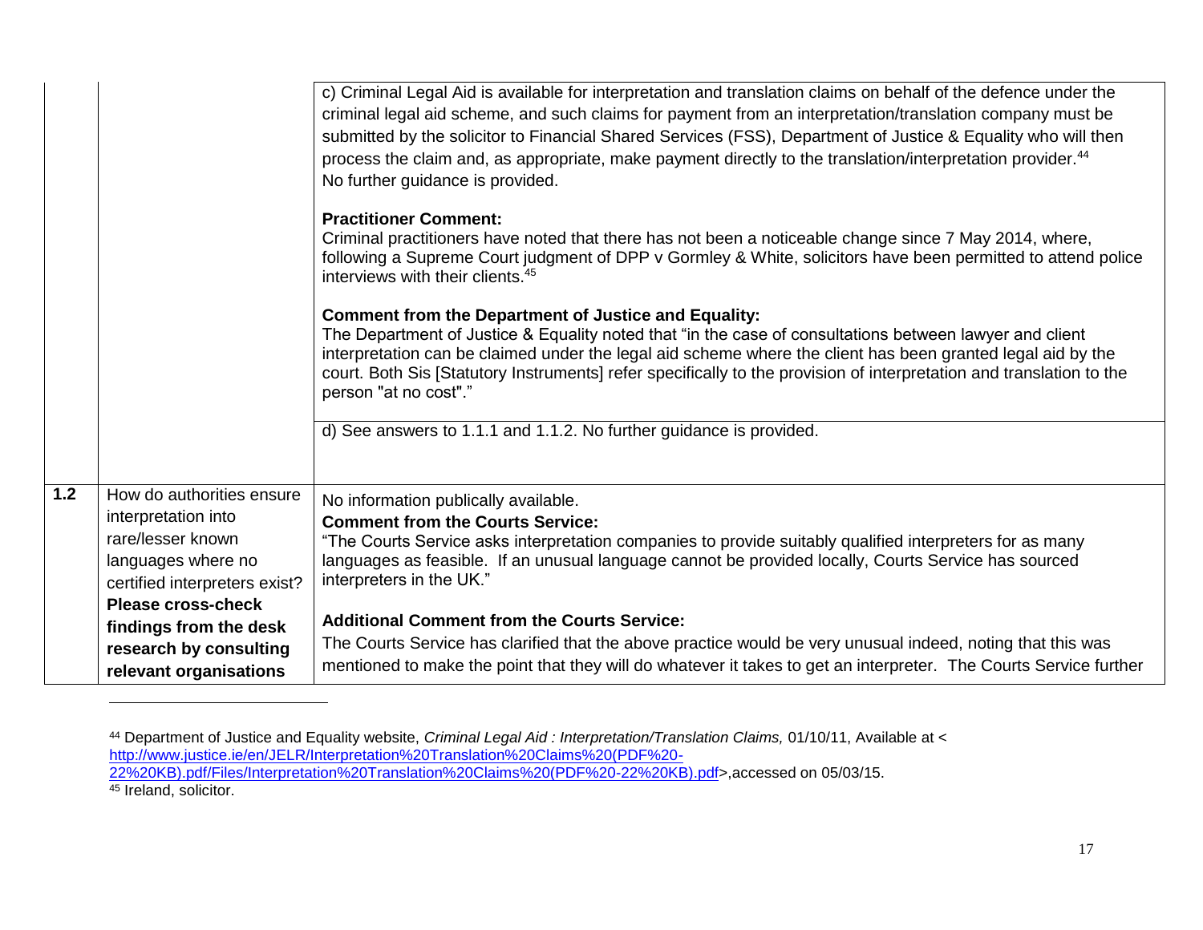| | | |
|---|---|---|
| | | c) Criminal Legal Aid is available for interpretation and translation claims on behalf of the defence under the criminal legal aid scheme, and such claims for payment from an interpretation/translation company must be submitted by the solicitor to Financial Shared Services (FSS), Department of Justice & Equality who will then process the claim and, as appropriate, make payment directly to the translation/interpretation provider.[44]<br>No further guidance is provided.<br><br>**Practitioner Comment:**<br>Criminal practitioners have noted that there has not been a noticeable change since 7 May 2014, where, following a Supreme Court judgment of DPP v Gormley & White, solicitors have been permitted to attend police interviews with their clients.[45]<br><br>**Comment from the Department of Justice and Equality:**<br>The Department of Justice & Equality noted that "in the case of consultations between lawyer and client interpretation can be claimed under the legal aid scheme where the client has been granted legal aid by the court. Both Sis [Statutory Instruments] refer specifically to the provision of interpretation and translation to the person "at no cost"." |
| | | d) See answers to 1.1.1 and 1.1.2. No further guidance is provided. |
| **1.2** | How do authorities ensure interpretation into rare/lesser known languages where no certified interpreters exist? **Please cross-check findings from the desk research by consulting relevant organisations** | No information publically available.<br>**Comment from the Courts Service:**<br>"The Courts Service asks interpretation companies to provide suitably qualified interpreters for as many languages as feasible. If an unusual language cannot be provided locally, Courts Service has sourced interpreters in the UK."<br><br>**Additional Comment from the Courts Service:**<br>The Courts Service has clarified that the above practice would be very unusual indeed, noting that this was mentioned to make the point that they will do whatever it takes to get an interpreter. The Courts Service further |

[44] Department of Justice and Equality website, *Criminal Legal Aid : Interpretation/Translation Claims,* 01/10/11, Available at < http://www.justice.ie/en/JELR/Interpretation%20Translation%20Claims%20(PDF%20-22%20KB).pdf/Files/Interpretation%20Translation%20Claims%20(PDF%20-22%20KB).pdf>,accessed on 05/03/15.

[45] Ireland, solicitor.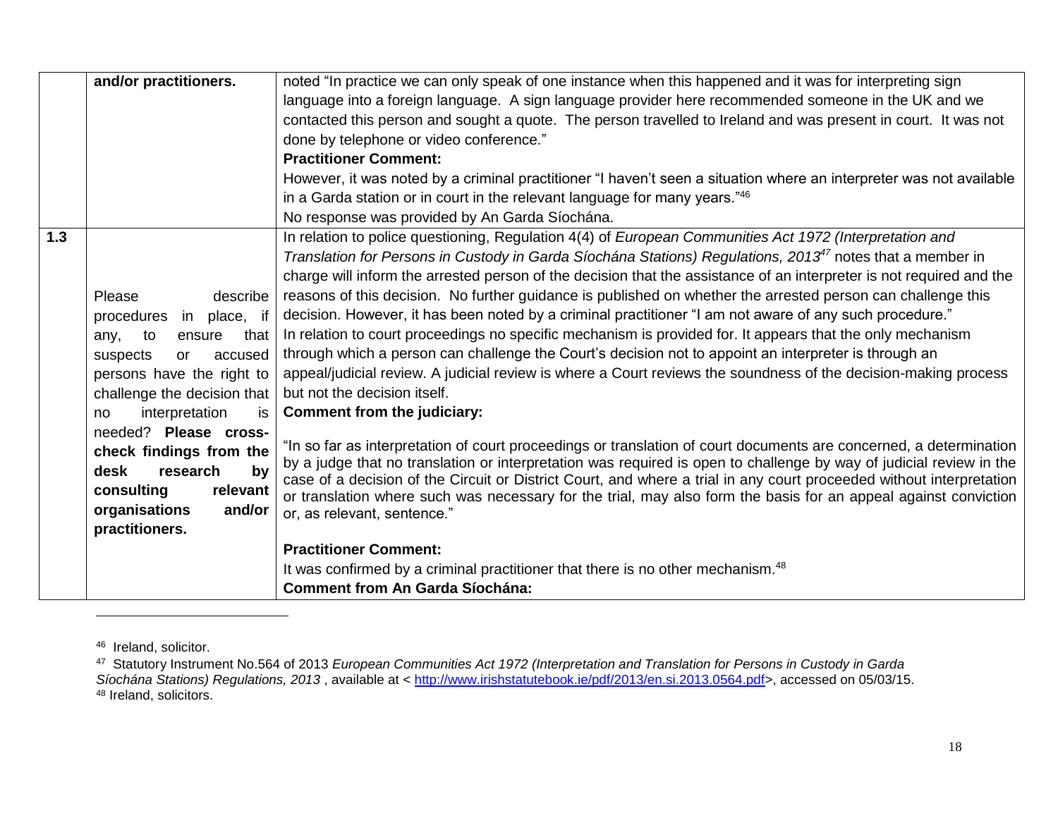|  |  |  |
|---|---|---|
|  | **and/or practitioners.** | noted "In practice we can only speak of one instance when this happened and it was for interpreting sign language into a foreign language. A sign language provider here recommended someone in the UK and we contacted this person and sought a quote. The person travelled to Ireland and was present in court. It was not done by telephone or video conference."<br>**Practitioner Comment:**<br>However, it was noted by a criminal practitioner "I haven't seen a situation where an interpreter was not available in a Garda station or in court in the relevant language for many years."[46]<br>No response was provided by An Garda Síochána. |
| **1.3** | Please describe procedures in place, if any, to ensure that suspects or accused persons have the right to challenge the decision that no interpretation is needed? **Please cross-check findings from the desk research by consulting relevant organisations and/or practitioners.** | In relation to police questioning, Regulation 4(4) of *European Communities Act 1972 (Interpretation and Translation for Persons in Custody in Garda Síochána Stations) Regulations, 2013*[47] notes that a member in charge will inform the arrested person of the decision that the assistance of an interpreter is not required and the reasons of this decision. No further guidance is published on whether the arrested person can challenge this decision. However, it has been noted by a criminal practitioner "I am not aware of any such procedure."<br>In relation to court proceedings no specific mechanism is provided for. It appears that the only mechanism through which a person can challenge the Court's decision not to appoint an interpreter is through an appeal/judicial review. A judicial review is where a Court reviews the soundness of the decision-making process but not the decision itself.<br>**Comment from the judiciary:**<br>"In so far as interpretation of court proceedings or translation of court documents are concerned, a determination by a judge that no translation or interpretation was required is open to challenge by way of judicial review in the case of a decision of the Circuit or District Court, and where a trial in any court proceeded without interpretation or translation where such was necessary for the trial, may also form the basis for an appeal against conviction or, as relevant, sentence."<br>**Practitioner Comment:**<br>It was confirmed by a criminal practitioner that there is no other mechanism.[48]<br>**Comment from An Garda Síochána:** |

[46] Ireland, solicitor.

[47] Statutory Instrument No.564 of 2013 *European Communities Act 1972 (Interpretation and Translation for Persons in Custody in Garda Síochána Stations) Regulations, 2013* , available at < http://www.irishstatutebook.ie/pdf/2013/en.si.2013.0564.pdf>, accessed on 05/03/15.

[48] Ireland, solicitors.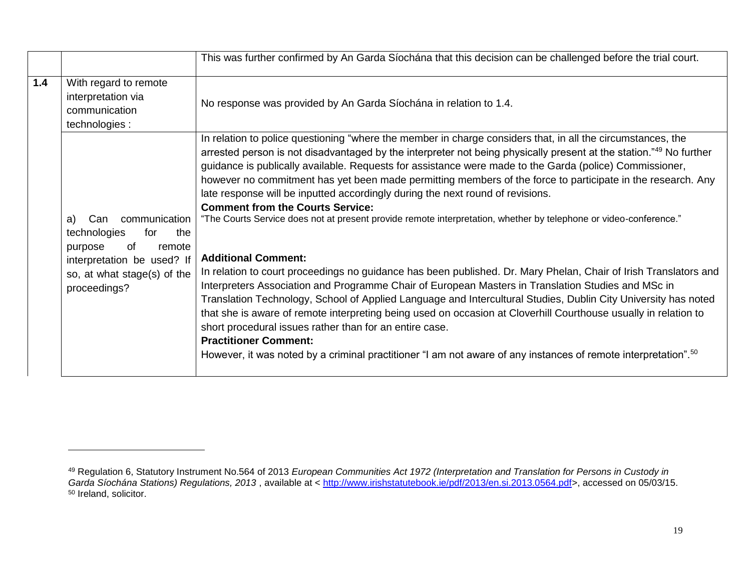| | | |
|---|---|---|
| | | This was further confirmed by An Garda Síochána that this decision can be challenged before the trial court. |
| **1.4** | With regard to remote interpretation via communication technologies : | No response was provided by An Garda Síochána in relation to 1.4. |
| | a) Can communication technologies for the purpose of remote interpretation be used? If so, at what stage(s) of the proceedings? | In relation to police questioning "where the member in charge considers that, in all the circumstances, the arrested person is not disadvantaged by the interpreter not being physically present at the station."[49] No further guidance is publically available. Requests for assistance were made to the Garda (police) Commissioner, however no commitment has yet been made permitting members of the force to participate in the research. Any late response will be inputted accordingly during the next round of revisions.<br>**Comment from the Courts Service:**<br>"The Courts Service does not at present provide remote interpretation, whether by telephone or video-conference."<br><br>**Additional Comment:**<br>In relation to court proceedings no guidance has been published. Dr. Mary Phelan, Chair of Irish Translators and Interpreters Association and Programme Chair of European Masters in Translation Studies and MSc in Translation Technology, School of Applied Language and Intercultural Studies, Dublin City University has noted that she is aware of remote interpreting being used on occasion at Cloverhill Courthouse usually in relation to short procedural issues rather than for an entire case.<br>**Practitioner Comment:**<br>However, it was noted by a criminal practitioner "I am not aware of any instances of remote interpretation".[50] |

[49] Regulation 6, Statutory Instrument No.564 of 2013 *European Communities Act 1972 (Interpretation and Translation for Persons in Custody in Garda Síochána Stations) Regulations, 2013* , available at < http://www.irishstatutebook.ie/pdf/2013/en.si.2013.0564.pdf>, accessed on 05/03/15.

[50] Ireland, solicitor.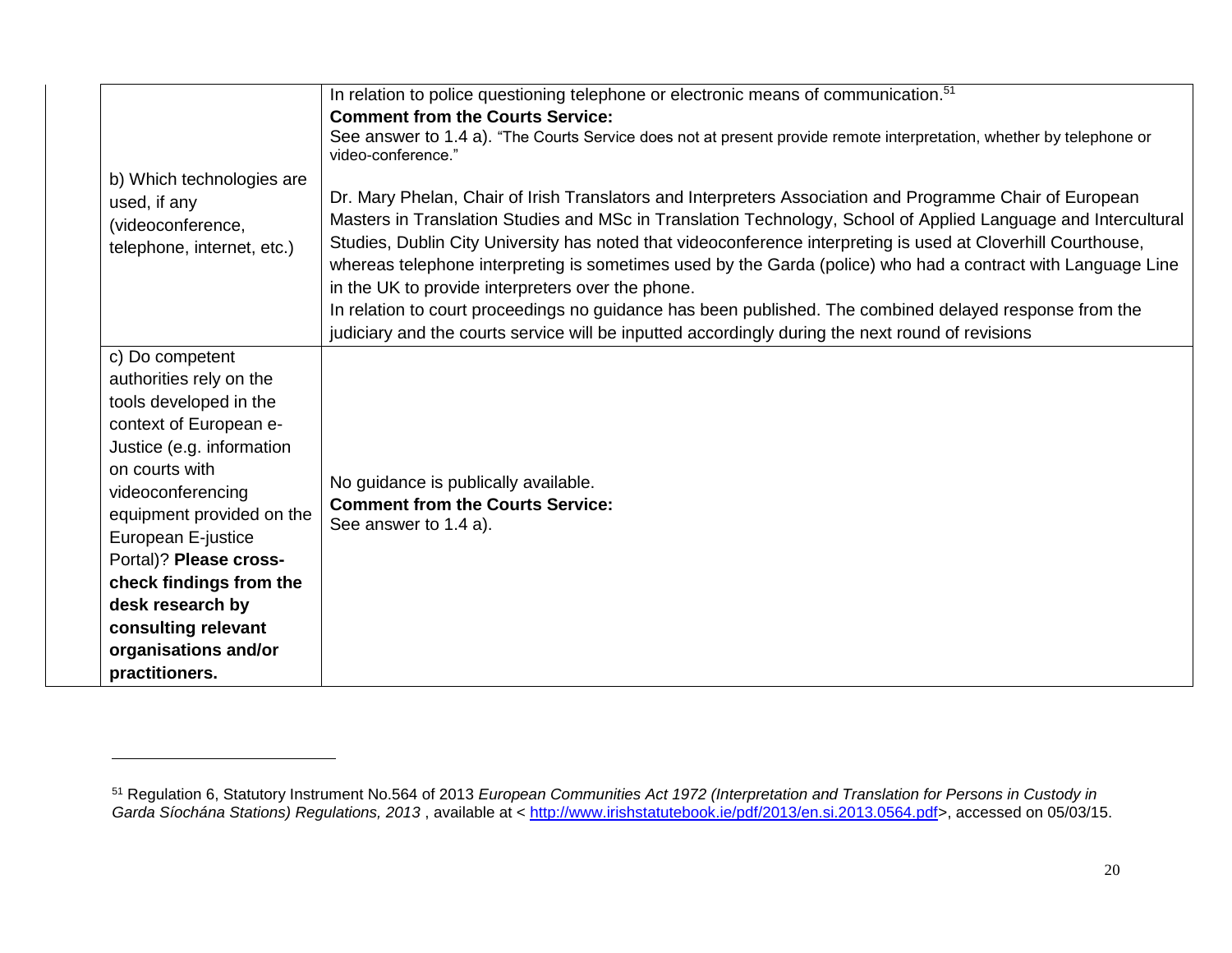| | |
|---|---|
| b) Which technologies are used, if any (videoconference, telephone, internet, etc.) | In relation to police questioning telephone or electronic means of communication.[51]<br>**Comment from the Courts Service:**<br>See answer to 1.4 a). "The Courts Service does not at present provide remote interpretation, whether by telephone or video-conference."<br><br>Dr. Mary Phelan, Chair of Irish Translators and Interpreters Association and Programme Chair of European Masters in Translation Studies and MSc in Translation Technology, School of Applied Language and Intercultural Studies, Dublin City University has noted that videoconference interpreting is used at Cloverhill Courthouse, whereas telephone interpreting is sometimes used by the Garda (police) who had a contract with Language Line in the UK to provide interpreters over the phone.<br>In relation to court proceedings no guidance has been published. The combined delayed response from the judiciary and the courts service will be inputted accordingly during the next round of revisions |
| c) Do competent authorities rely on the tools developed in the context of European e-Justice (e.g. information on courts with videoconferencing equipment provided on the European E-justice Portal)? **Please cross-check findings from the desk research by consulting relevant organisations and/or practitioners.** | No guidance is publically available.<br>**Comment from the Courts Service:**<br>See answer to 1.4 a). |

[51] Regulation 6, Statutory Instrument No.564 of 2013 *European Communities Act 1972 (Interpretation and Translation for Persons in Custody in Garda Síochána Stations) Regulations, 2013* , available at < http://www.irishstatutebook.ie/pdf/2013/en.si.2013.0564.pdf>, accessed on 05/03/15.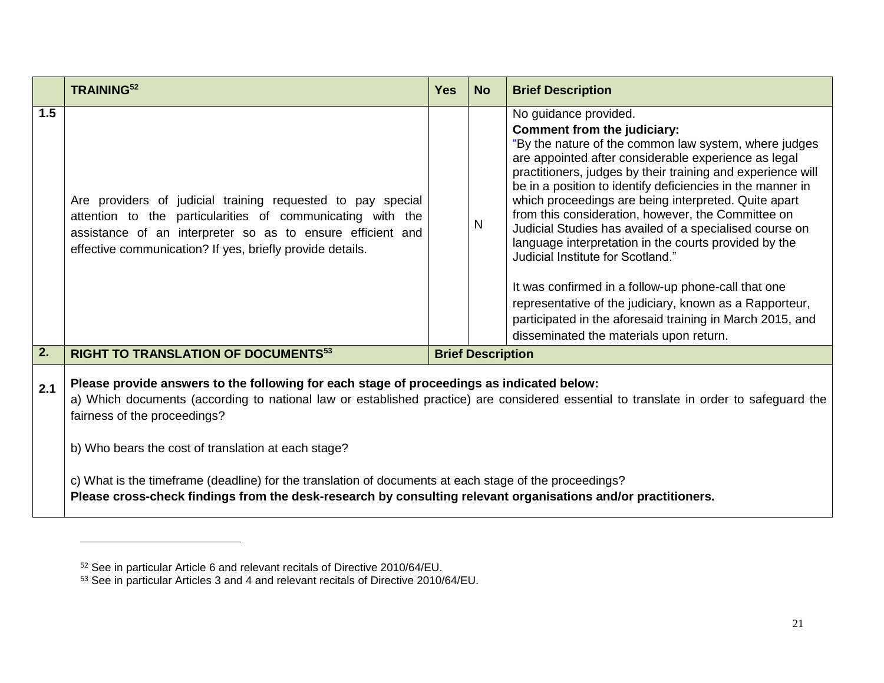| | TRAINING[52] | Yes | No | Brief Description |
|---|---|---|---|---|
| 1.5 | Are providers of judicial training requested to pay special attention to the particularities of communicating with the assistance of an interpreter so as to ensure efficient and effective communication? If yes, briefly provide details. | | N | No guidance provided.<br>**Comment from the judiciary:**<br>"By the nature of the common law system, where judges are appointed after considerable experience as legal practitioners, judges by their training and experience will be in a position to identify deficiencies in the manner in which proceedings are being interpreted. Quite apart from this consideration, however, the Committee on Judicial Studies has availed of a specialised course on language interpretation in the courts provided by the Judicial Institute for Scotland."<br><br>It was confirmed in a follow-up phone-call that one representative of the judiciary, known as a Rapporteur, participated in the aforesaid training in March 2015, and disseminated the materials upon return. |
| **2.** | **RIGHT TO TRANSLATION OF DOCUMENTS[53]** | **Brief Description** | | |
| 2.1 | **Please provide answers to the following for each stage of proceedings as indicated below:**<br>a) Which documents (according to national law or established practice) are considered essential to translate in order to safeguard the fairness of the proceedings?<br><br>b) Who bears the cost of translation at each stage?<br><br>c) What is the timeframe (deadline) for the translation of documents at each stage of the proceedings?<br>**Please cross-check findings from the desk-research by consulting relevant organisations and/or practitioners.** | | | |

[52] See in particular Article 6 and relevant recitals of Directive 2010/64/EU.

[53] See in particular Articles 3 and 4 and relevant recitals of Directive 2010/64/EU.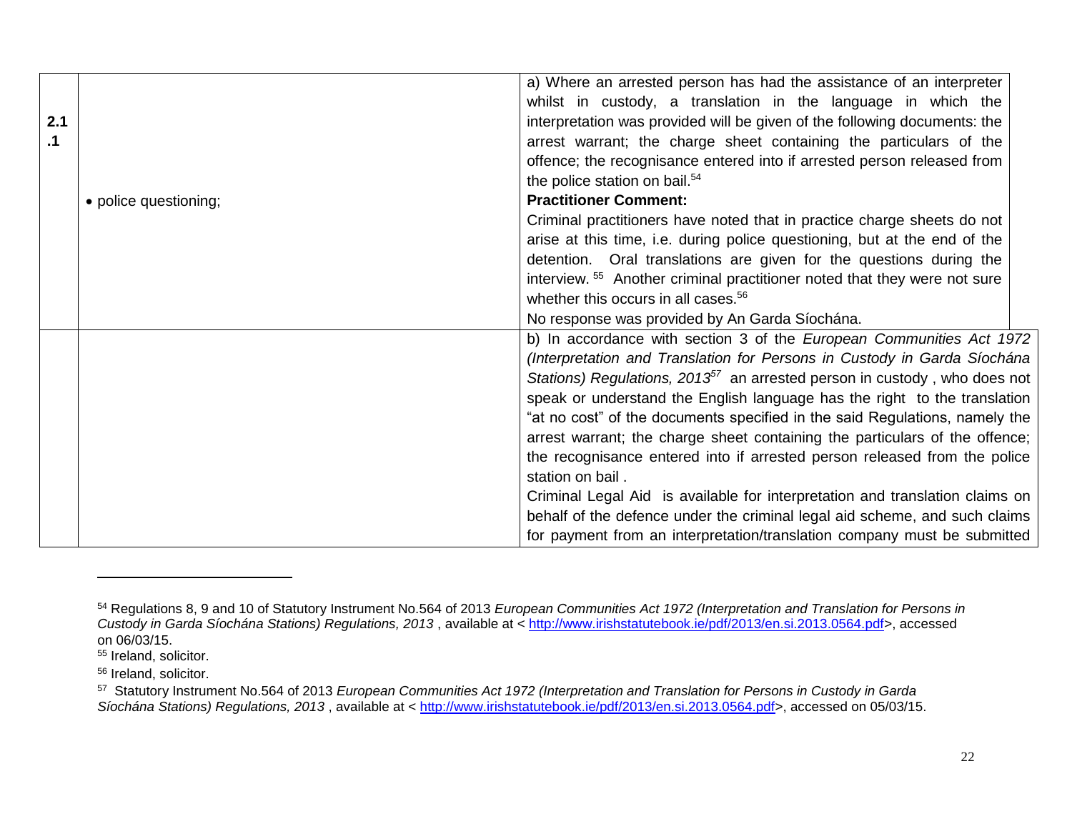| | | |
|---|---|---|
| 2.1.1 | • police questioning; | a) Where an arrested person has had the assistance of an interpreter whilst in custody, a translation in the language in which the interpretation was provided will be given of the following documents: the arrest warrant; the charge sheet containing the particulars of the offence; the recognisance entered into if arrested person released from the police station on bail.[54]<br>**Practitioner Comment:**<br>Criminal practitioners have noted that in practice charge sheets do not arise at this time, i.e. during police questioning, but at the end of the detention. Oral translations are given for the questions during the interview.[55] Another criminal practitioner noted that they were not sure whether this occurs in all cases.[56]<br>No response was provided by An Garda Síochána. |
| | | b) In accordance with section 3 of the *European Communities Act 1972 (Interpretation and Translation for Persons in Custody in Garda Síochána Stations) Regulations, 2013*[57] an arrested person in custody, who does not speak or understand the English language has the right to the translation "at no cost" of the documents specified in the said Regulations, namely the arrest warrant; the charge sheet containing the particulars of the offence; the recognisance entered into if arrested person released from the police station on bail.<br>Criminal Legal Aid is available for interpretation and translation claims on behalf of the defence under the criminal legal aid scheme, and such claims for payment from an interpretation/translation company must be submitted |

[54] Regulations 8, 9 and 10 of Statutory Instrument No.564 of 2013 *European Communities Act 1972 (Interpretation and Translation for Persons in Custody in Garda Síochána Stations) Regulations, 2013*, available at < http://www.irishstatutebook.ie/pdf/2013/en.si.2013.0564.pdf>, accessed on 06/03/15.

[55] Ireland, solicitor.

[56] Ireland, solicitor.

[57] Statutory Instrument No.564 of 2013 *European Communities Act 1972 (Interpretation and Translation for Persons in Custody in Garda Síochána Stations) Regulations, 2013*, available at < http://www.irishstatutebook.ie/pdf/2013/en.si.2013.0564.pdf>, accessed on 05/03/15.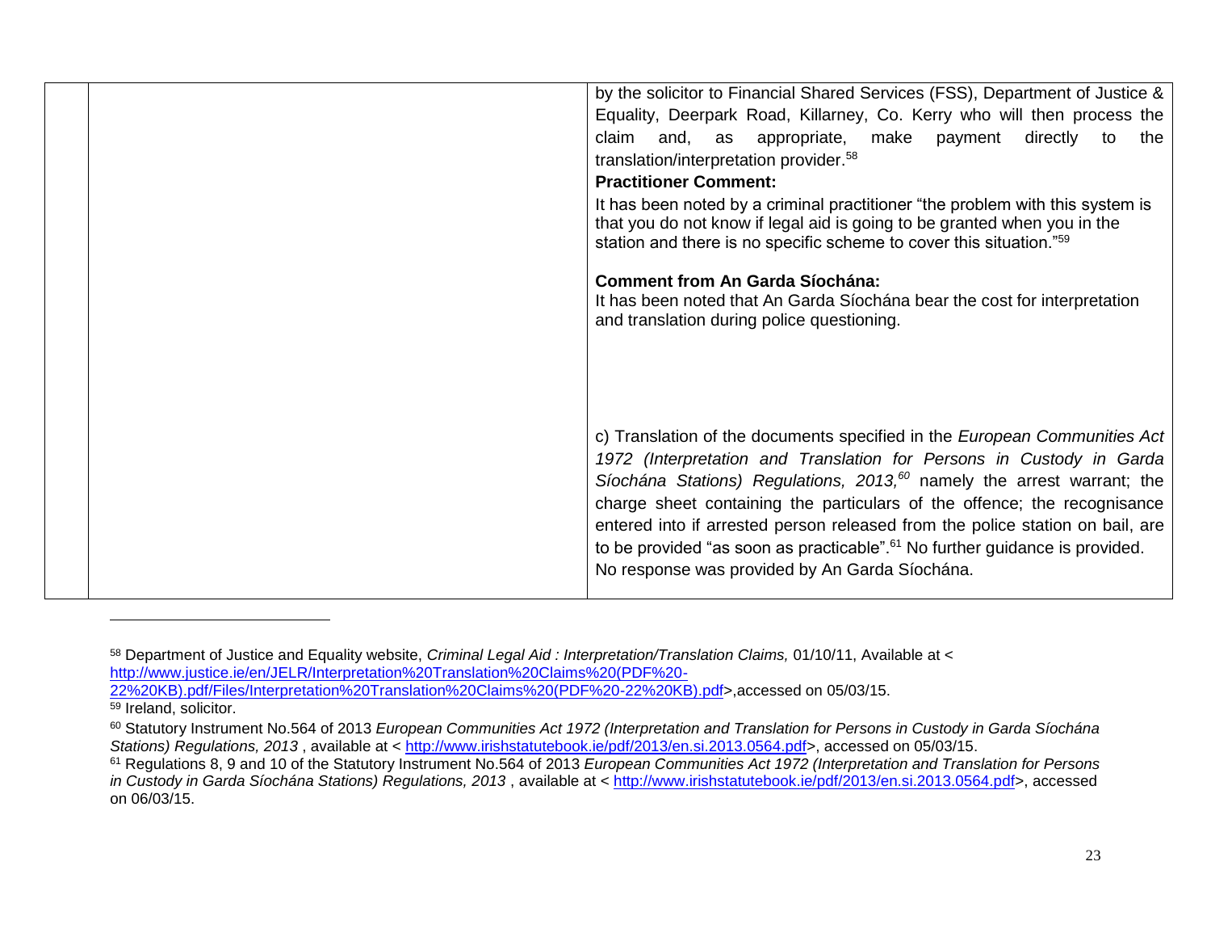| | | |
|---|---|---|
| | | by the solicitor to Financial Shared Services (FSS), Department of Justice & Equality, Deerpark Road, Killarney, Co. Kerry who will then process the claim and, as appropriate, make payment directly to the translation/interpretation provider.[58]<br>**Practitioner Comment:**<br>It has been noted by a criminal practitioner "the problem with this system is that you do not know if legal aid is going to be granted when you in the station and there is no specific scheme to cover this situation."[59]<br><br>**Comment from An Garda Síochána:**<br>It has been noted that An Garda Síochána bear the cost for interpretation and translation during police questioning.<br><br>c) Translation of the documents specified in the *European Communities Act 1972 (Interpretation and Translation for Persons in Custody in Garda Síochána Stations) Regulations, 2013,*[60] namely the arrest warrant; the charge sheet containing the particulars of the offence; the recognisance entered into if arrested person released from the police station on bail, are to be provided "as soon as practicable".[61] No further guidance is provided.<br>No response was provided by An Garda Síochána. |

[58] Department of Justice and Equality website, *Criminal Legal Aid : Interpretation/Translation Claims,* 01/10/11, Available at < http://www.justice.ie/en/JELR/Interpretation%20Translation%20Claims%20(PDF%20-22%20KB).pdf/Files/Interpretation%20Translation%20Claims%20(PDF%20-22%20KB).pdf>,accessed on 05/03/15.

[59] Ireland, solicitor.

[60] Statutory Instrument No.564 of 2013 *European Communities Act 1972 (Interpretation and Translation for Persons in Custody in Garda Síochána Stations) Regulations, 2013* , available at < http://www.irishstatutebook.ie/pdf/2013/en.si.2013.0564.pdf>, accessed on 05/03/15.

[61] Regulations 8, 9 and 10 of the Statutory Instrument No.564 of 2013 *European Communities Act 1972 (Interpretation and Translation for Persons in Custody in Garda Síochána Stations) Regulations, 2013* , available at < http://www.irishstatutebook.ie/pdf/2013/en.si.2013.0564.pdf>, accessed on 06/03/15.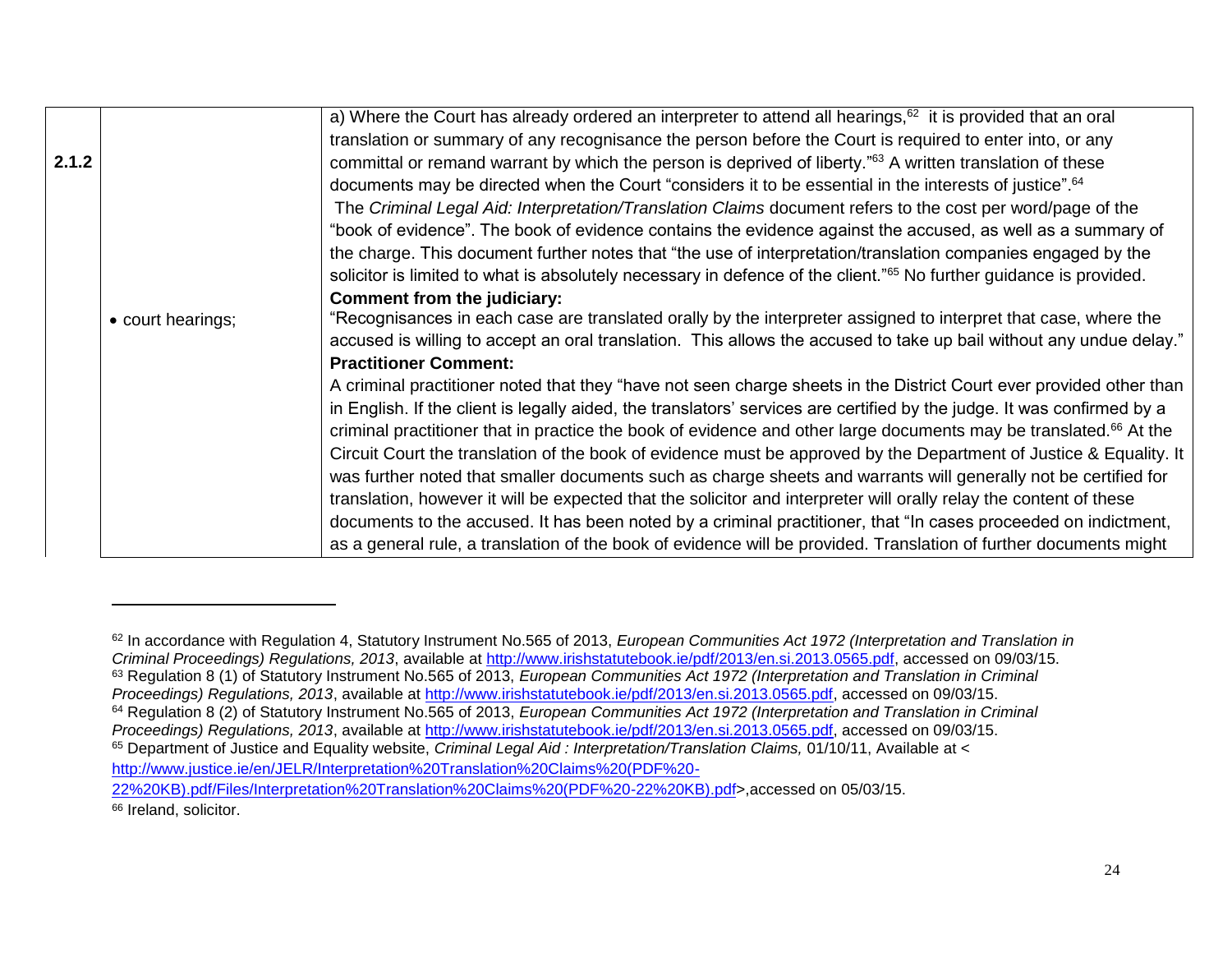| | | |
|---|---|---|
| 2.1.2 | • court hearings; | a) Where the Court has already ordered an interpreter to attend all hearings,[62] it is provided that an oral translation or summary of any recognisance the person before the Court is required to enter into, or any committal or remand warrant by which the person is deprived of liberty."[63] A written translation of these documents may be directed when the Court "considers it to be essential in the interests of justice".[64]<br>The *Criminal Legal Aid: Interpretation/Translation Claims* document refers to the cost per word/page of the "book of evidence". The book of evidence contains the evidence against the accused, as well as a summary of the charge. This document further notes that "the use of interpretation/translation companies engaged by the solicitor is limited to what is absolutely necessary in defence of the client."[65] No further guidance is provided.<br>**Comment from the judiciary:**<br>"Recognisances in each case are translated orally by the interpreter assigned to interpret that case, where the accused is willing to accept an oral translation. This allows the accused to take up bail without any undue delay."<br>**Practitioner Comment:**<br>A criminal practitioner noted that they "have not seen charge sheets in the District Court ever provided other than in English. If the client is legally aided, the translators' services are certified by the judge. It was confirmed by a criminal practitioner that in practice the book of evidence and other large documents may be translated.[66] At the Circuit Court the translation of the book of evidence must be approved by the Department of Justice & Equality. It was further noted that smaller documents such as charge sheets and warrants will generally not be certified for translation, however it will be expected that the solicitor and interpreter will orally relay the content of these documents to the accused. It has been noted by a criminal practitioner, that "In cases proceeded on indictment, as a general rule, a translation of the book of evidence will be provided. Translation of further documents might |

---

[62] In accordance with Regulation 4, Statutory Instrument No.565 of 2013, *European Communities Act 1972 (Interpretation and Translation in Criminal Proceedings) Regulations, 2013*, available at http://www.irishstatutebook.ie/pdf/2013/en.si.2013.0565.pdf, accessed on 09/03/15.

[63] Regulation 8 (1) of Statutory Instrument No.565 of 2013, *European Communities Act 1972 (Interpretation and Translation in Criminal Proceedings) Regulations, 2013*, available at http://www.irishstatutebook.ie/pdf/2013/en.si.2013.0565.pdf, accessed on 09/03/15.

[64] Regulation 8 (2) of Statutory Instrument No.565 of 2013, *European Communities Act 1972 (Interpretation and Translation in Criminal Proceedings) Regulations, 2013*, available at http://www.irishstatutebook.ie/pdf/2013/en.si.2013.0565.pdf, accessed on 09/03/15.

[65] Department of Justice and Equality website, *Criminal Legal Aid : Interpretation/Translation Claims,* 01/10/11, Available at < http://www.justice.ie/en/JELR/Interpretation%20Translation%20Claims%20(PDF%20-22%20KB).pdf/Files/Interpretation%20Translation%20Claims%20(PDF%20-22%20KB).pdf>,accessed on 05/03/15.

[66] Ireland, solicitor.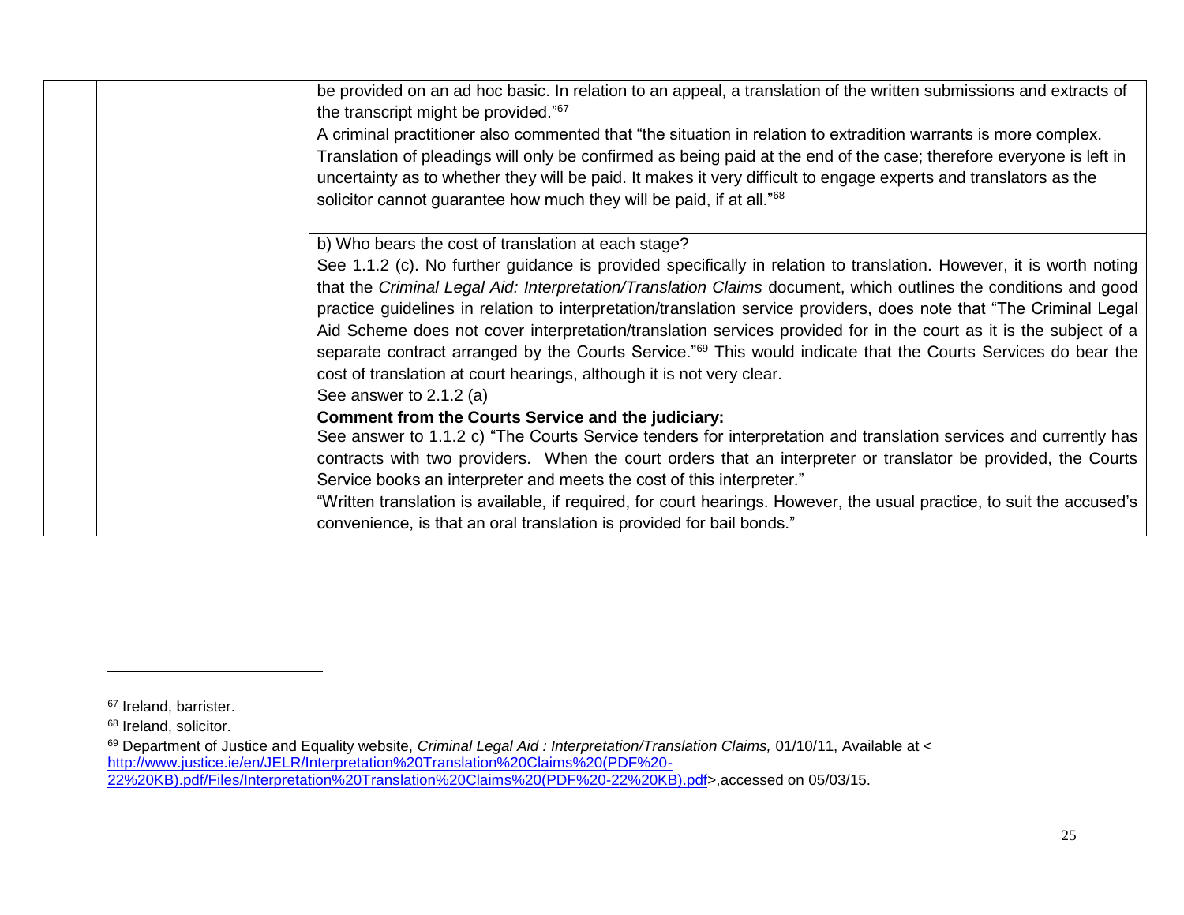| | | |
|---|---|---|
| | | be provided on an ad hoc basic. In relation to an appeal, a translation of the written submissions and extracts of the transcript might be provided."[67]<br>A criminal practitioner also commented that "the situation in relation to extradition warrants is more complex. Translation of pleadings will only be confirmed as being paid at the end of the case; therefore everyone is left in uncertainty as to whether they will be paid. It makes it very difficult to engage experts and translators as the solicitor cannot guarantee how much they will be paid, if at all."[68] |
| | | b) Who bears the cost of translation at each stage?<br>See 1.1.2 (c). No further guidance is provided specifically in relation to translation. However, it is worth noting that the *Criminal Legal Aid: Interpretation/Translation Claims* document, which outlines the conditions and good practice guidelines in relation to interpretation/translation service providers, does note that "The Criminal Legal Aid Scheme does not cover interpretation/translation services provided for in the court as it is the subject of a separate contract arranged by the Courts Service."[69] This would indicate that the Courts Services do bear the cost of translation at court hearings, although it is not very clear.<br>See answer to 2.1.2 (a)<br>**Comment from the Courts Service and the judiciary:**<br>See answer to 1.1.2 c) "The Courts Service tenders for interpretation and translation services and currently has contracts with two providers. When the court orders that an interpreter or translator be provided, the Courts Service books an interpreter and meets the cost of this interpreter."<br>"Written translation is available, if required, for court hearings. However, the usual practice, to suit the accused's convenience, is that an oral translation is provided for bail bonds." |

[67] Ireland, barrister.

[68] Ireland, solicitor.

[69] Department of Justice and Equality website, *Criminal Legal Aid : Interpretation/Translation Claims,* 01/10/11, Available at < http://www.justice.ie/en/JELR/Interpretation%20Translation%20Claims%20(PDF%20-22%20KB).pdf/Files/Interpretation%20Translation%20Claims%20(PDF%20-22%20KB).pdf>,accessed on 05/03/15.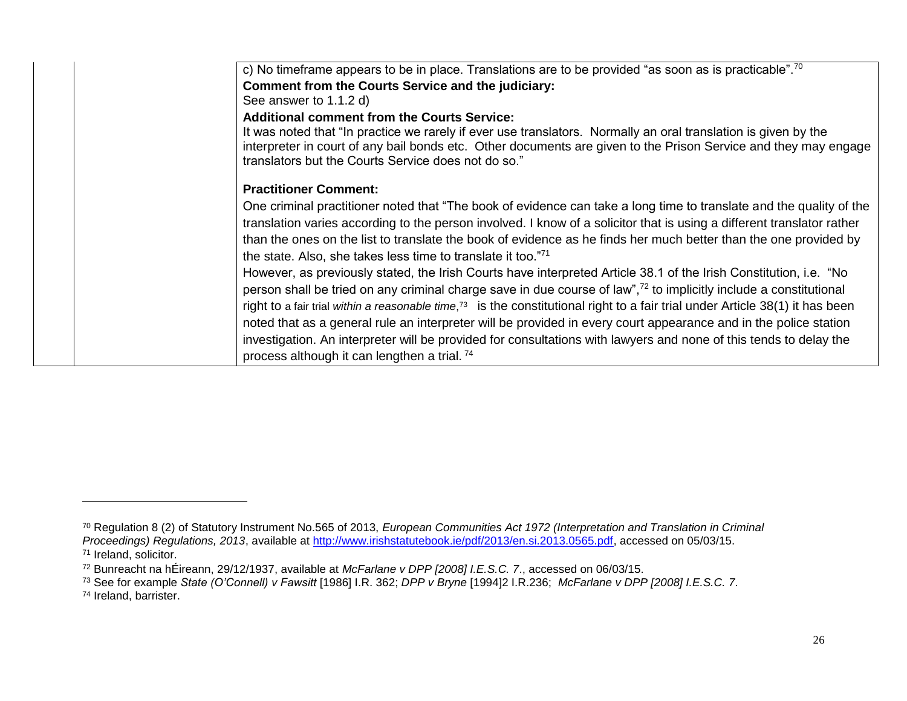| | | c) No timeframe appears to be in place. Translations are to be provided "as soon as is practicable".[70]<br>**Comment from the Courts Service and the judiciary:**<br>See answer to 1.1.2 d)<br>**Additional comment from the Courts Service:**<br>It was noted that "In practice we rarely if ever use translators. Normally an oral translation is given by the interpreter in court of any bail bonds etc. Other documents are given to the Prison Service and they may engage translators but the Courts Service does not do so."<br><br>**Practitioner Comment:**<br>One criminal practitioner noted that "The book of evidence can take a long time to translate and the quality of the translation varies according to the person involved. I know of a solicitor that is using a different translator rather than the ones on the list to translate the book of evidence as he finds her much better than the one provided by the state. Also, she takes less time to translate it too."[71]<br>However, as previously stated, the Irish Courts have interpreted Article 38.1 of the Irish Constitution, i.e. "No person shall be tried on any criminal charge save in due course of law",[72] to implicitly include a constitutional right to a fair trial *within a reasonable time*,[73] is the constitutional right to a fair trial under Article 38(1) it has been noted that as a general rule an interpreter will be provided in every court appearance and in the police station investigation. An interpreter will be provided for consultations with lawyers and none of this tends to delay the process although it can lengthen a trial. [74] |
|---|---|---|

---

[70] Regulation 8 (2) of Statutory Instrument No.565 of 2013, *European Communities Act 1972 (Interpretation and Translation in Criminal Proceedings) Regulations, 2013*, available at http://www.irishstatutebook.ie/pdf/2013/en.si.2013.0565.pdf, accessed on 05/03/15.

[71] Ireland, solicitor.

[72] Bunreacht na hÉireann, 29/12/1937, available at *McFarlane v DPP [2008] I.E.S.C. 7*., accessed on 06/03/15.

[73] See for example *State (O'Connell) v Fawsitt* [1986] I.R. 362; *DPP v Bryne* [1994]2 I.R.236; *McFarlane v DPP [2008] I.E.S.C. 7*.

[74] Ireland, barrister.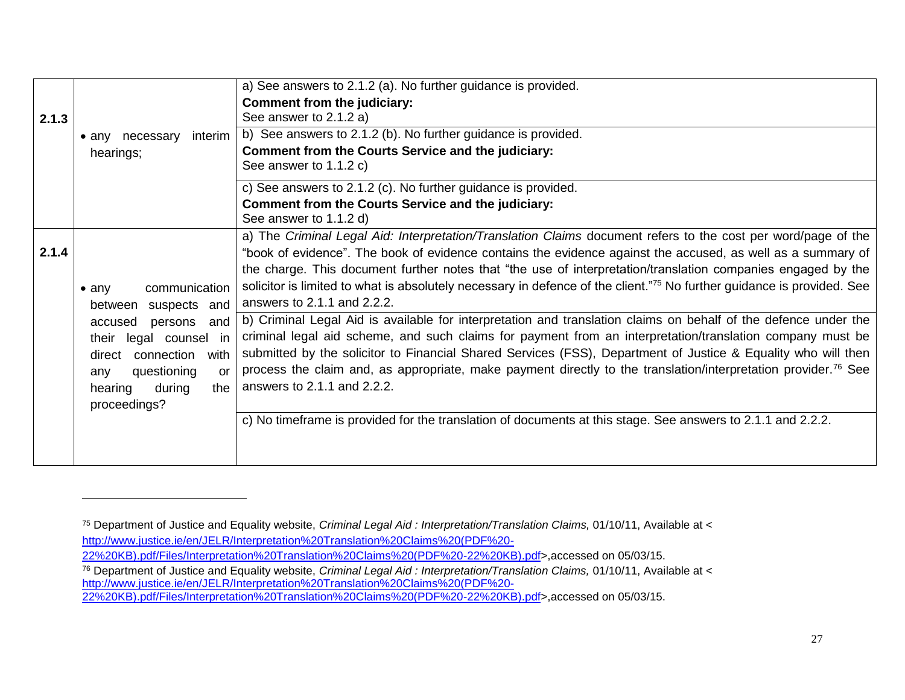| | | |
|---|---|---|
| 2.1.3 | • any necessary interim hearings; | a) See answers to 2.1.2 (a). No further guidance is provided.<br>**Comment from the judiciary:**<br>See answer to 2.1.2 a) |
| | | b) See answers to 2.1.2 (b). No further guidance is provided.<br>**Comment from the Courts Service and the judiciary:**<br>See answer to 1.1.2 c) |
| | | c) See answers to 2.1.2 (c). No further guidance is provided.<br>**Comment from the Courts Service and the judiciary:**<br>See answer to 1.1.2 d) |
| 2.1.4 | • any communication between suspects and accused persons and their legal counsel in direct connection with any questioning or hearing during the proceedings? | a) The *Criminal Legal Aid: Interpretation/Translation Claims* document refers to the cost per word/page of the "book of evidence". The book of evidence contains the evidence against the accused, as well as a summary of the charge. This document further notes that "the use of interpretation/translation companies engaged by the solicitor is limited to what is absolutely necessary in defence of the client."[75] No further guidance is provided. See answers to 2.1.1 and 2.2.2. |
| | | b) Criminal Legal Aid is available for interpretation and translation claims on behalf of the defence under the criminal legal aid scheme, and such claims for payment from an interpretation/translation company must be submitted by the solicitor to Financial Shared Services (FSS), Department of Justice & Equality who will then process the claim and, as appropriate, make payment directly to the translation/interpretation provider.[76] See answers to 2.1.1 and 2.2.2. |
| | | c) No timeframe is provided for the translation of documents at this stage. See answers to 2.1.1 and 2.2.2. |

[75] Department of Justice and Equality website, *Criminal Legal Aid : Interpretation/Translation Claims,* 01/10/11, Available at < http://www.justice.ie/en/JELR/Interpretation%20Translation%20Claims%20(PDF%20-22%20KB).pdf/Files/Interpretation%20Translation%20Claims%20(PDF%20-22%20KB).pdf>,accessed on 05/03/15.

[76] Department of Justice and Equality website, *Criminal Legal Aid : Interpretation/Translation Claims,* 01/10/11, Available at < http://www.justice.ie/en/JELR/Interpretation%20Translation%20Claims%20(PDF%20-22%20KB).pdf/Files/Interpretation%20Translation%20Claims%20(PDF%20-22%20KB).pdf>,accessed on 05/03/15.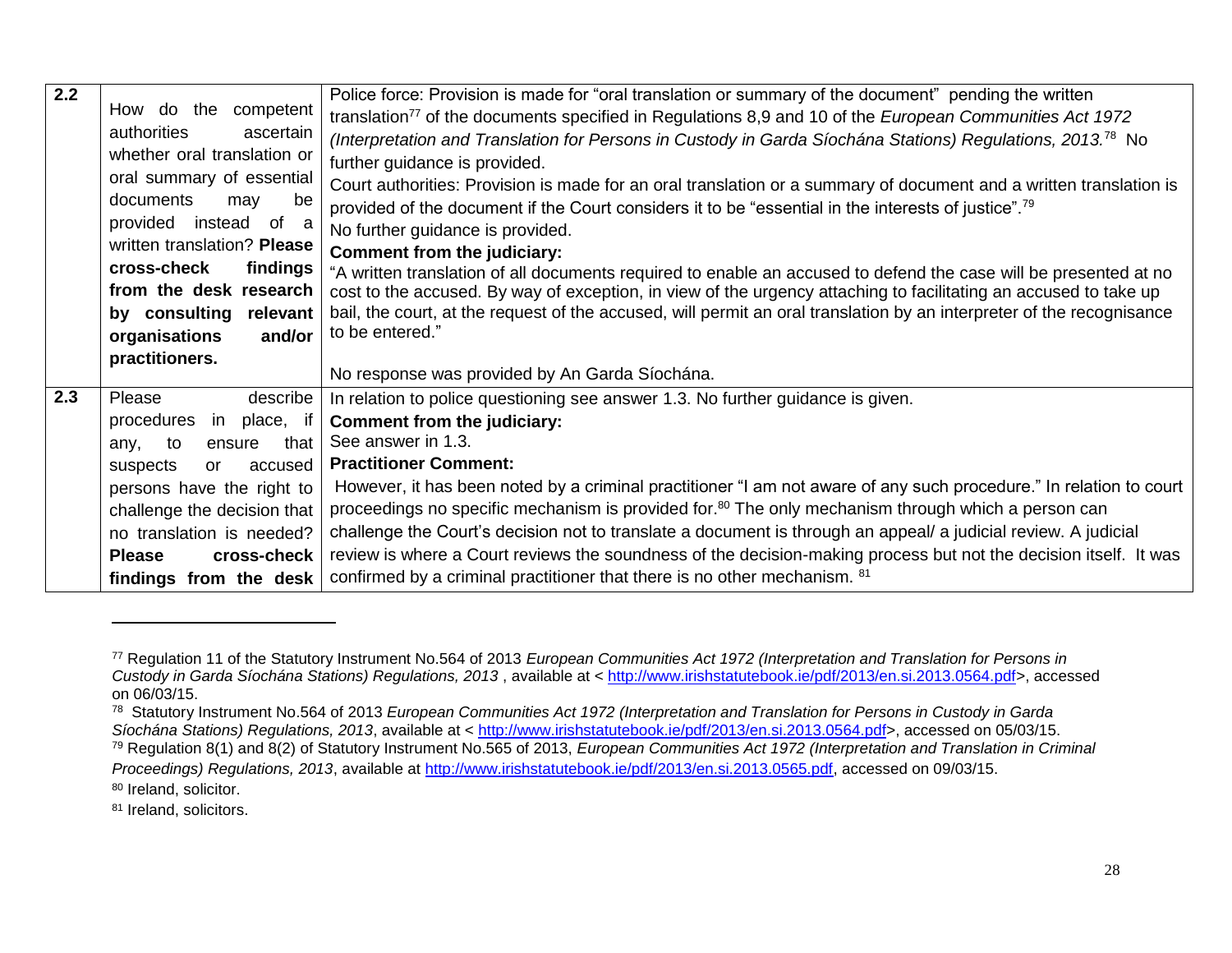| | | |
|---|---|---|
| 2.2 | How do the competent authorities ascertain whether oral translation or oral summary of essential documents may be provided instead of a written translation? **Please cross-check findings from the desk research by consulting relevant organisations and/or practitioners.** | Police force: Provision is made for "oral translation or summary of the document" pending the written translation[77] of the documents specified in Regulations 8,9 and 10 of the *European Communities Act 1972 (Interpretation and Translation for Persons in Custody in Garda Síochána Stations) Regulations, 2013.*[78] No further guidance is provided.<br>Court authorities: Provision is made for an oral translation or a summary of document and a written translation is provided of the document if the Court considers it to be "essential in the interests of justice".[79]<br>No further guidance is provided.<br>**Comment from the judiciary:**<br>"A written translation of all documents required to enable an accused to defend the case will be presented at no cost to the accused. By way of exception, in view of the urgency attaching to facilitating an accused to take up bail, the court, at the request of the accused, will permit an oral translation by an interpreter of the recognisance to be entered."<br><br>No response was provided by An Garda Síochána. |
| 2.3 | Please describe procedures in place, if any, to ensure that suspects or accused persons have the right to challenge the decision that no translation is needed? **Please cross-check findings from the desk** | In relation to police questioning see answer 1.3. No further guidance is given.<br>**Comment from the judiciary:**<br>See answer in 1.3.<br>**Practitioner Comment:**<br>However, it has been noted by a criminal practitioner "I am not aware of any such procedure." In relation to court proceedings no specific mechanism is provided for.[80] The only mechanism through which a person can challenge the Court's decision not to translate a document is through an appeal/ a judicial review. A judicial review is where a Court reviews the soundness of the decision-making process but not the decision itself. It was confirmed by a criminal practitioner that there is no other mechanism. [81] |

[77] Regulation 11 of the Statutory Instrument No.564 of 2013 *European Communities Act 1972 (Interpretation and Translation for Persons in Custody in Garda Síochána Stations) Regulations, 2013* , available at < http://www.irishstatutebook.ie/pdf/2013/en.si.2013.0564.pdf>, accessed on 06/03/15.

[78] Statutory Instrument No.564 of 2013 *European Communities Act 1972 (Interpretation and Translation for Persons in Custody in Garda Síochána Stations) Regulations, 2013*, available at < http://www.irishstatutebook.ie/pdf/2013/en.si.2013.0564.pdf>, accessed on 05/03/15.

[79] Regulation 8(1) and 8(2) of Statutory Instrument No.565 of 2013, *European Communities Act 1972 (Interpretation and Translation in Criminal Proceedings) Regulations, 2013*, available at http://www.irishstatutebook.ie/pdf/2013/en.si.2013.0565.pdf, accessed on 09/03/15.

[80] Ireland, solicitor.

[81] Ireland, solicitors.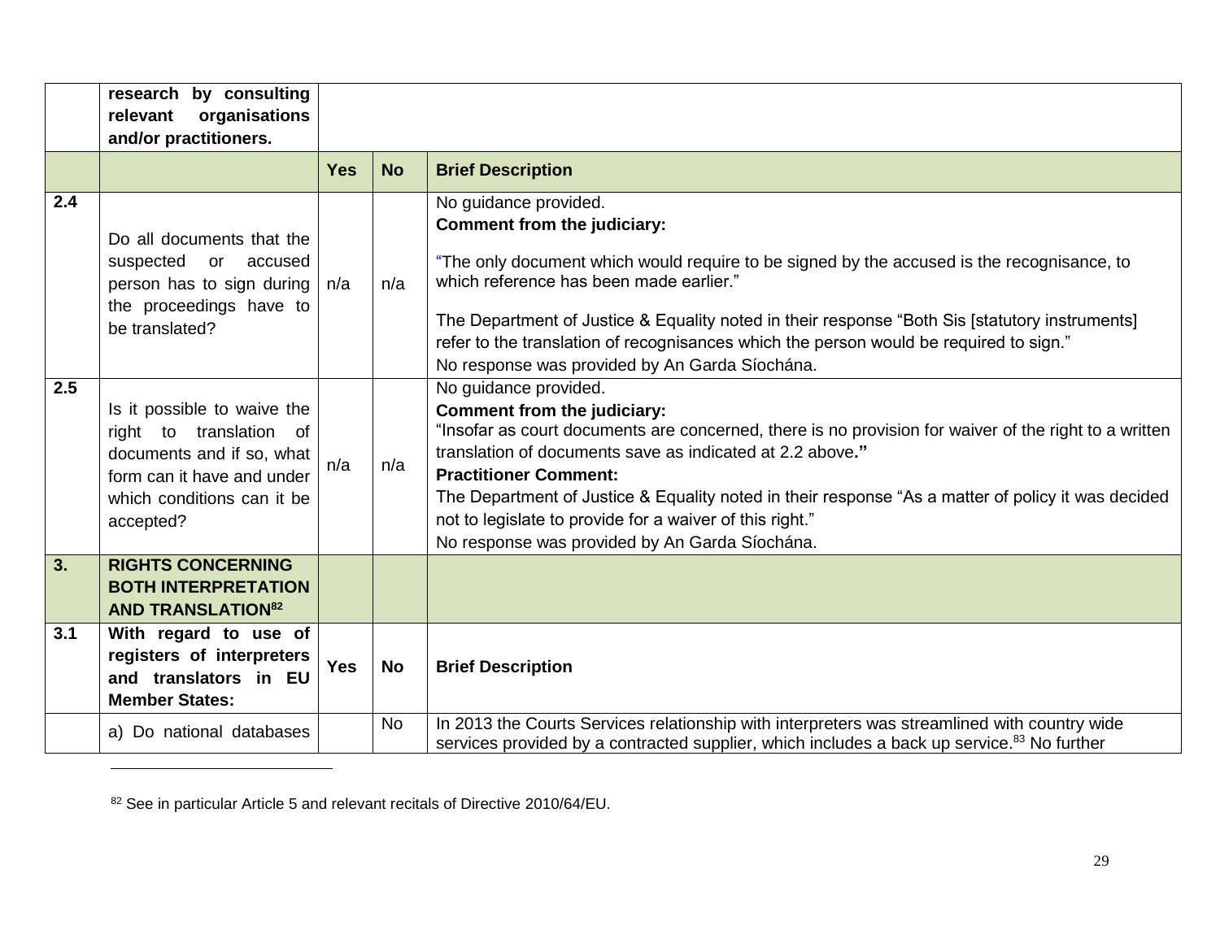| | research by consulting relevant organisations and/or practitioners. | | | |
|---|---|---|---|---|
| | | **Yes** | **No** | **Brief Description** |
| **2.4** | Do all documents that the suspected or accused person has to sign during the proceedings have to be translated? | n/a | n/a | No guidance provided.<br>**Comment from the judiciary:**<br>"The only document which would require to be signed by the accused is the recognisance, to which reference has been made earlier."<br>The Department of Justice & Equality noted in their response "Both Sis [statutory instruments] refer to the translation of recognisances which the person would be required to sign."<br>No response was provided by An Garda Síochána. |
| **2.5** | Is it possible to waive the right to translation of documents and if so, what form can it have and under which conditions can it be accepted? | n/a | n/a | No guidance provided.<br>**Comment from the judiciary:**<br>"Insofar as court documents are concerned, there is no provision for waiver of the right to a written translation of documents save as indicated at 2.2 above**."**<br>**Practitioner Comment:**<br>The Department of Justice & Equality noted in their response "As a matter of policy it was decided not to legislate to provide for a waiver of this right."<br>No response was provided by An Garda Síochána. |
| **3.** | **RIGHTS CONCERNING BOTH INTERPRETATION AND TRANSLATION[82]** | | | |
| **3.1** | **With regard to use of registers of interpreters and translators in EU Member States:** | **Yes** | **No** | **Brief Description** |
| | a) Do national databases | | No | In 2013 the Courts Services relationship with interpreters was streamlined with country wide services provided by a contracted supplier, which includes a back up service.[83] No further |

[82] See in particular Article 5 and relevant recitals of Directive 2010/64/EU.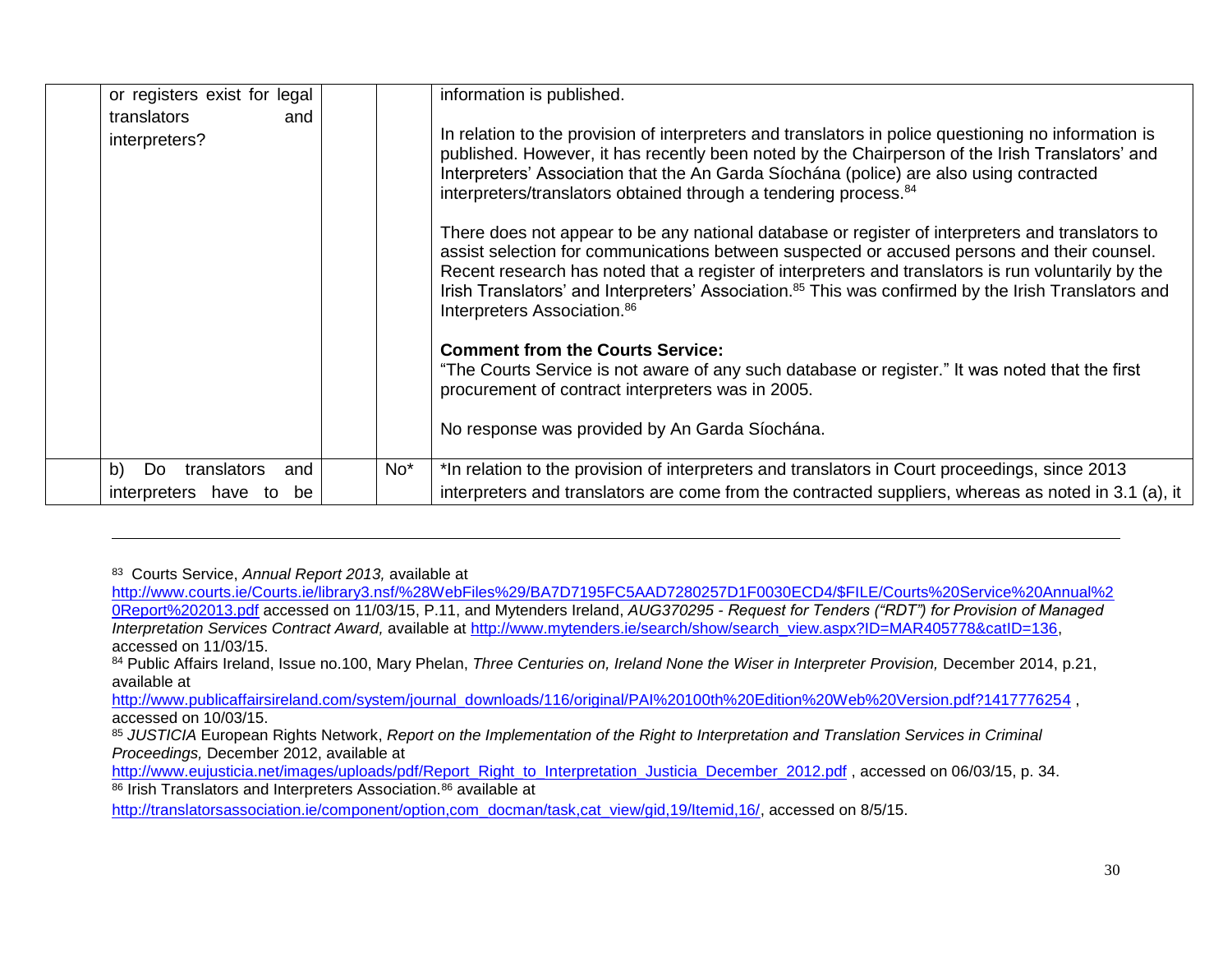| | | | | |
|---|---|---|---|---|
| | or registers exist for legal translators and interpreters? | | | information is published.<br><br>In relation to the provision of interpreters and translators in police questioning no information is published. However, it has recently been noted by the Chairperson of the Irish Translators' and Interpreters' Association that the An Garda Síochána (police) are also using contracted interpreters/translators obtained through a tendering process.[84]<br><br>There does not appear to be any national database or register of interpreters and translators to assist selection for communications between suspected or accused persons and their counsel. Recent research has noted that a register of interpreters and translators is run voluntarily by the Irish Translators' and Interpreters' Association.[85] This was confirmed by the Irish Translators and Interpreters Association.[86]<br><br>**Comment from the Courts Service:**<br>"The Courts Service is not aware of any such database or register." It was noted that the first procurement of contract interpreters was in 2005.<br><br>No response was provided by An Garda Síochána. |
| | b) Do translators and interpreters have to be | | No* | *In relation to the provision of interpreters and translators in Court proceedings, since 2013 interpreters and translators are come from the contracted suppliers, whereas as noted in 3.1 (a), it |

---

[83] Courts Service, *Annual Report 2013,* available at http://www.courts.ie/Courts.ie/library3.nsf/%28WebFiles%29/BA7D7195FC5AAD7280257D1F0030ECD4/$FILE/Courts%20Service%20Annual%20Report%202013.pdf accessed on 11/03/15, P.11, and Mytenders Ireland, *AUG370295 - Request for Tenders ("RDT") for Provision of Managed Interpretation Services Contract Award,* available at http://www.mytenders.ie/search/show/search_view.aspx?ID=MAR405778&catID=136, accessed on 11/03/15.

[84] Public Affairs Ireland, Issue no.100, Mary Phelan, *Three Centuries on, Ireland None the Wiser in Interpreter Provision,* December 2014, p.21, available at http://www.publicaffairsireland.com/system/journal_downloads/116/original/PAI%20100th%20Edition%20Web%20Version.pdf?1417776254 , accessed on 10/03/15.

[85] *JUSTICIA* European Rights Network, *Report on the Implementation of the Right to Interpretation and Translation Services in Criminal Proceedings,* December 2012, available at http://www.eujusticia.net/images/uploads/pdf/Report_Right_to_Interpretation_Justicia_December_2012.pdf , accessed on 06/03/15, p. 34.

[86] Irish Translators and Interpreters Association.[86] available at http://translatorsassociation.ie/component/option,com_docman/task,cat_view/gid,19/Itemid,16/, accessed on 8/5/15.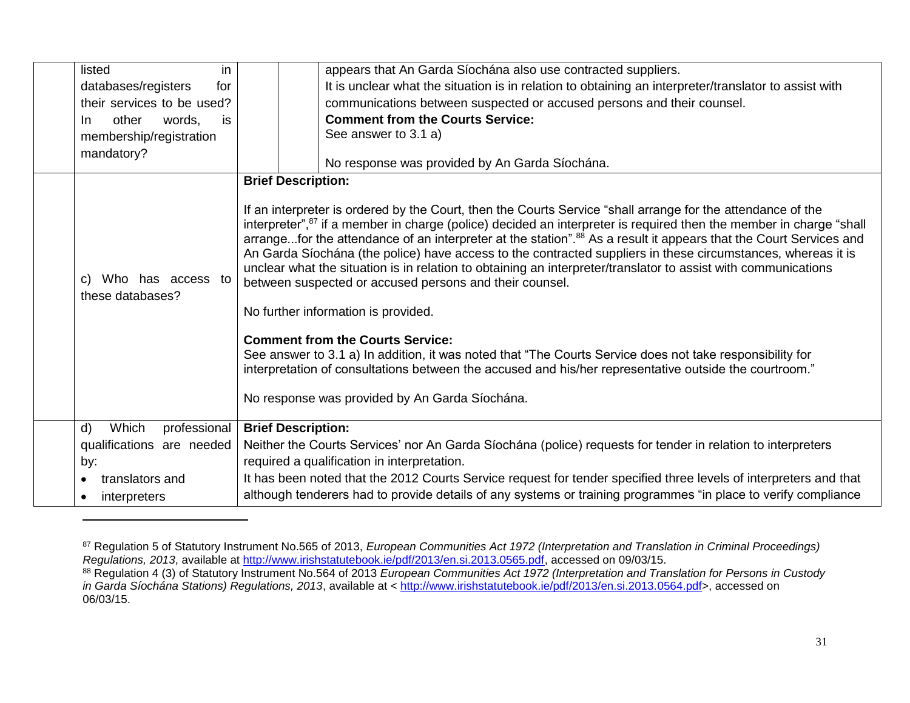| | | | | |
|---|---|---|---|---|
| | listed in databases/registers for their services to be used? In other words, is membership/registration mandatory? | | | appears that An Garda Síochána also use contracted suppliers.<br>It is unclear what the situation is in relation to obtaining an interpreter/translator to assist with communications between suspected or accused persons and their counsel.<br>**Comment from the Courts Service:**<br>See answer to 3.1 a)<br><br>No response was provided by An Garda Síochána. |
| | c) Who has access to these databases? | **Brief Description:**<br><br>If an interpreter is ordered by the Court, then the Courts Service "shall arrange for the attendance of the interpreter",[87] if a member in charge (police) decided an interpreter is required then the member in charge "shall arrange...for the attendance of an interpreter at the station".[88] As a result it appears that the Court Services and An Garda Síochána (the police) have access to the contracted suppliers in these circumstances, whereas it is unclear what the situation is in relation to obtaining an interpreter/translator to assist with communications between suspected or accused persons and their counsel.<br><br>No further information is provided.<br><br>**Comment from the Courts Service:**<br>See answer to 3.1 a) In addition, it was noted that "The Courts Service does not take responsibility for interpretation of consultations between the accused and his/her representative outside the courtroom."<br><br>No response was provided by An Garda Síochána. | | |
| | d) Which professional qualifications are needed by:<br>• translators and<br>• interpreters | **Brief Description:**<br>Neither the Courts Services' nor An Garda Síochána (police) requests for tender in relation to interpreters required a qualification in interpretation.<br>It has been noted that the 2012 Courts Service request for tender specified three levels of interpreters and that although tenderers had to provide details of any systems or training programmes "in place to verify compliance | | |

[87] Regulation 5 of Statutory Instrument No.565 of 2013, *European Communities Act 1972 (Interpretation and Translation in Criminal Proceedings) Regulations, 2013*, available at http://www.irishstatutebook.ie/pdf/2013/en.si.2013.0565.pdf, accessed on 09/03/15.

[88] Regulation 4 (3) of Statutory Instrument No.564 of 2013 *European Communities Act 1972 (Interpretation and Translation for Persons in Custody in Garda Síochána Stations) Regulations, 2013*, available at < http://www.irishstatutebook.ie/pdf/2013/en.si.2013.0564.pdf>, accessed on 06/03/15.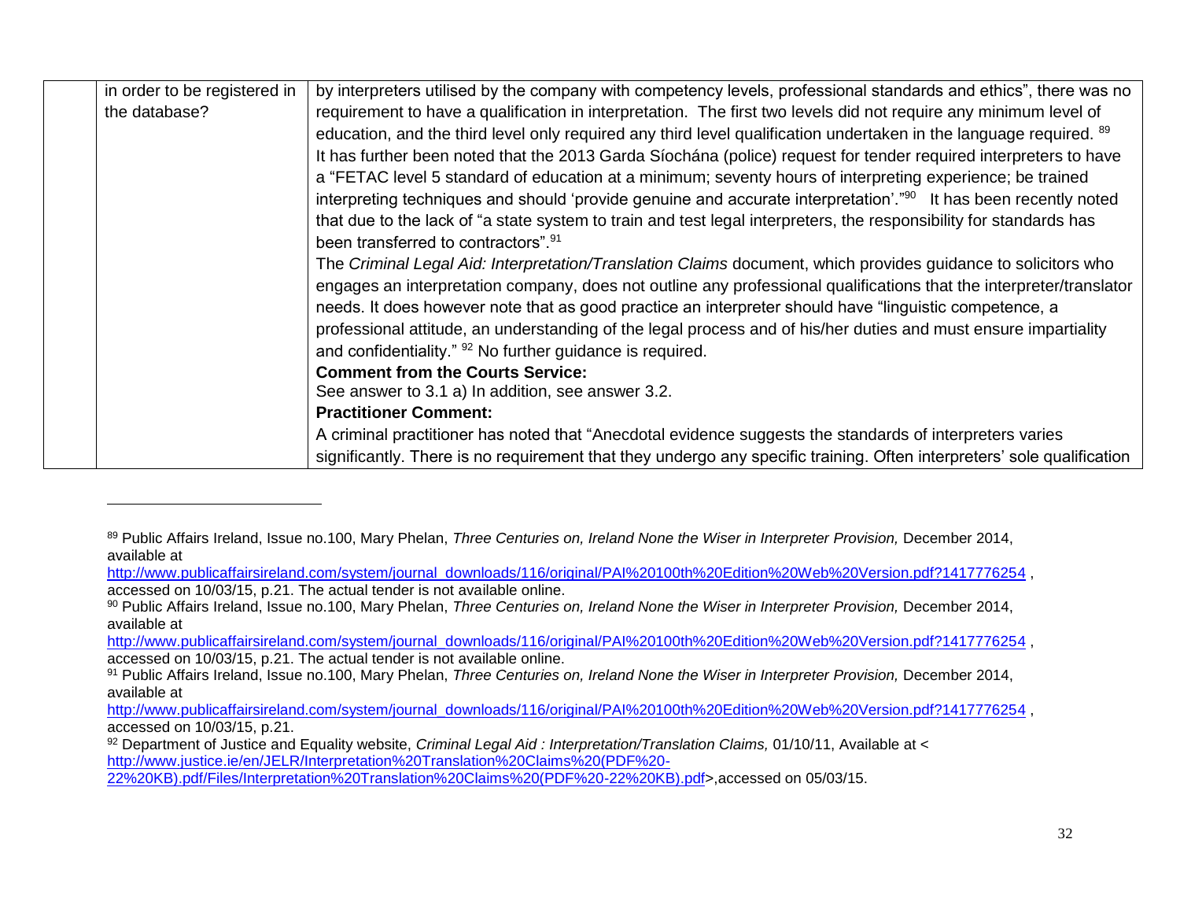| | | |
|---|---|---|
| | in order to be registered in the database? | by interpreters utilised by the company with competency levels, professional standards and ethics", there was no requirement to have a qualification in interpretation. The first two levels did not require any minimum level of education, and the third level only required any third level qualification undertaken in the language required. [89] It has further been noted that the 2013 Garda Síochána (police) request for tender required interpreters to have a "FETAC level 5 standard of education at a minimum; seventy hours of interpreting experience; be trained interpreting techniques and should 'provide genuine and accurate interpretation'."[90] It has been recently noted that due to the lack of "a state system to train and test legal interpreters, the responsibility for standards has been transferred to contractors".[91]<br>The *Criminal Legal Aid: Interpretation/Translation Claims* document, which provides guidance to solicitors who engages an interpretation company, does not outline any professional qualifications that the interpreter/translator needs. It does however note that as good practice an interpreter should have "linguistic competence, a professional attitude, an understanding of the legal process and of his/her duties and must ensure impartiality and confidentiality." [92] No further guidance is required.<br>**Comment from the Courts Service:**<br>See answer to 3.1 a) In addition, see answer 3.2.<br>**Practitioner Comment:**<br>A criminal practitioner has noted that "Anecdotal evidence suggests the standards of interpreters varies significantly. There is no requirement that they undergo any specific training. Often interpreters' sole qualification |

[89] Public Affairs Ireland, Issue no.100, Mary Phelan, *Three Centuries on, Ireland None the Wiser in Interpreter Provision,* December 2014, available at http://www.publicaffairsireland.com/system/journal_downloads/116/original/PAI%20100th%20Edition%20Web%20Version.pdf?1417776254 , accessed on 10/03/15, p.21. The actual tender is not available online.

[90] Public Affairs Ireland, Issue no.100, Mary Phelan, *Three Centuries on, Ireland None the Wiser in Interpreter Provision,* December 2014, available at http://www.publicaffairsireland.com/system/journal_downloads/116/original/PAI%20100th%20Edition%20Web%20Version.pdf?1417776254 , accessed on 10/03/15, p.21. The actual tender is not available online.

[91] Public Affairs Ireland, Issue no.100, Mary Phelan, *Three Centuries on, Ireland None the Wiser in Interpreter Provision,* December 2014, available at http://www.publicaffairsireland.com/system/journal_downloads/116/original/PAI%20100th%20Edition%20Web%20Version.pdf?1417776254 , accessed on 10/03/15, p.21.

[92] Department of Justice and Equality website, *Criminal Legal Aid : Interpretation/Translation Claims,* 01/10/11, Available at < http://www.justice.ie/en/JELR/Interpretation%20Translation%20Claims%20(PDF%20-22%20KB).pdf/Files/Interpretation%20Translation%20Claims%20(PDF%20-22%20KB).pdf>,accessed on 05/03/15.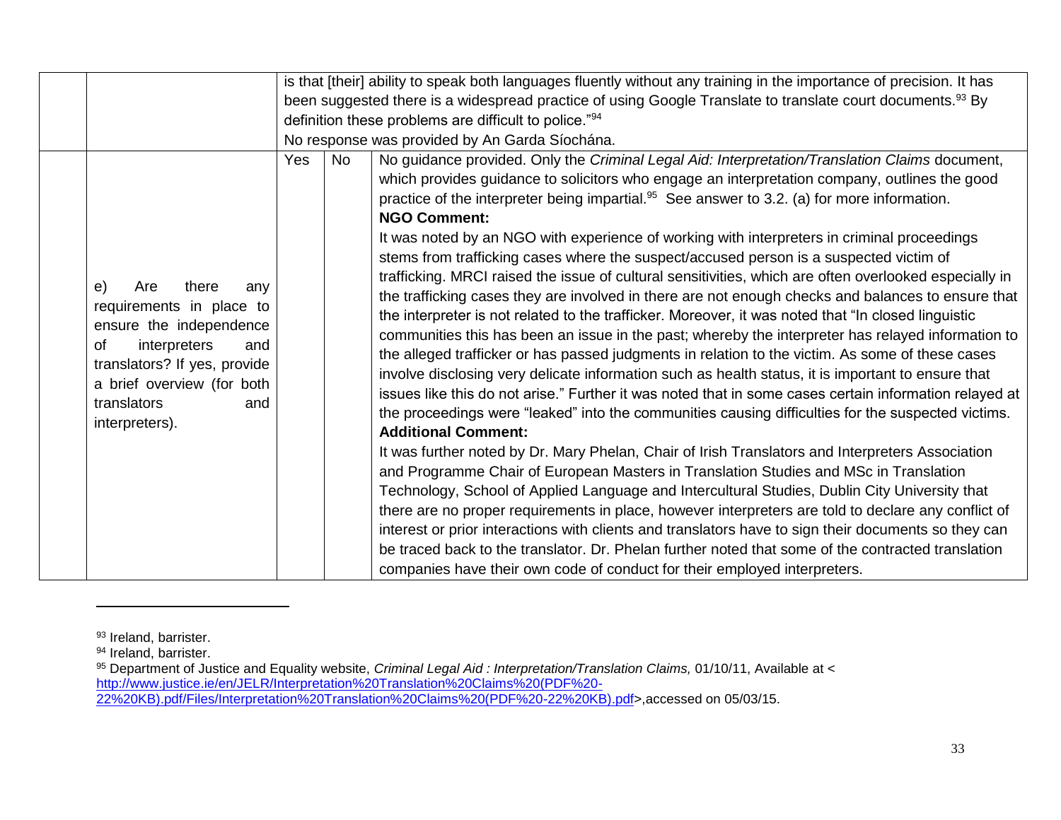| | | | | |
|---|---|---|---|---|
| | | is that [their] ability to speak both languages fluently without any training in the importance of precision. It has been suggested there is a widespread practice of using Google Translate to translate court documents.[93] By definition these problems are difficult to police."[94]<br>No response was provided by An Garda Síochána. | | |
| | e) Are there any requirements in place to ensure the independence of interpreters and translators? If yes, provide a brief overview (for both translators and interpreters). | Yes | No | No guidance provided. Only the *Criminal Legal Aid: Interpretation/Translation Claims* document, which provides guidance to solicitors who engage an interpretation company, outlines the good practice of the interpreter being impartial.[95] See answer to 3.2. (a) for more information.<br>**NGO Comment:**<br>It was noted by an NGO with experience of working with interpreters in criminal proceedings stems from trafficking cases where the suspect/accused person is a suspected victim of trafficking. MRCI raised the issue of cultural sensitivities, which are often overlooked especially in the trafficking cases they are involved in there are not enough checks and balances to ensure that the interpreter is not related to the trafficker. Moreover, it was noted that "In closed linguistic communities this has been an issue in the past; whereby the interpreter has relayed information to the alleged trafficker or has passed judgments in relation to the victim. As some of these cases involve disclosing very delicate information such as health status, it is important to ensure that issues like this do not arise." Further it was noted that in some cases certain information relayed at the proceedings were "leaked" into the communities causing difficulties for the suspected victims.<br>**Additional Comment:**<br>It was further noted by Dr. Mary Phelan, Chair of Irish Translators and Interpreters Association and Programme Chair of European Masters in Translation Studies and MSc in Translation Technology, School of Applied Language and Intercultural Studies, Dublin City University that there are no proper requirements in place, however interpreters are told to declare any conflict of interest or prior interactions with clients and translators have to sign their documents so they can be traced back to the translator. Dr. Phelan further noted that some of the contracted translation companies have their own code of conduct for their employed interpreters. |

[93] Ireland, barrister.

[94] Ireland, barrister.

[95] Department of Justice and Equality website, *Criminal Legal Aid : Interpretation/Translation Claims,* 01/10/11, Available at < http://www.justice.ie/en/JELR/Interpretation%20Translation%20Claims%20(PDF%20-22%20KB).pdf/Files/Interpretation%20Translation%20Claims%20(PDF%20-22%20KB).pdf>,accessed on 05/03/15.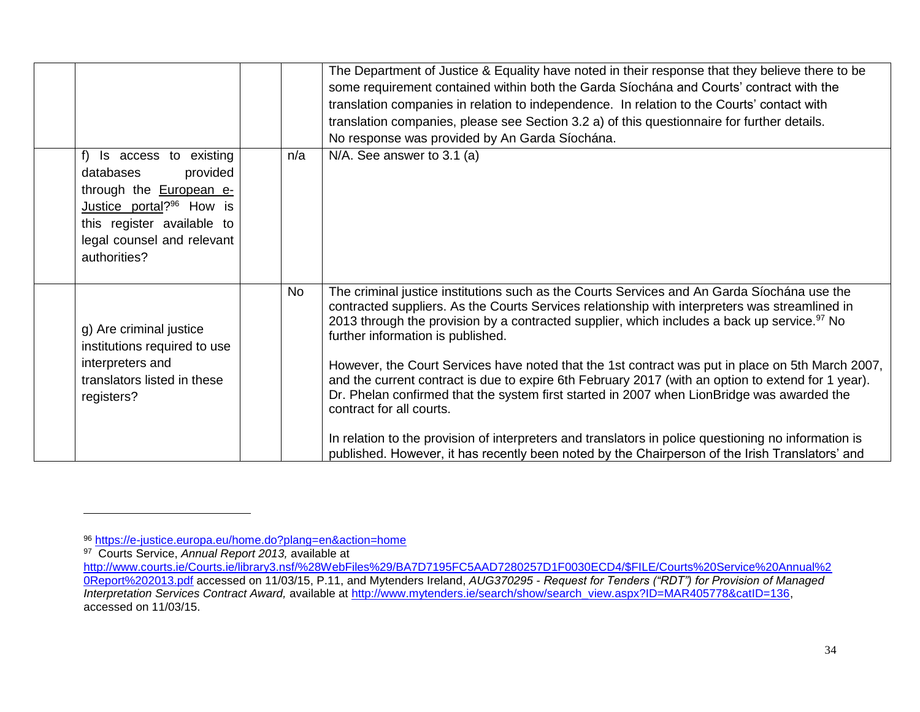|  |  |  |  |  |
|---|---|---|---|---|
|  |  |  |  | The Department of Justice & Equality have noted in their response that they believe there to be some requirement contained within both the Garda Síochána and Courts' contract with the translation companies in relation to independence. In relation to the Courts' contact with translation companies, please see Section 3.2 a) of this questionnaire for further details. No response was provided by An Garda Síochána. |
|  | f) Is access to existing databases provided through the European e-Justice portal?[96] How is this register available to legal counsel and relevant authorities? |  | n/a | N/A. See answer to 3.1 (a) |
|  | g) Are criminal justice institutions required to use interpreters and translators listed in these registers? |  | No | The criminal justice institutions such as the Courts Services and An Garda Síochána use the contracted suppliers. As the Courts Services relationship with interpreters was streamlined in 2013 through the provision by a contracted supplier, which includes a back up service.[97] No further information is published.<br><br>However, the Court Services have noted that the 1st contract was put in place on 5th March 2007, and the current contract is due to expire 6th February 2017 (with an option to extend for 1 year). Dr. Phelan confirmed that the system first started in 2007 when LionBridge was awarded the contract for all courts.<br><br>In relation to the provision of interpreters and translators in police questioning no information is published. However, it has recently been noted by the Chairperson of the Irish Translators' and |

---

[96] https://e-justice.europa.eu/home.do?plang=en&action=home

[97] Courts Service, *Annual Report 2013,* available at http://www.courts.ie/Courts.ie/library3.nsf/%28WebFiles%29/BA7D7195FC5AAD7280257D1F0030ECD4/$FILE/Courts%20Service%20Annual%20Report%202013.pdf accessed on 11/03/15, P.11, and Mytenders Ireland, *AUG370295 - Request for Tenders ("RDT") for Provision of Managed Interpretation Services Contract Award,* available at http://www.mytenders.ie/search/show/search_view.aspx?ID=MAR405778&catID=136, accessed on 11/03/15.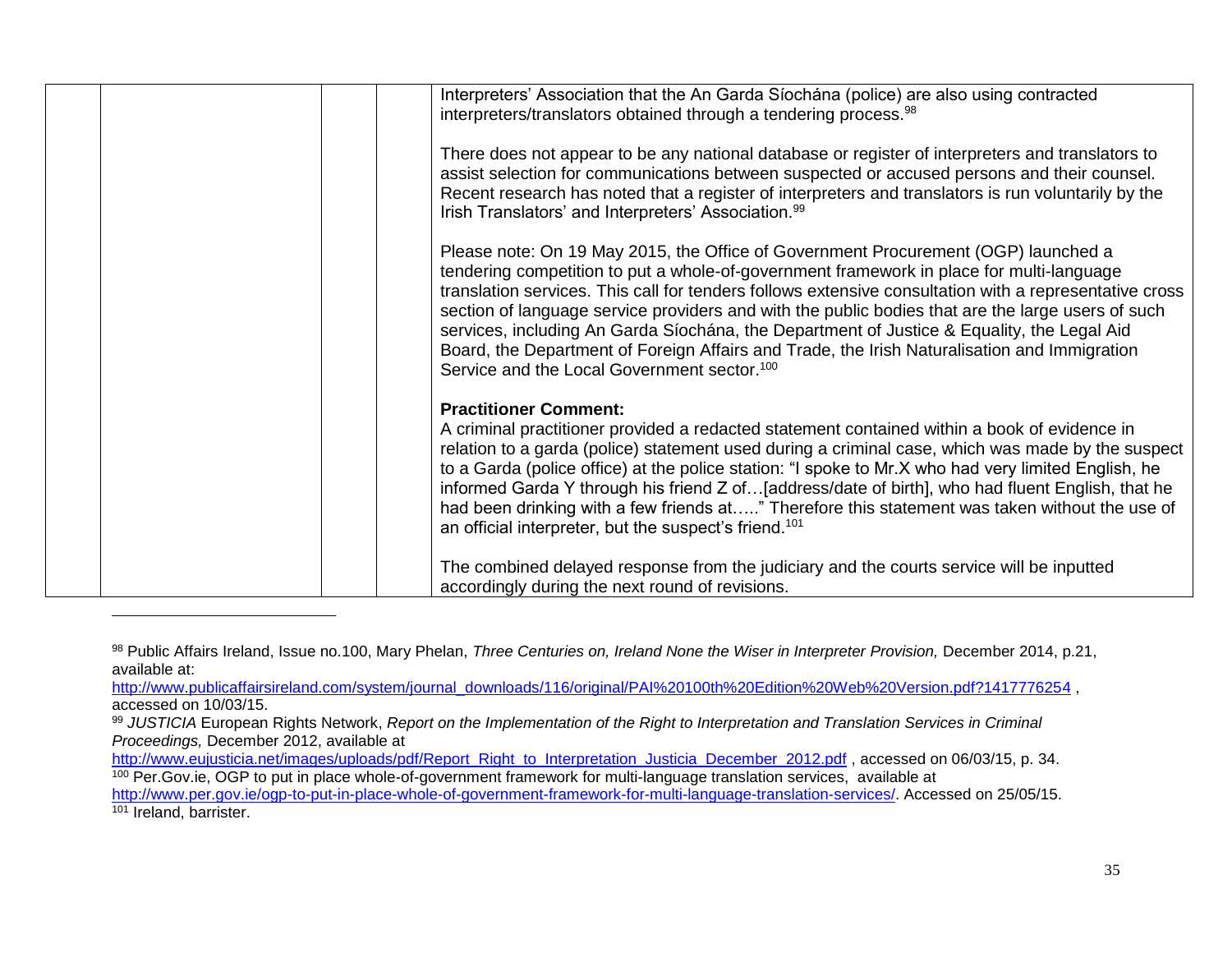| | | | | |
|---|---|---|---|---|
| | | | | Interpreters' Association that the An Garda Síochána (police) are also using contracted interpreters/translators obtained through a tendering process.[98]<br><br>There does not appear to be any national database or register of interpreters and translators to assist selection for communications between suspected or accused persons and their counsel. Recent research has noted that a register of interpreters and translators is run voluntarily by the Irish Translators' and Interpreters' Association.[99]<br><br>Please note: On 19 May 2015, the Office of Government Procurement (OGP) launched a tendering competition to put a whole-of-government framework in place for multi-language translation services. This call for tenders follows extensive consultation with a representative cross section of language service providers and with the public bodies that are the large users of such services, including An Garda Síochána, the Department of Justice & Equality, the Legal Aid Board, the Department of Foreign Affairs and Trade, the Irish Naturalisation and Immigration Service and the Local Government sector.[100]<br><br>**Practitioner Comment:**<br>A criminal practitioner provided a redacted statement contained within a book of evidence in relation to a garda (police) statement used during a criminal case, which was made by the suspect to a Garda (police office) at the police station: "I spoke to Mr.X who had very limited English, he informed Garda Y through his friend Z of…[address/date of birth], who had fluent English, that he had been drinking with a few friends at….." Therefore this statement was taken without the use of an official interpreter, but the suspect's friend.[101]<br><br>The combined delayed response from the judiciary and the courts service will be inputted accordingly during the next round of revisions. |

---

[98] Public Affairs Ireland, Issue no.100, Mary Phelan, *Three Centuries on, Ireland None the Wiser in Interpreter Provision,* December 2014, p.21, available at: http://www.publicaffairsireland.com/system/journal_downloads/116/original/PAI%20100th%20Edition%20Web%20Version.pdf?1417776254 , accessed on 10/03/15.

[99] *JUSTICIA* European Rights Network, *Report on the Implementation of the Right to Interpretation and Translation Services in Criminal Proceedings,* December 2012, available at http://www.eujusticia.net/images/uploads/pdf/Report_Right_to_Interpretation_Justicia_December_2012.pdf , accessed on 06/03/15, p. 34.

[100] Per.Gov.ie, OGP to put in place whole-of-government framework for multi-language translation services, available at http://www.per.gov.ie/ogp-to-put-in-place-whole-of-government-framework-for-multi-language-translation-services/. Accessed on 25/05/15.

[101] Ireland, barrister.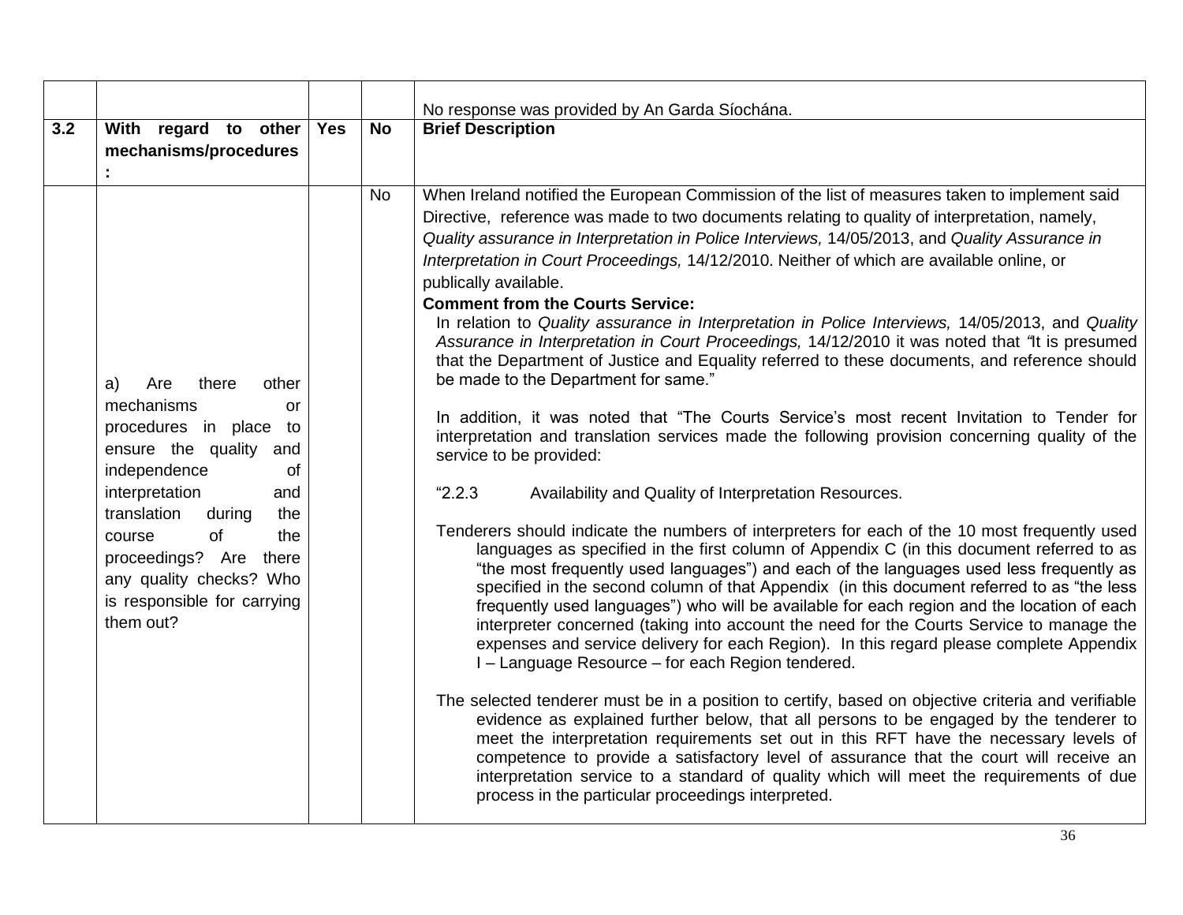|  |  |  |  | No response was provided by An Garda Síochána. |
|---|---|---|---|---|
| **3.2** | **With regard to other mechanisms/procedures:** | **Yes** | **No** | **Brief Description** |
|  | a) Are there other mechanisms or procedures in place to ensure the quality and independence of interpretation and translation during the course of the proceedings? Are there any quality checks? Who is responsible for carrying them out? |  | No | When Ireland notified the European Commission of the list of measures taken to implement said Directive, reference was made to two documents relating to quality of interpretation, namely, *Quality assurance in Interpretation in Police Interviews,* 14/05/2013, and *Quality Assurance in Interpretation in Court Proceedings,* 14/12/2010. Neither of which are available online, or publically available.<br>**Comment from the Courts Service:**<br>In relation to *Quality assurance in Interpretation in Police Interviews,* 14/05/2013, and *Quality Assurance in Interpretation in Court Proceedings,* 14/12/2010 it was noted that "It is presumed that the Department of Justice and Equality referred to these documents, and reference should be made to the Department for same."<br><br>In addition, it was noted that "The Courts Service's most recent Invitation to Tender for interpretation and translation services made the following provision concerning quality of the service to be provided:<br><br>"2.2.3 Availability and Quality of Interpretation Resources.<br><br>Tenderers should indicate the numbers of interpreters for each of the 10 most frequently used languages as specified in the first column of Appendix C (in this document referred to as "the most frequently used languages") and each of the languages used less frequently as specified in the second column of that Appendix (in this document referred to as "the less frequently used languages") who will be available for each region and the location of each interpreter concerned (taking into account the need for the Courts Service to manage the expenses and service delivery for each Region). In this regard please complete Appendix I – Language Resource – for each Region tendered.<br><br>The selected tenderer must be in a position to certify, based on objective criteria and verifiable evidence as explained further below, that all persons to be engaged by the tenderer to meet the interpretation requirements set out in this RFT have the necessary levels of competence to provide a satisfactory level of assurance that the court will receive an interpretation service to a standard of quality which will meet the requirements of due process in the particular proceedings interpreted. |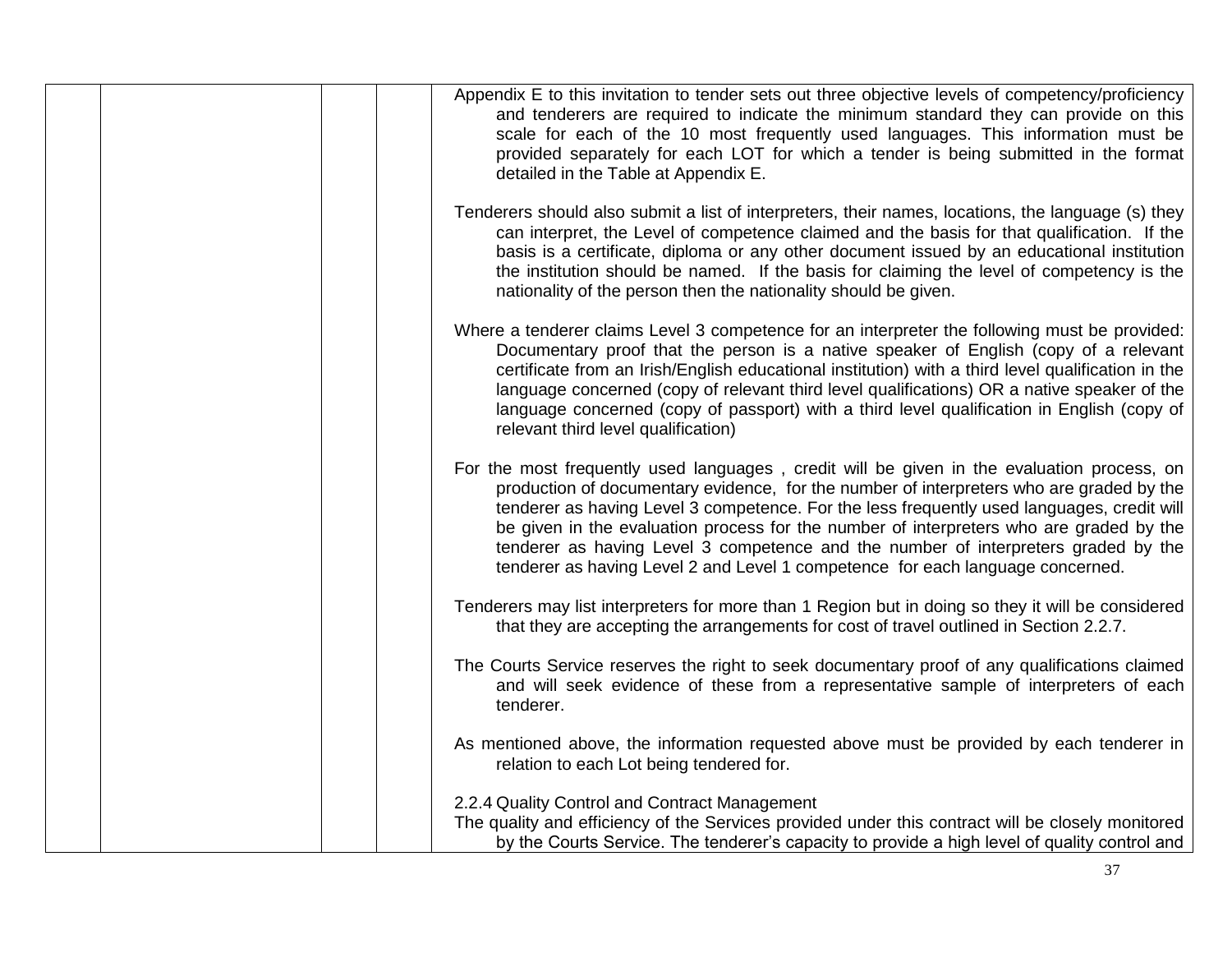Appendix E to this invitation to tender sets out three objective levels of competency/proficiency and tenderers are required to indicate the minimum standard they can provide on this scale for each of the 10 most frequently used languages. This information must be provided separately for each LOT for which a tender is being submitted in the format detailed in the Table at Appendix E.

Tenderers should also submit a list of interpreters, their names, locations, the language (s) they can interpret, the Level of competence claimed and the basis for that qualification. If the basis is a certificate, diploma or any other document issued by an educational institution the institution should be named. If the basis for claiming the level of competency is the nationality of the person then the nationality should be given.

Where a tenderer claims Level 3 competence for an interpreter the following must be provided: Documentary proof that the person is a native speaker of English (copy of a relevant certificate from an Irish/English educational institution) with a third level qualification in the language concerned (copy of relevant third level qualifications) OR a native speaker of the language concerned (copy of passport) with a third level qualification in English (copy of relevant third level qualification)

For the most frequently used languages , credit will be given in the evaluation process, on production of documentary evidence, for the number of interpreters who are graded by the tenderer as having Level 3 competence. For the less frequently used languages, credit will be given in the evaluation process for the number of interpreters who are graded by the tenderer as having Level 3 competence and the number of interpreters graded by the tenderer as having Level 2 and Level 1 competence for each language concerned.

Tenderers may list interpreters for more than 1 Region but in doing so they it will be considered that they are accepting the arrangements for cost of travel outlined in Section 2.2.7.

The Courts Service reserves the right to seek documentary proof of any qualifications claimed and will seek evidence of these from a representative sample of interpreters of each tenderer.

As mentioned above, the information requested above must be provided by each tenderer in relation to each Lot being tendered for.

2.2.4 Quality Control and Contract Management

The quality and efficiency of the Services provided under this contract will be closely monitored by the Courts Service. The tenderer's capacity to provide a high level of quality control and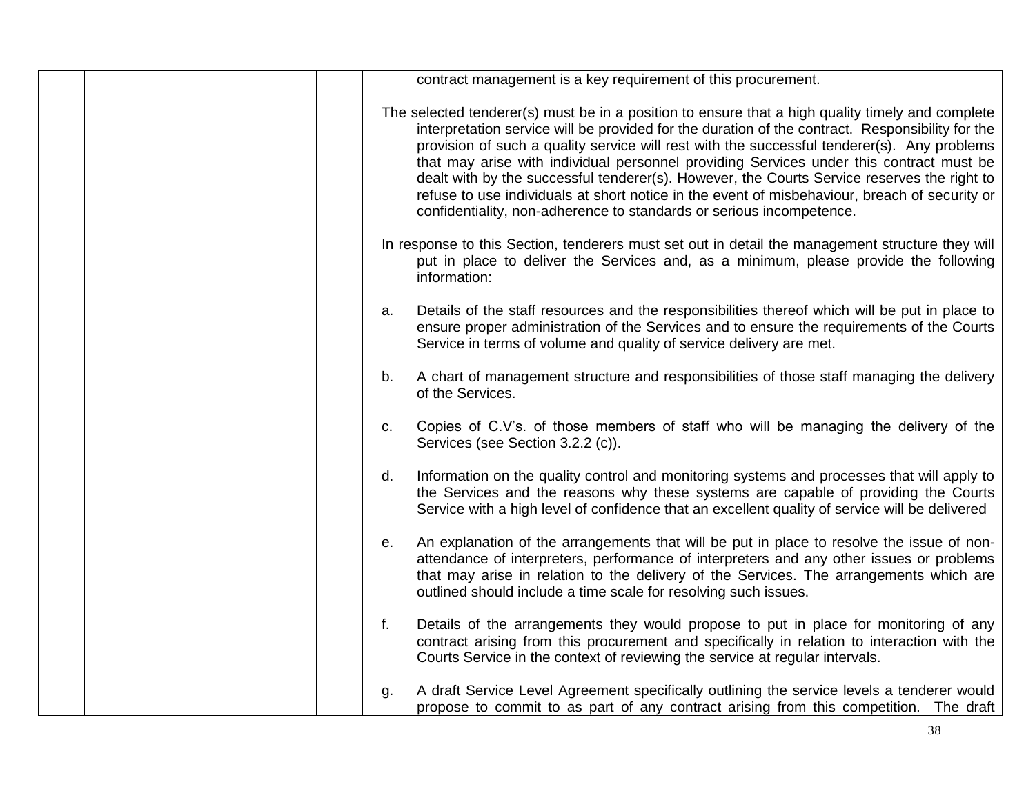contract management is a key requirement of this procurement.

The selected tenderer(s) must be in a position to ensure that a high quality timely and complete interpretation service will be provided for the duration of the contract. Responsibility for the provision of such a quality service will rest with the successful tenderer(s). Any problems that may arise with individual personnel providing Services under this contract must be dealt with by the successful tenderer(s). However, the Courts Service reserves the right to refuse to use individuals at short notice in the event of misbehaviour, breach of security or confidentiality, non-adherence to standards or serious incompetence.

In response to this Section, tenderers must set out in detail the management structure they will put in place to deliver the Services and, as a minimum, please provide the following information:

a. Details of the staff resources and the responsibilities thereof which will be put in place to ensure proper administration of the Services and to ensure the requirements of the Courts Service in terms of volume and quality of service delivery are met.

b. A chart of management structure and responsibilities of those staff managing the delivery of the Services.

c. Copies of C.V's. of those members of staff who will be managing the delivery of the Services (see Section 3.2.2 (c)).

d. Information on the quality control and monitoring systems and processes that will apply to the Services and the reasons why these systems are capable of providing the Courts Service with a high level of confidence that an excellent quality of service will be delivered

e. An explanation of the arrangements that will be put in place to resolve the issue of non-attendance of interpreters, performance of interpreters and any other issues or problems that may arise in relation to the delivery of the Services. The arrangements which are outlined should include a time scale for resolving such issues.

f. Details of the arrangements they would propose to put in place for monitoring of any contract arising from this procurement and specifically in relation to interaction with the Courts Service in the context of reviewing the service at regular intervals.

g. A draft Service Level Agreement specifically outlining the service levels a tenderer would propose to commit to as part of any contract arising from this competition. The draft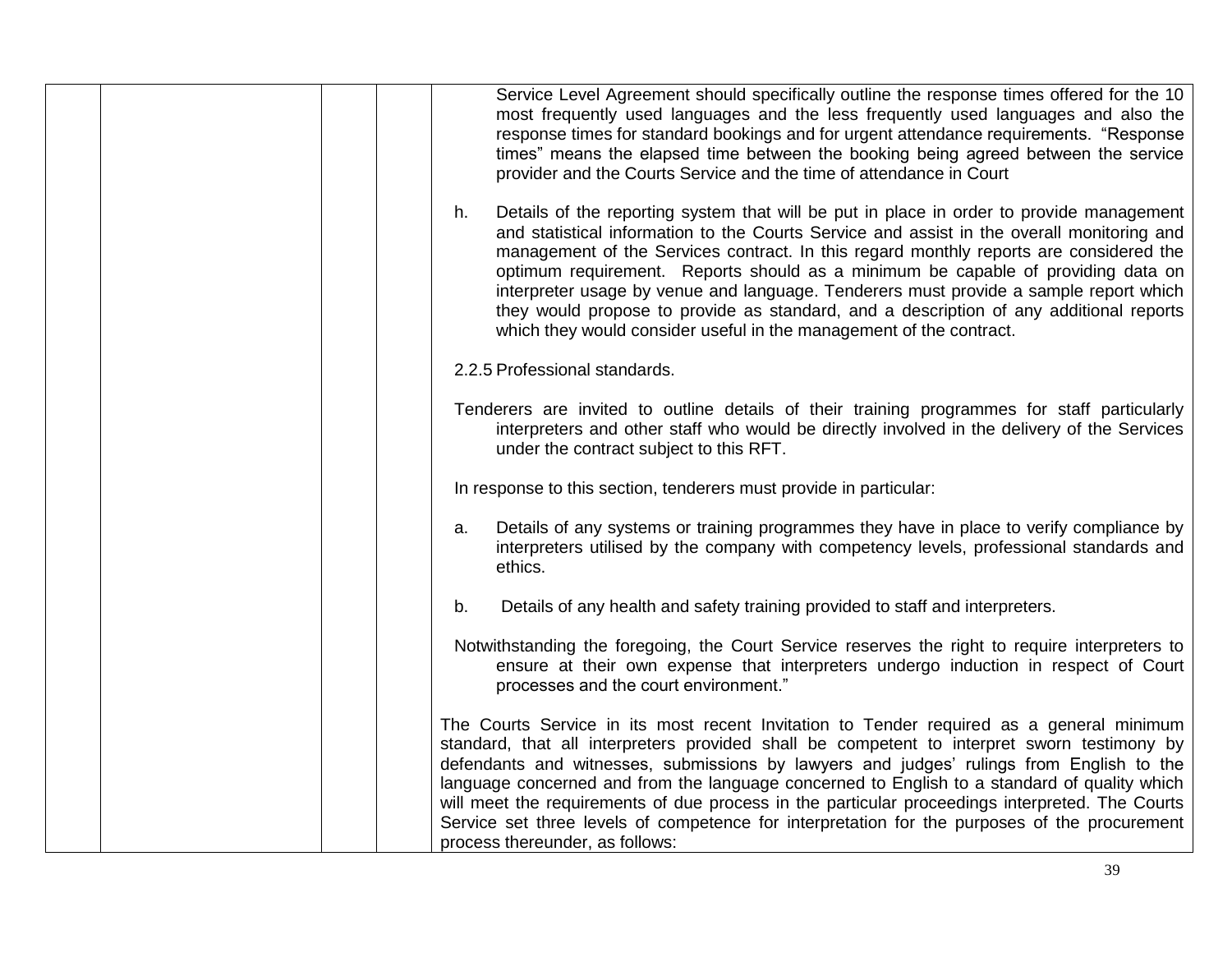| | | | | |
|---|---|---|---|---|
| | | | | Service Level Agreement should specifically outline the response times offered for the 10 most frequently used languages and the less frequently used languages and also the response times for standard bookings and for urgent attendance requirements. "Response times" means the elapsed time between the booking being agreed between the service provider and the Courts Service and the time of attendance in Court<br><br>h. Details of the reporting system that will be put in place in order to provide management and statistical information to the Courts Service and assist in the overall monitoring and management of the Services contract. In this regard monthly reports are considered the optimum requirement. Reports should as a minimum be capable of providing data on interpreter usage by venue and language. Tenderers must provide a sample report which they would propose to provide as standard, and a description of any additional reports which they would consider useful in the management of the contract.<br><br>2.2.5 Professional standards.<br><br>Tenderers are invited to outline details of their training programmes for staff particularly interpreters and other staff who would be directly involved in the delivery of the Services under the contract subject to this RFT.<br><br>In response to this section, tenderers must provide in particular:<br><br>a. Details of any systems or training programmes they have in place to verify compliance by interpreters utilised by the company with competency levels, professional standards and ethics.<br><br>b. Details of any health and safety training provided to staff and interpreters.<br><br>Notwithstanding the foregoing, the Court Service reserves the right to require interpreters to ensure at their own expense that interpreters undergo induction in respect of Court processes and the court environment."<br><br>The Courts Service in its most recent Invitation to Tender required as a general minimum standard, that all interpreters provided shall be competent to interpret sworn testimony by defendants and witnesses, submissions by lawyers and judges' rulings from English to the language concerned and from the language concerned to English to a standard of quality which will meet the requirements of due process in the particular proceedings interpreted. The Courts Service set three levels of competence for interpretation for the purposes of the procurement process thereunder, as follows: |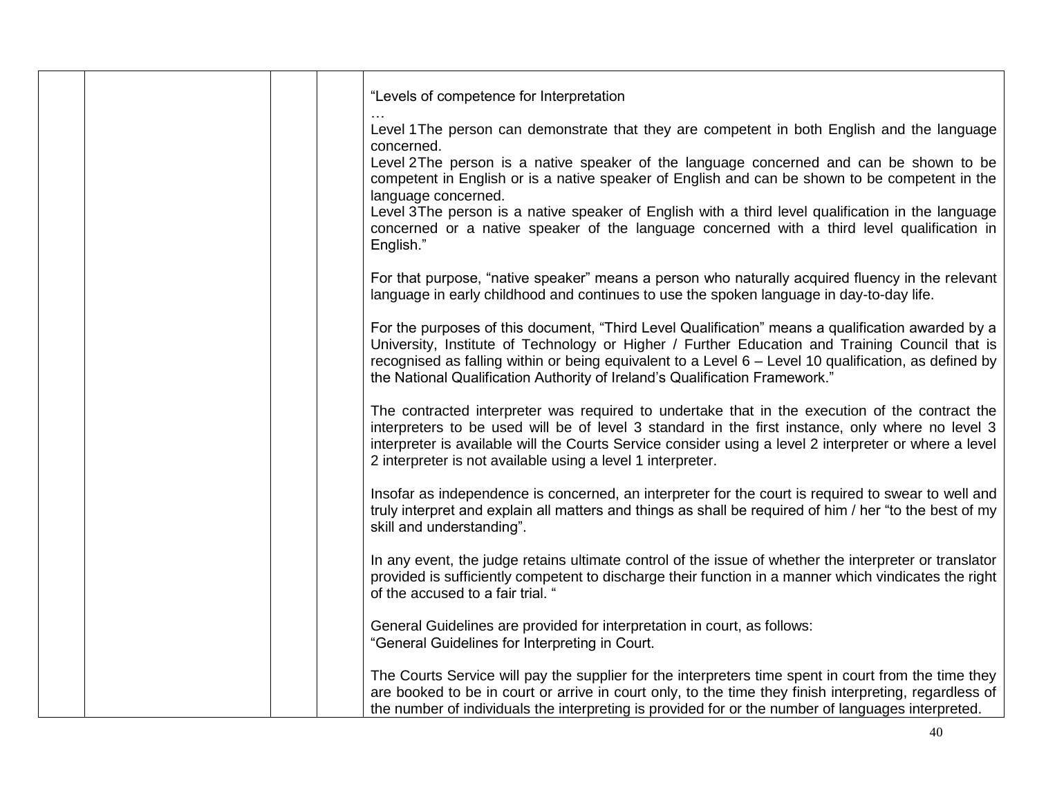| | | | | “Levels of competence for Interpretation<br>…<br>Level 1The person can demonstrate that they are competent in both English and the language concerned.<br>Level 2The person is a native speaker of the language concerned and can be shown to be competent in English or is a native speaker of English and can be shown to be competent in the language concerned.<br>Level 3The person is a native speaker of English with a third level qualification in the language concerned or a native speaker of the language concerned with a third level qualification in English.”<br><br>For that purpose, “native speaker” means a person who naturally acquired fluency in the relevant language in early childhood and continues to use the spoken language in day-to-day life.<br><br>For the purposes of this document, “Third Level Qualification” means a qualification awarded by a University, Institute of Technology or Higher / Further Education and Training Council that is recognised as falling within or being equivalent to a Level 6 – Level 10 qualification, as defined by the National Qualification Authority of Ireland’s Qualification Framework.”<br><br>The contracted interpreter was required to undertake that in the execution of the contract the interpreters to be used will be of level 3 standard in the first instance, only where no level 3 interpreter is available will the Courts Service consider using a level 2 interpreter or where a level 2 interpreter is not available using a level 1 interpreter.<br><br>Insofar as independence is concerned, an interpreter for the court is required to swear to well and truly interpret and explain all matters and things as shall be required of him / her “to the best of my skill and understanding”.<br><br>In any event, the judge retains ultimate control of the issue of whether the interpreter or translator provided is sufficiently competent to discharge their function in a manner which vindicates the right of the accused to a fair trial. “<br><br>General Guidelines are provided for interpretation in court, as follows:<br>“General Guidelines for Interpreting in Court.<br><br>The Courts Service will pay the supplier for the interpreters time spent in court from the time they are booked to be in court or arrive in court only, to the time they finish interpreting, regardless of the number of individuals the interpreting is provided for or the number of languages interpreted. |
|---|---|---|---|---|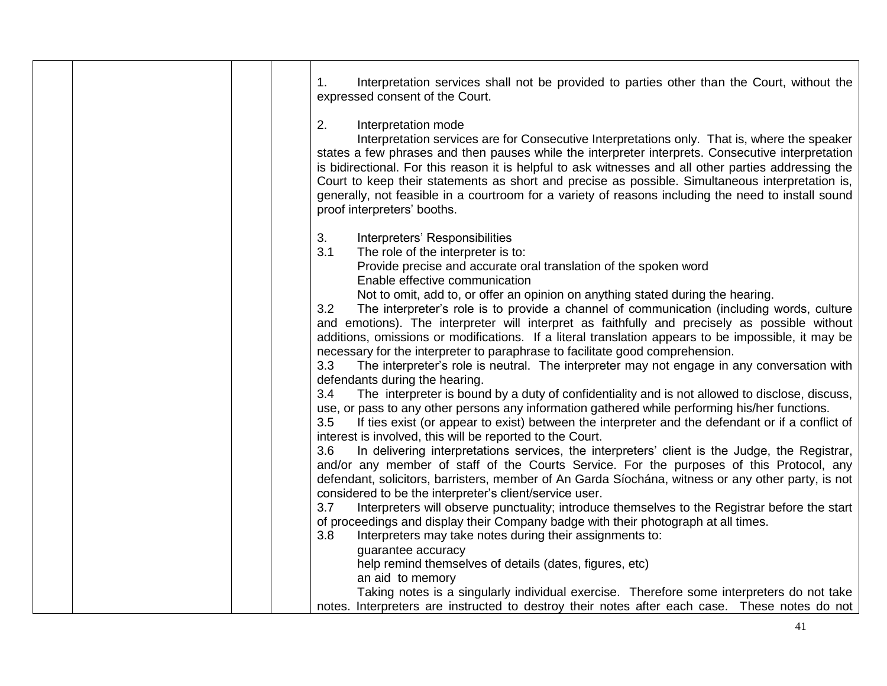1. Interpretation services shall not be provided to parties other than the Court, without the expressed consent of the Court.

2. Interpretation mode

Interpretation services are for Consecutive Interpretations only. That is, where the speaker states a few phrases and then pauses while the interpreter interprets. Consecutive interpretation is bidirectional. For this reason it is helpful to ask witnesses and all other parties addressing the Court to keep their statements as short and precise as possible. Simultaneous interpretation is, generally, not feasible in a courtroom for a variety of reasons including the need to install sound proof interpreters' booths.

3. Interpreters' Responsibilities

3.1 The role of the interpreter is to:

Provide precise and accurate oral translation of the spoken word

Enable effective communication

Not to omit, add to, or offer an opinion on anything stated during the hearing.

3.2 The interpreter's role is to provide a channel of communication (including words, culture and emotions). The interpreter will interpret as faithfully and precisely as possible without additions, omissions or modifications. If a literal translation appears to be impossible, it may be necessary for the interpreter to paraphrase to facilitate good comprehension.

3.3 The interpreter's role is neutral. The interpreter may not engage in any conversation with defendants during the hearing.

3.4 The interpreter is bound by a duty of confidentiality and is not allowed to disclose, discuss, use, or pass to any other persons any information gathered while performing his/her functions.

3.5 If ties exist (or appear to exist) between the interpreter and the defendant or if a conflict of interest is involved, this will be reported to the Court.

3.6 In delivering interpretations services, the interpreters' client is the Judge, the Registrar, and/or any member of staff of the Courts Service. For the purposes of this Protocol, any defendant, solicitors, barristers, member of An Garda Síochána, witness or any other party, is not considered to be the interpreter's client/service user.

3.7 Interpreters will observe punctuality; introduce themselves to the Registrar before the start of proceedings and display their Company badge with their photograph at all times.

3.8 Interpreters may take notes during their assignments to:

guarantee accuracy

help remind themselves of details (dates, figures, etc)

an aid to memory

Taking notes is a singularly individual exercise. Therefore some interpreters do not take notes. Interpreters are instructed to destroy their notes after each case. These notes do not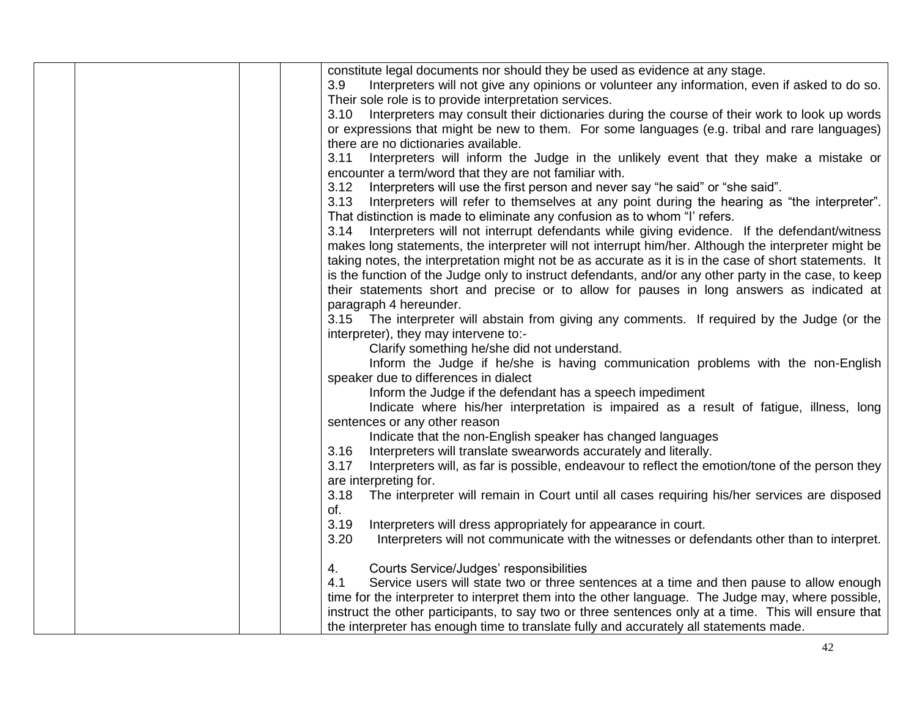| | | | | |
|---|---|---|---|---|
| | | | | constitute legal documents nor should they be used as evidence at any stage.<br>3.9 Interpreters will not give any opinions or volunteer any information, even if asked to do so. Their sole role is to provide interpretation services.<br>3.10 Interpreters may consult their dictionaries during the course of their work to look up words or expressions that might be new to them. For some languages (e.g. tribal and rare languages) there are no dictionaries available.<br>3.11 Interpreters will inform the Judge in the unlikely event that they make a mistake or encounter a term/word that they are not familiar with.<br>3.12 Interpreters will use the first person and never say "he said" or "she said".<br>3.13 Interpreters will refer to themselves at any point during the hearing as "the interpreter". That distinction is made to eliminate any confusion as to whom "I' refers.<br>3.14 Interpreters will not interrupt defendants while giving evidence. If the defendant/witness makes long statements, the interpreter will not interrupt him/her. Although the interpreter might be taking notes, the interpretation might not be as accurate as it is in the case of short statements. It is the function of the Judge only to instruct defendants, and/or any other party in the case, to keep their statements short and precise or to allow for pauses in long answers as indicated at paragraph 4 hereunder.<br>3.15 The interpreter will abstain from giving any comments. If required by the Judge (or the interpreter), they may intervene to:-<br>Clarify something he/she did not understand.<br>Inform the Judge if he/she is having communication problems with the non-English speaker due to differences in dialect<br>Inform the Judge if the defendant has a speech impediment<br>Indicate where his/her interpretation is impaired as a result of fatigue, illness, long sentences or any other reason<br>Indicate that the non-English speaker has changed languages<br>3.16 Interpreters will translate swearwords accurately and literally.<br>3.17 Interpreters will, as far is possible, endeavour to reflect the emotion/tone of the person they are interpreting for.<br>3.18 The interpreter will remain in Court until all cases requiring his/her services are disposed of.<br>3.19 Interpreters will dress appropriately for appearance in court.<br>3.20 Interpreters will not communicate with the witnesses or defendants other than to interpret.<br><br>4. Courts Service/Judges' responsibilities<br>4.1 Service users will state two or three sentences at a time and then pause to allow enough time for the interpreter to interpret them into the other language. The Judge may, where possible, instruct the other participants, to say two or three sentences only at a time. This will ensure that the interpreter has enough time to translate fully and accurately all statements made. |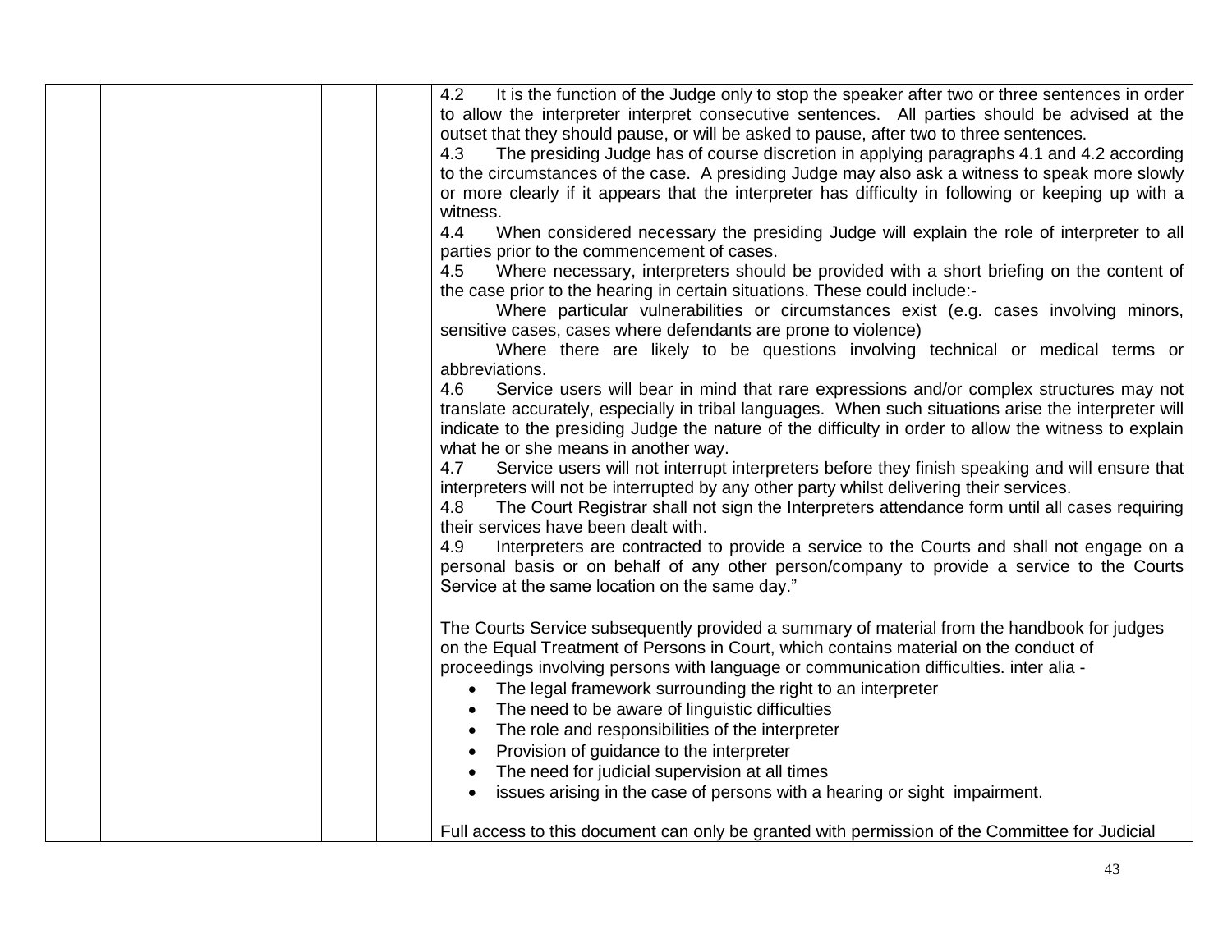| | | | | |
|---|---|---|---|---|
| | | | | 4.2 It is the function of the Judge only to stop the speaker after two or three sentences in order to allow the interpreter interpret consecutive sentences. All parties should be advised at the outset that they should pause, or will be asked to pause, after two to three sentences.<br>4.3 The presiding Judge has of course discretion in applying paragraphs 4.1 and 4.2 according to the circumstances of the case. A presiding Judge may also ask a witness to speak more slowly or more clearly if it appears that the interpreter has difficulty in following or keeping up with a witness.<br>4.4 When considered necessary the presiding Judge will explain the role of interpreter to all parties prior to the commencement of cases.<br>4.5 Where necessary, interpreters should be provided with a short briefing on the content of the case prior to the hearing in certain situations. These could include:-<br>Where particular vulnerabilities or circumstances exist (e.g. cases involving minors, sensitive cases, cases where defendants are prone to violence)<br>Where there are likely to be questions involving technical or medical terms or abbreviations.<br>4.6 Service users will bear in mind that rare expressions and/or complex structures may not translate accurately, especially in tribal languages. When such situations arise the interpreter will indicate to the presiding Judge the nature of the difficulty in order to allow the witness to explain what he or she means in another way.<br>4.7 Service users will not interrupt interpreters before they finish speaking and will ensure that interpreters will not be interrupted by any other party whilst delivering their services.<br>4.8 The Court Registrar shall not sign the Interpreters attendance form until all cases requiring their services have been dealt with.<br>4.9 Interpreters are contracted to provide a service to the Courts and shall not engage on a personal basis or on behalf of any other person/company to provide a service to the Courts Service at the same location on the same day."<br><br>The Courts Service subsequently provided a summary of material from the handbook for judges on the Equal Treatment of Persons in Court, which contains material on the conduct of proceedings involving persons with language or communication difficulties. inter alia -<br>• The legal framework surrounding the right to an interpreter<br>• The need to be aware of linguistic difficulties<br>• The role and responsibilities of the interpreter<br>• Provision of guidance to the interpreter<br>• The need for judicial supervision at all times<br>• issues arising in the case of persons with a hearing or sight impairment.<br><br>Full access to this document can only be granted with permission of the Committee for Judicial |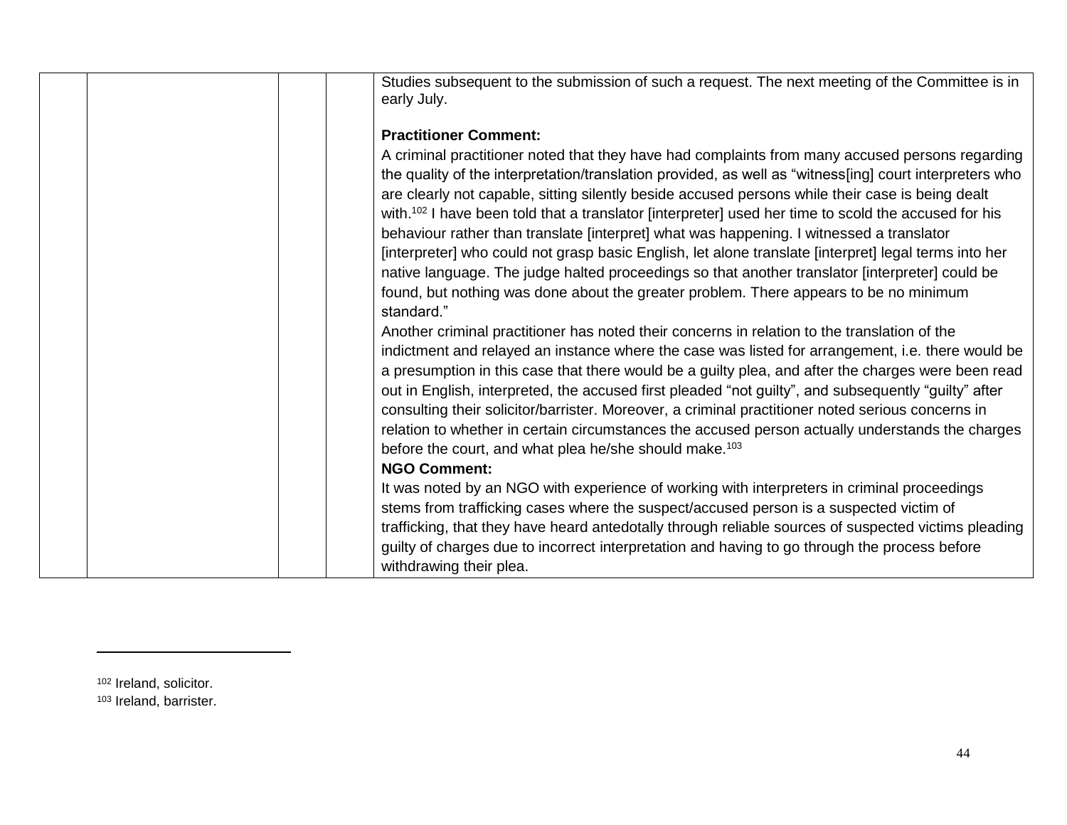| | | | | Studies subsequent to the submission of such a request. The next meeting of the Committee is in early July.<br><br>**Practitioner Comment:**<br>A criminal practitioner noted that they have had complaints from many accused persons regarding the quality of the interpretation/translation provided, as well as "witness[ing] court interpreters who are clearly not capable, sitting silently beside accused persons while their case is being dealt with.[102] I have been told that a translator [interpreter] used her time to scold the accused for his behaviour rather than translate [interpret] what was happening. I witnessed a translator [interpreter] who could not grasp basic English, let alone translate [interpret] legal terms into her native language. The judge halted proceedings so that another translator [interpreter] could be found, but nothing was done about the greater problem. There appears to be no minimum standard."<br>Another criminal practitioner has noted their concerns in relation to the translation of the indictment and relayed an instance where the case was listed for arrangement, i.e. there would be a presumption in this case that there would be a guilty plea, and after the charges were been read out in English, interpreted, the accused first pleaded "not guilty", and subsequently "guilty" after consulting their solicitor/barrister. Moreover, a criminal practitioner noted serious concerns in relation to whether in certain circumstances the accused person actually understands the charges before the court, and what plea he/she should make.[103]<br>**NGO Comment:**<br>It was noted by an NGO with experience of working with interpreters in criminal proceedings stems from trafficking cases where the suspect/accused person is a suspected victim of trafficking, that they have heard antedotally through reliable sources of suspected victims pleading guilty of charges due to incorrect interpretation and having to go through the process before withdrawing their plea. |
|---|---|---|---|---|

[102] Ireland, solicitor.

[103] Ireland, barrister.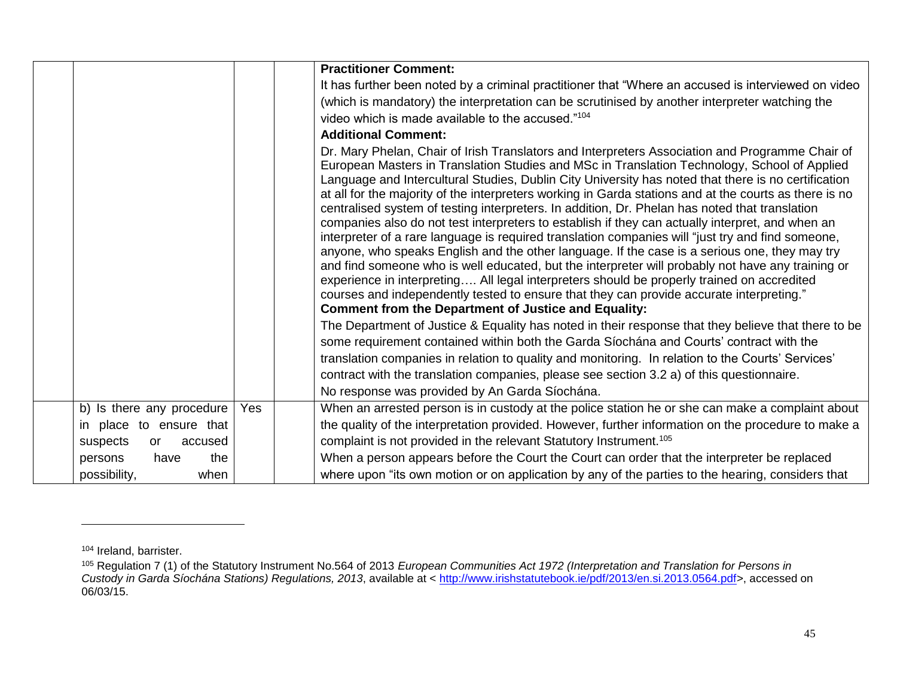| | | | | |
|---|---|---|---|---|
| | | | | **Practitioner Comment:**<br>It has further been noted by a criminal practitioner that "Where an accused is interviewed on video (which is mandatory) the interpretation can be scrutinised by another interpreter watching the video which is made available to the accused."[104]<br>**Additional Comment:**<br>Dr. Mary Phelan, Chair of Irish Translators and Interpreters Association and Programme Chair of European Masters in Translation Studies and MSc in Translation Technology, School of Applied Language and Intercultural Studies, Dublin City University has noted that there is no certification at all for the majority of the interpreters working in Garda stations and at the courts as there is no centralised system of testing interpreters. In addition, Dr. Phelan has noted that translation companies also do not test interpreters to establish if they can actually interpret, and when an interpreter of a rare language is required translation companies will "just try and find someone, anyone, who speaks English and the other language. If the case is a serious one, they may try and find someone who is well educated, but the interpreter will probably not have any training or experience in interpreting…. All legal interpreters should be properly trained on accredited courses and independently tested to ensure that they can provide accurate interpreting."<br>**Comment from the Department of Justice and Equality:**<br>The Department of Justice & Equality has noted in their response that they believe that there to be some requirement contained within both the Garda Síochána and Courts' contract with the translation companies in relation to quality and monitoring. In relation to the Courts' Services' contract with the translation companies, please see section 3.2 a) of this questionnaire.<br>No response was provided by An Garda Síochána. |
| | b) Is there any procedure in place to ensure that suspects or accused persons have the possibility, when | Yes | | When an arrested person is in custody at the police station he or she can make a complaint about the quality of the interpretation provided. However, further information on the procedure to make a complaint is not provided in the relevant Statutory Instrument.[105]<br>When a person appears before the Court the Court can order that the interpreter be replaced where upon "its own motion or on application by any of the parties to the hearing, considers that |

[104] Ireland, barrister.

[105] Regulation 7 (1) of the Statutory Instrument No.564 of 2013 *European Communities Act 1972 (Interpretation and Translation for Persons in Custody in Garda Síochána Stations) Regulations, 2013*, available at < http://www.irishstatutebook.ie/pdf/2013/en.si.2013.0564.pdf>, accessed on 06/03/15.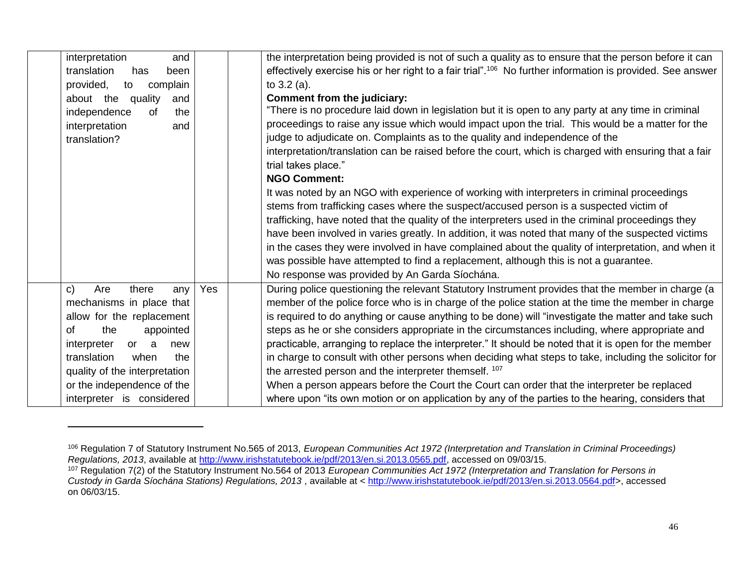|  |  |  |  |  |
|---|---|---|---|---|
|  | interpretation and translation has been provided, to complain about the quality and independence of the interpretation and translation? |  |  | the interpretation being provided is not of such a quality as to ensure that the person before it can effectively exercise his or her right to a fair trial".[106] No further information is provided. See answer to 3.2 (a).<br>**Comment from the judiciary:**<br>"There is no procedure laid down in legislation but it is open to any party at any time in criminal proceedings to raise any issue which would impact upon the trial. This would be a matter for the judge to adjudicate on. Complaints as to the quality and independence of the interpretation/translation can be raised before the court, which is charged with ensuring that a fair trial takes place."<br>**NGO Comment:**<br>It was noted by an NGO with experience of working with interpreters in criminal proceedings stems from trafficking cases where the suspect/accused person is a suspected victim of trafficking, have noted that the quality of the interpreters used in the criminal proceedings they have been involved in varies greatly. In addition, it was noted that many of the suspected victims in the cases they were involved in have complained about the quality of interpretation, and when it was possible have attempted to find a replacement, although this is not a guarantee.<br>No response was provided by An Garda Síochána. |
|  | c) Are there any mechanisms in place that allow for the replacement of the appointed interpreter or a new translation when the quality of the interpretation or the independence of the interpreter is considered | Yes |  | During police questioning the relevant Statutory Instrument provides that the member in charge (a member of the police force who is in charge of the police station at the time the member in charge is required to do anything or cause anything to be done) will "investigate the matter and take such steps as he or she considers appropriate in the circumstances including, where appropriate and practicable, arranging to replace the interpreter." It should be noted that it is open for the member in charge to consult with other persons when deciding what steps to take, including the solicitor for the arrested person and the interpreter themself. [107]<br>When a person appears before the Court the Court can order that the interpreter be replaced where upon "its own motion or on application by any of the parties to the hearing, considers that |

[106] Regulation 7 of Statutory Instrument No.565 of 2013, *European Communities Act 1972 (Interpretation and Translation in Criminal Proceedings) Regulations, 2013*, available at http://www.irishstatutebook.ie/pdf/2013/en.si.2013.0565.pdf, accessed on 09/03/15.

[107] Regulation 7(2) of the Statutory Instrument No.564 of 2013 *European Communities Act 1972 (Interpretation and Translation for Persons in Custody in Garda Síochána Stations) Regulations, 2013* , available at < http://www.irishstatutebook.ie/pdf/2013/en.si.2013.0564.pdf>, accessed on 06/03/15.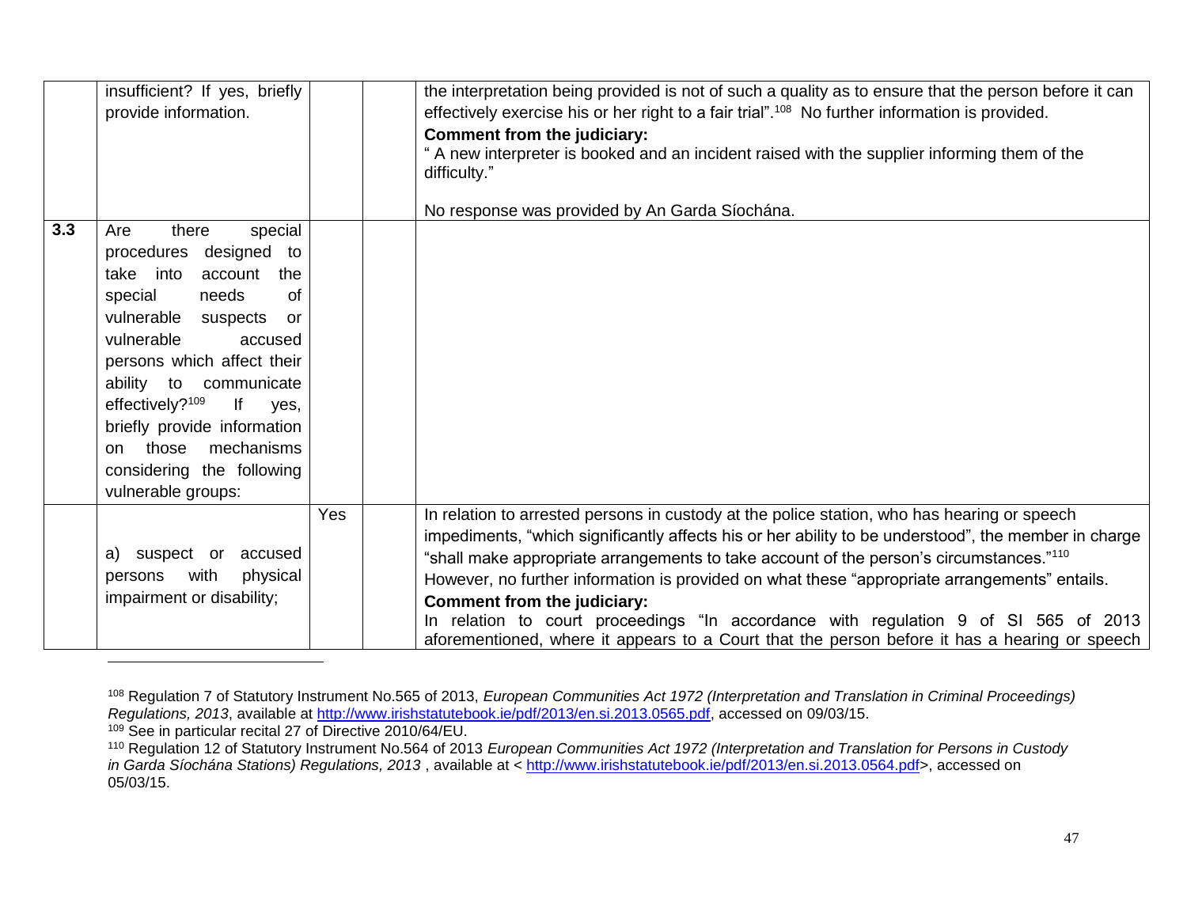| | | | | |
|---|---|---|---|---|
| | insufficient? If yes, briefly provide information. | | | the interpretation being provided is not of such a quality as to ensure that the person before it can effectively exercise his or her right to a fair trial".[108] No further information is provided.<br>**Comment from the judiciary:**<br>" A new interpreter is booked and an incident raised with the supplier informing them of the difficulty."<br><br>No response was provided by An Garda Síochána. |
| **3.3** | Are there special procedures designed to take into account the special needs of vulnerable suspects or vulnerable accused persons which affect their ability to communicate effectively?[109] If yes, briefly provide information on those mechanisms considering the following vulnerable groups: | | | |
| | a) suspect or accused persons with physical impairment or disability; | Yes | | In relation to arrested persons in custody at the police station, who has hearing or speech impediments, "which significantly affects his or her ability to be understood", the member in charge "shall make appropriate arrangements to take account of the person's circumstances."[110]<br>However, no further information is provided on what these "appropriate arrangements" entails.<br>**Comment from the judiciary:**<br>In relation to court proceedings "In accordance with regulation 9 of SI 565 of 2013 aforementioned, where it appears to a Court that the person before it has a hearing or speech |

[108] Regulation 7 of Statutory Instrument No.565 of 2013, *European Communities Act 1972 (Interpretation and Translation in Criminal Proceedings) Regulations, 2013*, available at http://www.irishstatutebook.ie/pdf/2013/en.si.2013.0565.pdf, accessed on 09/03/15.

[109] See in particular recital 27 of Directive 2010/64/EU.

[110] Regulation 12 of Statutory Instrument No.564 of 2013 *European Communities Act 1972 (Interpretation and Translation for Persons in Custody in Garda Síochána Stations) Regulations, 2013* , available at < http://www.irishstatutebook.ie/pdf/2013/en.si.2013.0564.pdf>, accessed on 05/03/15.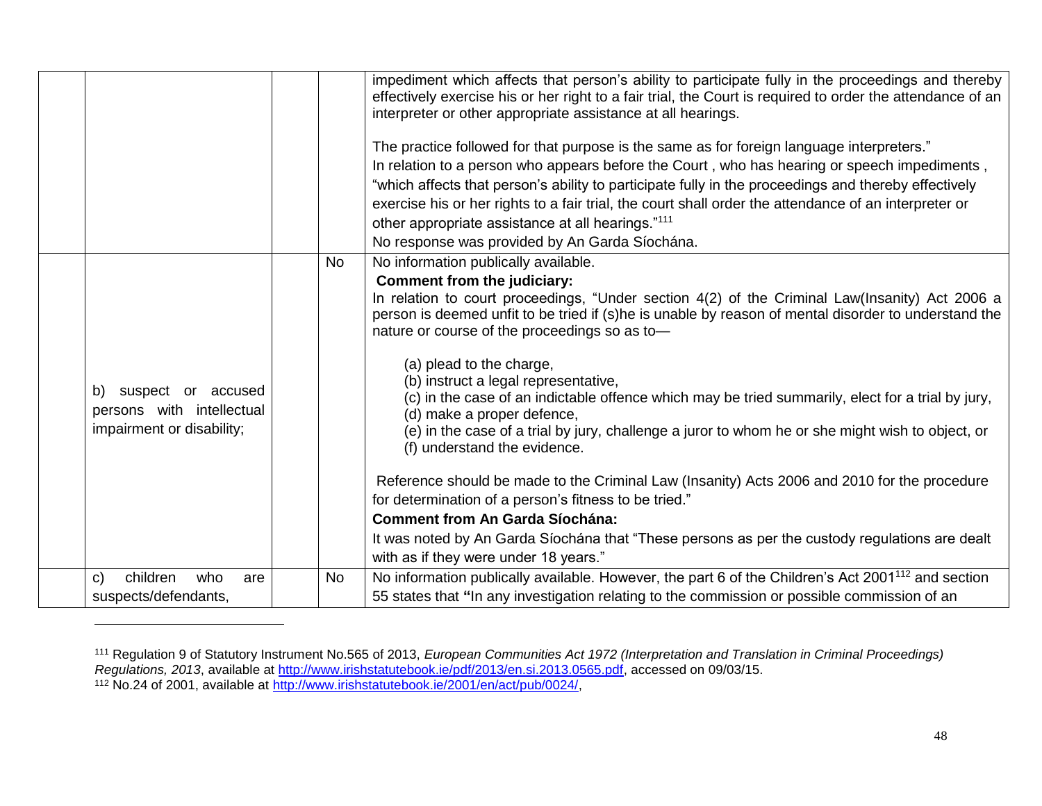| | | | | |
|---|---|---|---|---|
| | | | | impediment which affects that person's ability to participate fully in the proceedings and thereby effectively exercise his or her right to a fair trial, the Court is required to order the attendance of an interpreter or other appropriate assistance at all hearings.<br><br>The practice followed for that purpose is the same as for foreign language interpreters."<br>In relation to a person who appears before the Court , who has hearing or speech impediments , "which affects that person's ability to participate fully in the proceedings and thereby effectively exercise his or her rights to a fair trial, the court shall order the attendance of an interpreter or other appropriate assistance at all hearings."[111]<br>No response was provided by An Garda Síochána. |
| | b) suspect or accused persons with intellectual impairment or disability; | | No | No information publically available.<br>**Comment from the judiciary:**<br>In relation to court proceedings, "Under section 4(2) of the Criminal Law(Insanity) Act 2006 a person is deemed unfit to be tried if (s)he is unable by reason of mental disorder to understand the nature or course of the proceedings so as to—<br><br>(a) plead to the charge,<br>(b) instruct a legal representative,<br>(c) in the case of an indictable offence which may be tried summarily, elect for a trial by jury,<br>(d) make a proper defence,<br>(e) in the case of a trial by jury, challenge a juror to whom he or she might wish to object, or<br>(f) understand the evidence.<br><br>Reference should be made to the Criminal Law (Insanity) Acts 2006 and 2010 for the procedure for determination of a person's fitness to be tried."<br>**Comment from An Garda Síochána:**<br>It was noted by An Garda Síochána that "These persons as per the custody regulations are dealt with as if they were under 18 years." |
| | c) children who are suspects/defendants, | | No | No information publically available. However, the part 6 of the Children's Act 2001[112] and section 55 states that **"**In any investigation relating to the commission or possible commission of an |

[111] Regulation 9 of Statutory Instrument No.565 of 2013, *European Communities Act 1972 (Interpretation and Translation in Criminal Proceedings) Regulations, 2013*, available at http://www.irishstatutebook.ie/pdf/2013/en.si.2013.0565.pdf, accessed on 09/03/15.

[112] No.24 of 2001, available at http://www.irishstatutebook.ie/2001/en/act/pub/0024/,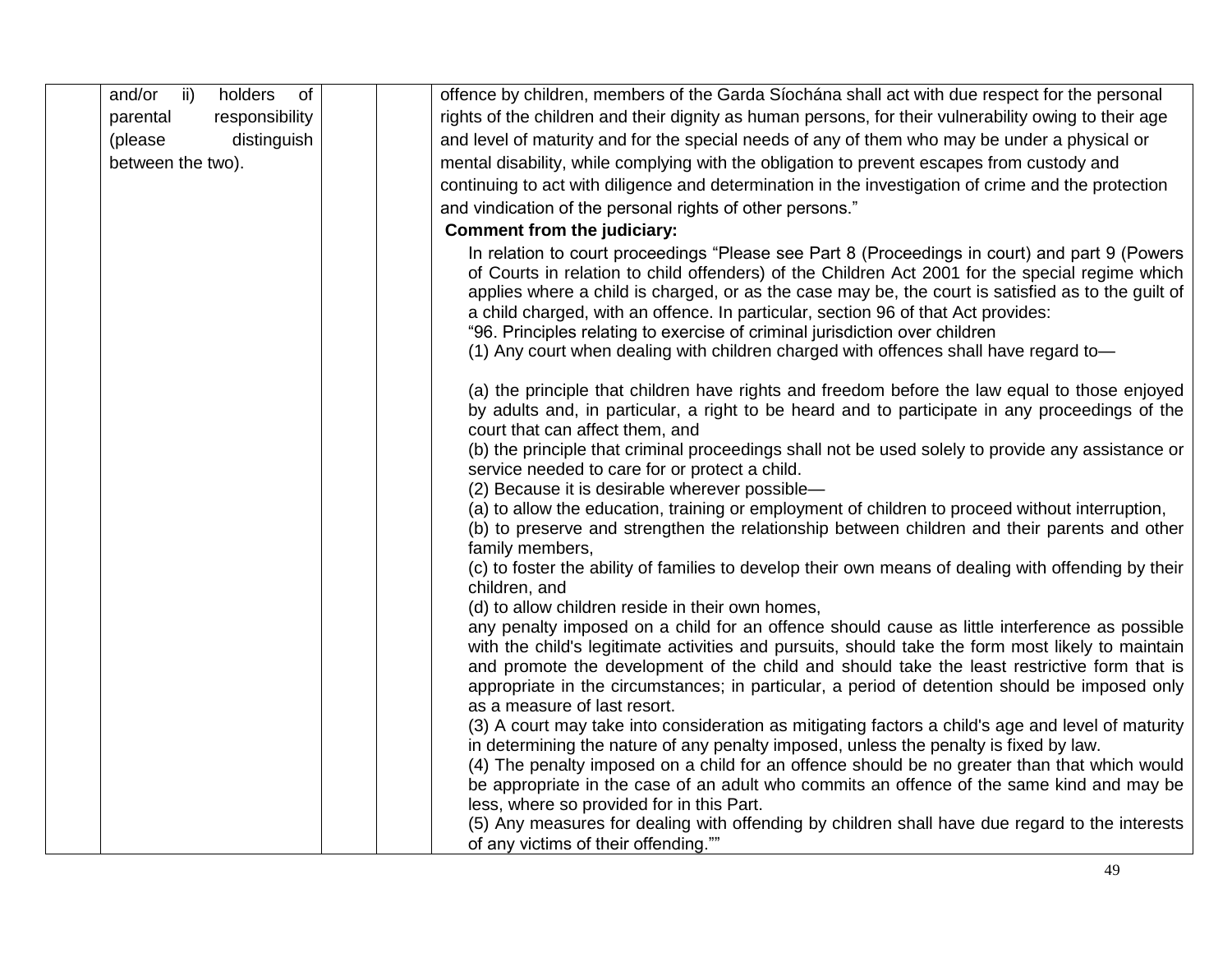| | | | | |
|---|---|---|---|---|
| | and/or ii) holders of parental responsibility (please distinguish between the two). | | | offence by children, members of the Garda Síochána shall act with due respect for the personal rights of the children and their dignity as human persons, for their vulnerability owing to their age and level of maturity and for the special needs of any of them who may be under a physical or mental disability, while complying with the obligation to prevent escapes from custody and continuing to act with diligence and determination in the investigation of crime and the protection and vindication of the personal rights of other persons."<br>**Comment from the judiciary:**<br>In relation to court proceedings "Please see Part 8 (Proceedings in court) and part 9 (Powers of Courts in relation to child offenders) of the Children Act 2001 for the special regime which applies where a child is charged, or as the case may be, the court is satisfied as to the guilt of a child charged, with an offence. In particular, section 96 of that Act provides:<br>"96. Principles relating to exercise of criminal jurisdiction over children<br>(1) Any court when dealing with children charged with offences shall have regard to—<br><br>(a) the principle that children have rights and freedom before the law equal to those enjoyed by adults and, in particular, a right to be heard and to participate in any proceedings of the court that can affect them, and<br>(b) the principle that criminal proceedings shall not be used solely to provide any assistance or service needed to care for or protect a child.<br>(2) Because it is desirable wherever possible—<br>(a) to allow the education, training or employment of children to proceed without interruption,<br>(b) to preserve and strengthen the relationship between children and their parents and other family members,<br>(c) to foster the ability of families to develop their own means of dealing with offending by their children, and<br>(d) to allow children reside in their own homes,<br>any penalty imposed on a child for an offence should cause as little interference as possible with the child's legitimate activities and pursuits, should take the form most likely to maintain and promote the development of the child and should take the least restrictive form that is appropriate in the circumstances; in particular, a period of detention should be imposed only as a measure of last resort.<br>(3) A court may take into consideration as mitigating factors a child's age and level of maturity in determining the nature of any penalty imposed, unless the penalty is fixed by law.<br>(4) The penalty imposed on a child for an offence should be no greater than that which would be appropriate in the case of an adult who commits an offence of the same kind and may be less, where so provided for in this Part.<br>(5) Any measures for dealing with offending by children shall have due regard to the interests of any victims of their offending."" |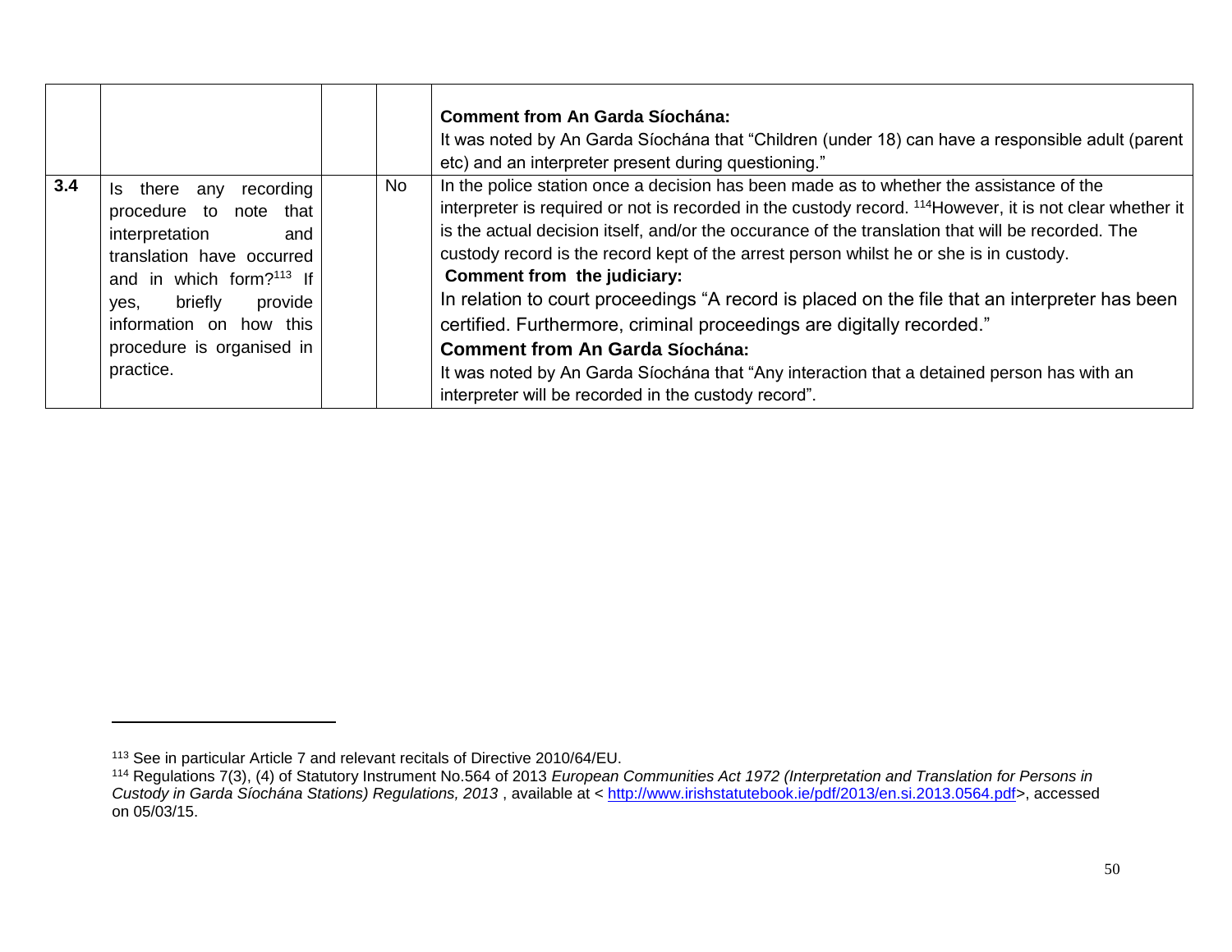| | | | | |
|---|---|---|---|---|
| | | | | **Comment from An Garda Síochána:** It was noted by An Garda Síochána that "Children (under 18) can have a responsible adult (parent etc) and an interpreter present during questioning." |
| **3.4** | Is there any recording procedure to note that interpretation and translation have occurred and in which form?[113] If yes, briefly provide information on how this procedure is organised in practice. | | No | In the police station once a decision has been made as to whether the assistance of the interpreter is required or not is recorded in the custody record. [114]However, it is not clear whether it is the actual decision itself, and/or the occurance of the translation that will be recorded. The custody record is the record kept of the arrest person whilst he or she is in custody. **Comment from the judiciary:** In relation to court proceedings "A record is placed on the file that an interpreter has been certified. Furthermore, criminal proceedings are digitally recorded." **Comment from An Garda Síochána:** It was noted by An Garda Síochána that "Any interaction that a detained person has with an interpreter will be recorded in the custody record". |

[113] See in particular Article 7 and relevant recitals of Directive 2010/64/EU.

[114] Regulations 7(3), (4) of Statutory Instrument No.564 of 2013 *European Communities Act 1972 (Interpretation and Translation for Persons in Custody in Garda Síochána Stations) Regulations, 2013* , available at < http://www.irishstatutebook.ie/pdf/2013/en.si.2013.0564.pdf>, accessed on 05/03/15.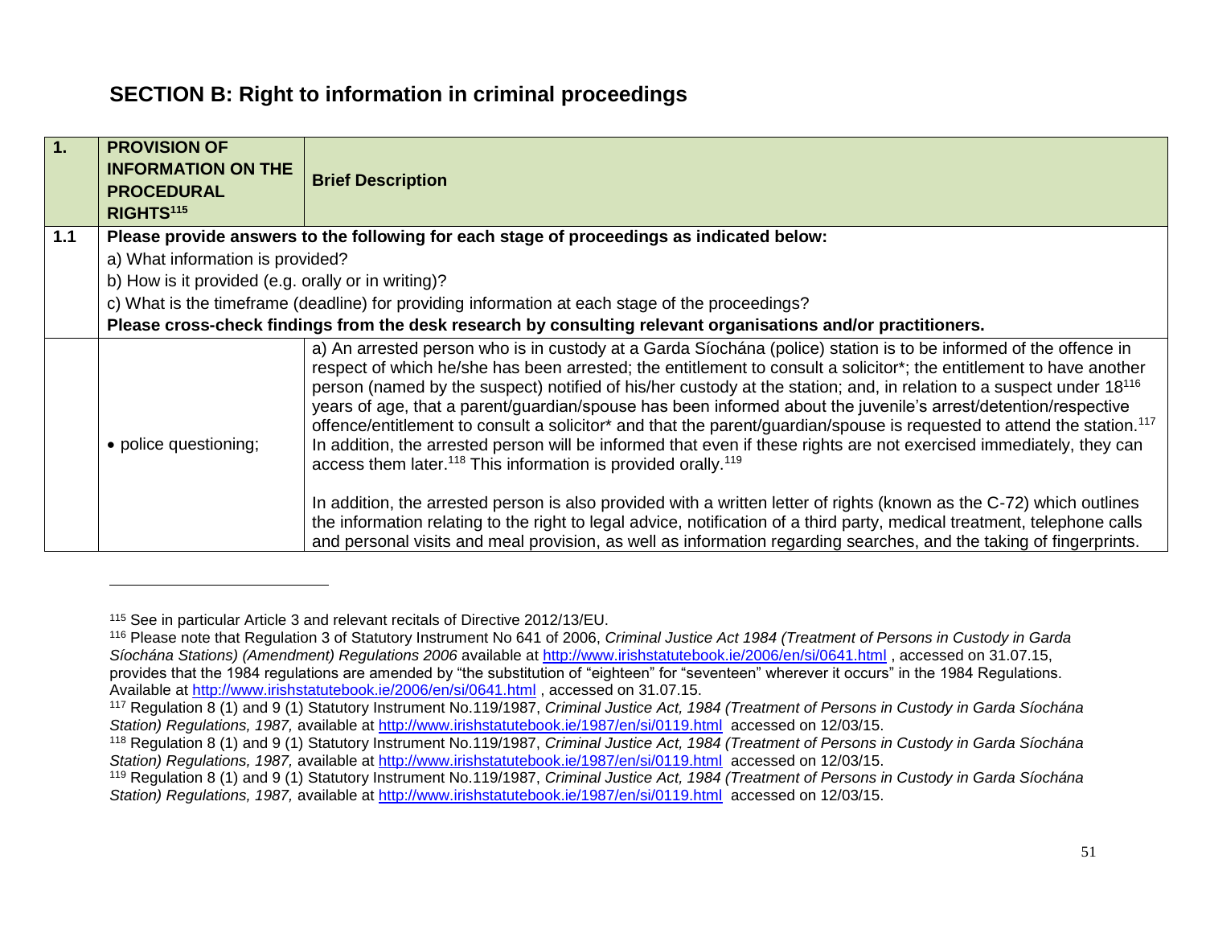## SECTION B: Right to information in criminal proceedings

| 1. | PROVISION OF INFORMATION ON THE PROCEDURAL RIGHTS[115] | Brief Description |
|---|---|---|
| 1.1 | **Please provide answers to the following for each stage of proceedings as indicated below:**<br>a) What information is provided?<br>b) How is it provided (e.g. orally or in writing)?<br>c) What is the timeframe (deadline) for providing information at each stage of the proceedings?<br>**Please cross-check findings from the desk research by consulting relevant organisations and/or practitioners.** | |
| | • police questioning; | a) An arrested person who is in custody at a Garda Síochána (police) station is to be informed of the offence in respect of which he/she has been arrested; the entitlement to consult a solicitor*; the entitlement to have another person (named by the suspect) notified of his/her custody at the station; and, in relation to a suspect under 18[116] years of age, that a parent/guardian/spouse has been informed about the juvenile's arrest/detention/respective offence/entitlement to consult a solicitor* and that the parent/guardian/spouse is requested to attend the station.[117] In addition, the arrested person will be informed that even if these rights are not exercised immediately, they can access them later.[118] This information is provided orally.[119]<br><br>In addition, the arrested person is also provided with a written letter of rights (known as the C-72) which outlines the information relating to the right to legal advice, notification of a third party, medical treatment, telephone calls and personal visits and meal provision, as well as information regarding searches, and the taking of fingerprints. |

---

[115] See in particular Article 3 and relevant recitals of Directive 2012/13/EU.

[116] Please note that Regulation 3 of Statutory Instrument No 641 of 2006, *Criminal Justice Act 1984 (Treatment of Persons in Custody in Garda Síochána Stations) (Amendment) Regulations 2006* available at http://www.irishstatutebook.ie/2006/en/si/0641.html , accessed on 31.07.15, provides that the 1984 regulations are amended by "the substitution of "eighteen" for "seventeen" wherever it occurs" in the 1984 Regulations. Available at http://www.irishstatutebook.ie/2006/en/si/0641.html , accessed on 31.07.15.

[117] Regulation 8 (1) and 9 (1) Statutory Instrument No.119/1987, *Criminal Justice Act, 1984 (Treatment of Persons in Custody in Garda Síochána Station) Regulations, 1987,* available at http://www.irishstatutebook.ie/1987/en/si/0119.html accessed on 12/03/15.

[118] Regulation 8 (1) and 9 (1) Statutory Instrument No.119/1987, *Criminal Justice Act, 1984 (Treatment of Persons in Custody in Garda Síochána Station) Regulations, 1987,* available at http://www.irishstatutebook.ie/1987/en/si/0119.html accessed on 12/03/15.

[119] Regulation 8 (1) and 9 (1) Statutory Instrument No.119/1987, *Criminal Justice Act, 1984 (Treatment of Persons in Custody in Garda Síochána Station) Regulations, 1987,* available at http://www.irishstatutebook.ie/1987/en/si/0119.html accessed on 12/03/15.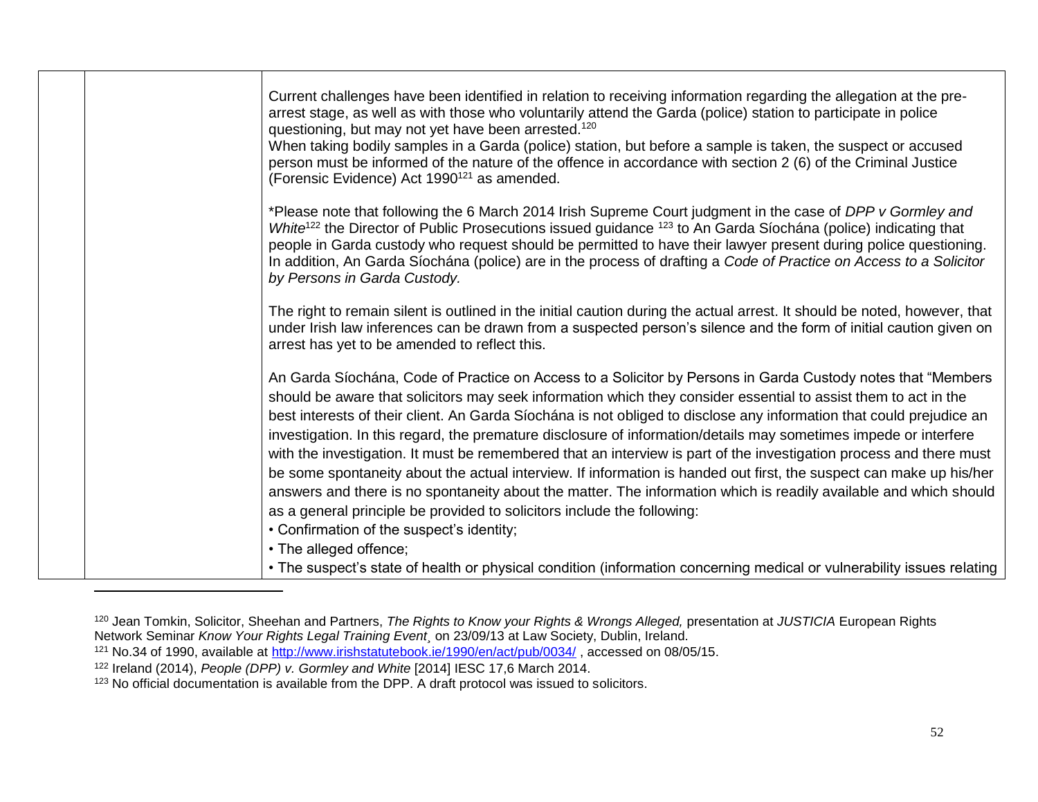| | | |
|---|---|---|
| | | Current challenges have been identified in relation to receiving information regarding the allegation at the pre-arrest stage, as well as with those who voluntarily attend the Garda (police) station to participate in police questioning, but may not yet have been arrested.[120] When taking bodily samples in a Garda (police) station, but before a sample is taken, the suspect or accused person must be informed of the nature of the offence in accordance with section 2 (6) of the Criminal Justice (Forensic Evidence) Act 1990[121] as amended. <br><br> *Please note that following the 6 March 2014 Irish Supreme Court judgment in the case of *DPP v Gormley and White*[122] the Director of Public Prosecutions issued guidance [123] to An Garda Síochána (police) indicating that people in Garda custody who request should be permitted to have their lawyer present during police questioning. In addition, An Garda Síochána (police) are in the process of drafting a *Code of Practice on Access to a Solicitor by Persons in Garda Custody.* <br><br> The right to remain silent is outlined in the initial caution during the actual arrest. It should be noted, however, that under Irish law inferences can be drawn from a suspected person's silence and the form of initial caution given on arrest has yet to be amended to reflect this. <br><br> An Garda Síochána, Code of Practice on Access to a Solicitor by Persons in Garda Custody notes that "Members should be aware that solicitors may seek information which they consider essential to assist them to act in the best interests of their client. An Garda Síochána is not obliged to disclose any information that could prejudice an investigation. In this regard, the premature disclosure of information/details may sometimes impede or interfere with the investigation. It must be remembered that an interview is part of the investigation process and there must be some spontaneity about the actual interview. If information is handed out first, the suspect can make up his/her answers and there is no spontaneity about the matter. The information which is readily available and which should as a general principle be provided to solicitors include the following: <br> • Confirmation of the suspect's identity; <br> • The alleged offence; <br> • The suspect's state of health or physical condition (information concerning medical or vulnerability issues relating |

[120] Jean Tomkin, Solicitor, Sheehan and Partners, *The Rights to Know your Rights & Wrongs Alleged,* presentation at *JUSTICIA* European Rights Network Seminar *Know Your Rights Legal Training Event*¸ on 23/09/13 at Law Society, Dublin, Ireland.

[121] No.34 of 1990, available at http://www.irishstatutebook.ie/1990/en/act/pub/0034/ , accessed on 08/05/15.

[122] Ireland (2014), *People (DPP) v. Gormley and White* [2014] IESC 17,6 March 2014.

[123] No official documentation is available from the DPP. A draft protocol was issued to solicitors.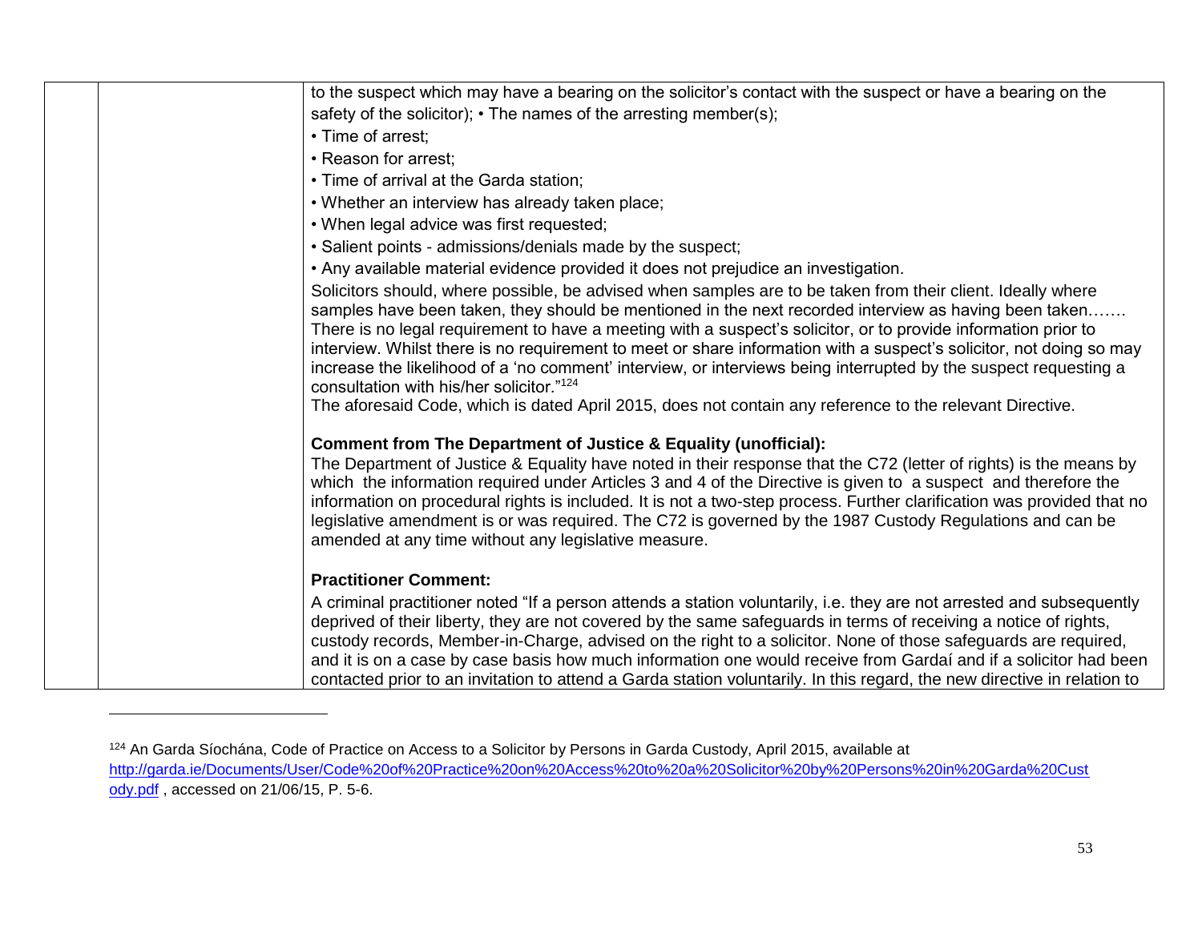| | | |
|---|---|---|
| | | to the suspect which may have a bearing on the solicitor's contact with the suspect or have a bearing on the safety of the solicitor); • The names of the arresting member(s);<br>• Time of arrest;<br>• Reason for arrest;<br>• Time of arrival at the Garda station;<br>• Whether an interview has already taken place;<br>• When legal advice was first requested;<br>• Salient points - admissions/denials made by the suspect;<br>• Any available material evidence provided it does not prejudice an investigation.<br>Solicitors should, where possible, be advised when samples are to be taken from their client. Ideally where samples have been taken, they should be mentioned in the next recorded interview as having been taken……. There is no legal requirement to have a meeting with a suspect's solicitor, or to provide information prior to interview. Whilst there is no requirement to meet or share information with a suspect's solicitor, not doing so may increase the likelihood of a 'no comment' interview, or interviews being interrupted by the suspect requesting a consultation with his/her solicitor."[124]<br>The aforesaid Code, which is dated April 2015, does not contain any reference to the relevant Directive.<br><br>**Comment from The Department of Justice & Equality (unofficial):**<br>The Department of Justice & Equality have noted in their response that the C72 (letter of rights) is the means by which the information required under Articles 3 and 4 of the Directive is given to a suspect and therefore the information on procedural rights is included. It is not a two-step process. Further clarification was provided that no legislative amendment is or was required. The C72 is governed by the 1987 Custody Regulations and can be amended at any time without any legislative measure.<br><br>**Practitioner Comment:**<br>A criminal practitioner noted "If a person attends a station voluntarily, i.e. they are not arrested and subsequently deprived of their liberty, they are not covered by the same safeguards in terms of receiving a notice of rights, custody records, Member-in-Charge, advised on the right to a solicitor. None of those safeguards are required, and it is on a case by case basis how much information one would receive from Gardaí and if a solicitor had been contacted prior to an invitation to attend a Garda station voluntarily. In this regard, the new directive in relation to |

[124] An Garda Síochána, Code of Practice on Access to a Solicitor by Persons in Garda Custody, April 2015, available at http://garda.ie/Documents/User/Code%20of%20Practice%20on%20Access%20to%20a%20Solicitor%20by%20Persons%20in%20Garda%20Custody.pdf , accessed on 21/06/15, P. 5-6.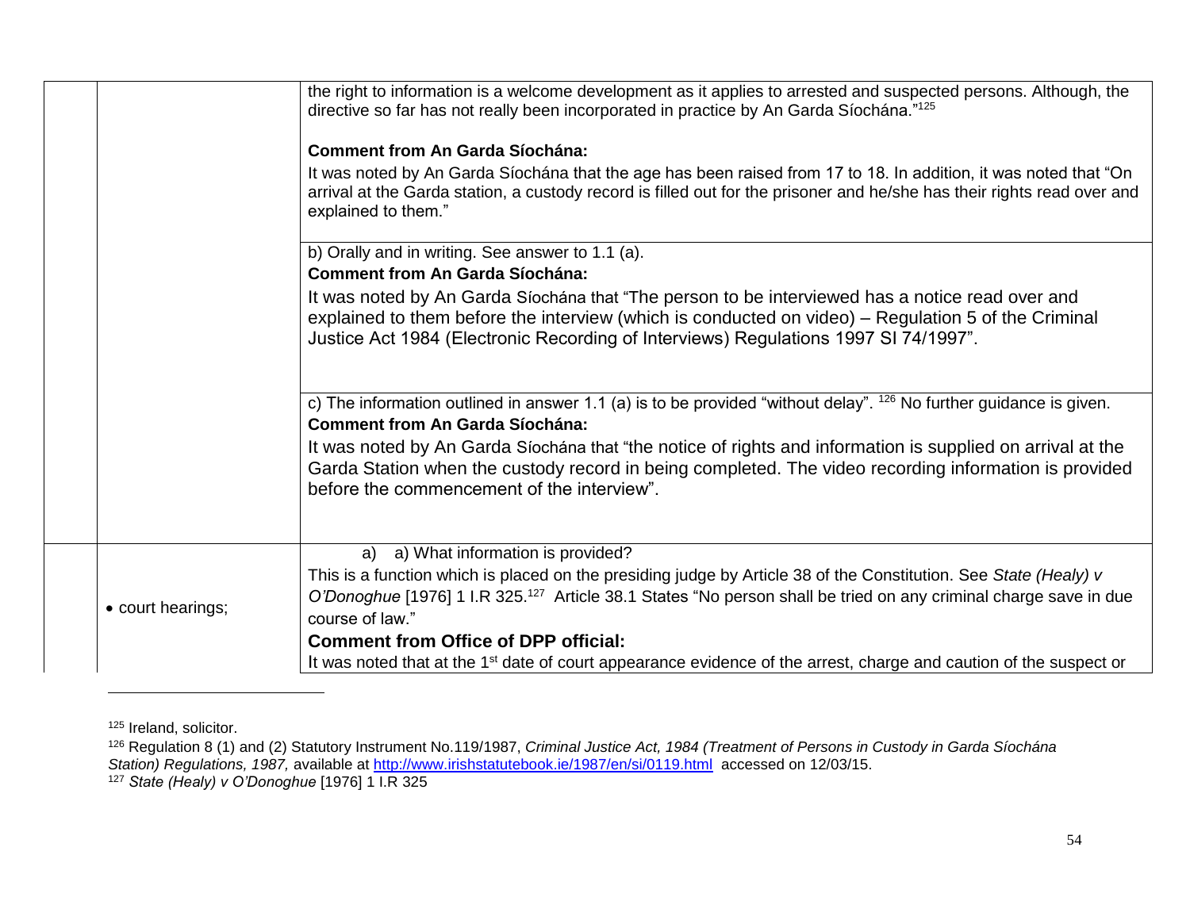| | | |
|---|---|---|
| | | the right to information is a welcome development as it applies to arrested and suspected persons. Although, the directive so far has not really been incorporated in practice by An Garda Síochána."[125]<br><br>**Comment from An Garda Síochána:**<br>It was noted by An Garda Síochána that the age has been raised from 17 to 18. In addition, it was noted that "On arrival at the Garda station, a custody record is filled out for the prisoner and he/she has their rights read over and explained to them." |
| | | b) Orally and in writing. See answer to 1.1 (a).<br>**Comment from An Garda Síochána:**<br>It was noted by An Garda Síochána that "The person to be interviewed has a notice read over and explained to them before the interview (which is conducted on video) – Regulation 5 of the Criminal Justice Act 1984 (Electronic Recording of Interviews) Regulations 1997 SI 74/1997". |
| | | c) The information outlined in answer 1.1 (a) is to be provided "without delay". [126] No further guidance is given.<br>**Comment from An Garda Síochána:**<br>It was noted by An Garda Síochána that "the notice of rights and information is supplied on arrival at the Garda Station when the custody record in being completed. The video recording information is provided before the commencement of the interview". |
| | • court hearings; | a) a) What information is provided?<br>This is a function which is placed on the presiding judge by Article 38 of the Constitution. See *State (Healy) v O'Donoghue* [1976] 1 I.R 325.[127] Article 38.1 States "No person shall be tried on any criminal charge save in due course of law."<br>**Comment from Office of DPP official:**<br>It was noted that at the 1st date of court appearance evidence of the arrest, charge and caution of the suspect or |

[125] Ireland, solicitor.

[126] Regulation 8 (1) and (2) Statutory Instrument No.119/1987, *Criminal Justice Act, 1984 (Treatment of Persons in Custody in Garda Síochána Station) Regulations, 1987,* available at http://www.irishstatutebook.ie/1987/en/si/0119.html accessed on 12/03/15.

[127] *State (Healy) v O'Donoghue* [1976] 1 I.R 325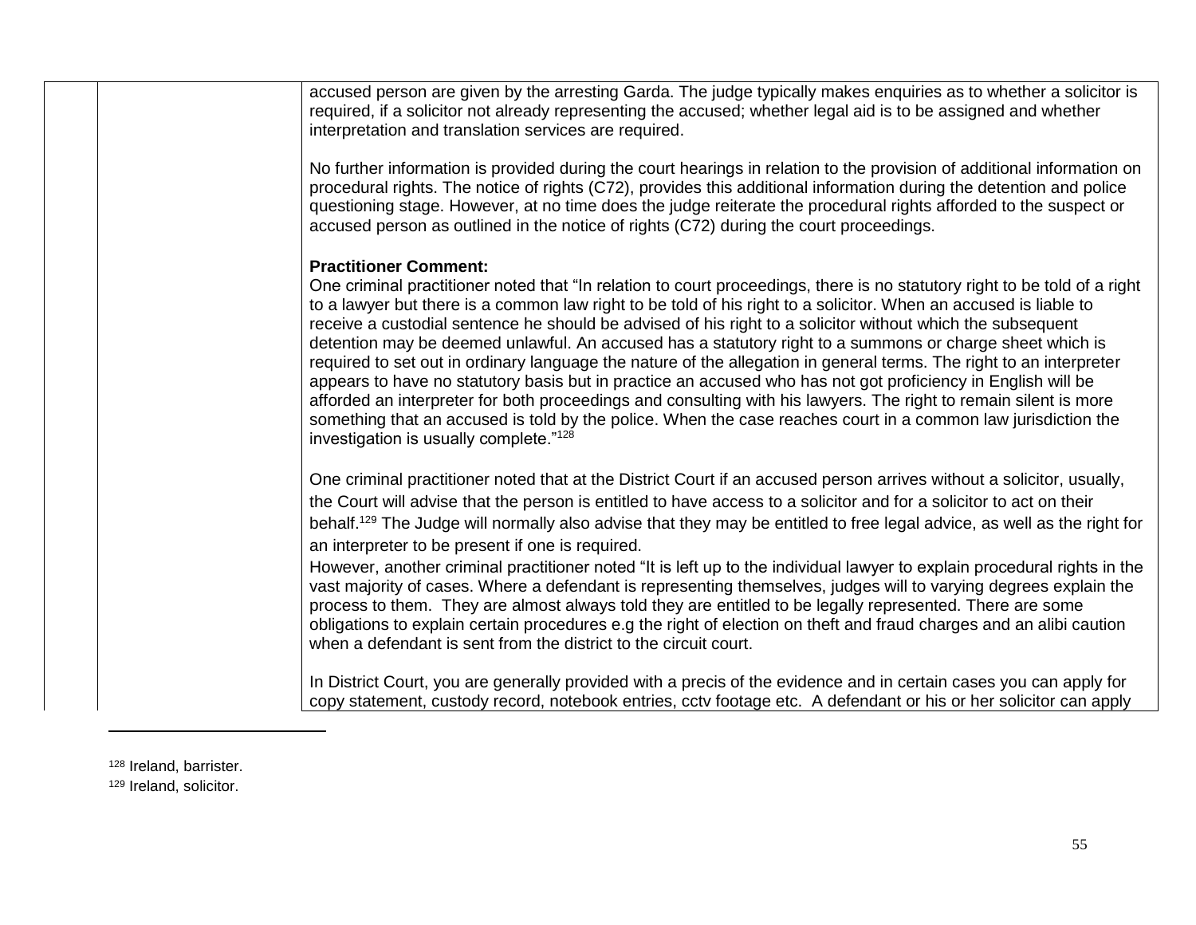accused person are given by the arresting Garda. The judge typically makes enquiries as to whether a solicitor is required, if a solicitor not already representing the accused; whether legal aid is to be assigned and whether interpretation and translation services are required.

No further information is provided during the court hearings in relation to the provision of additional information on procedural rights. The notice of rights (C72), provides this additional information during the detention and police questioning stage. However, at no time does the judge reiterate the procedural rights afforded to the suspect or accused person as outlined in the notice of rights (C72) during the court proceedings.

**Practitioner Comment:**
One criminal practitioner noted that "In relation to court proceedings, there is no statutory right to be told of a right to a lawyer but there is a common law right to be told of his right to a solicitor. When an accused is liable to receive a custodial sentence he should be advised of his right to a solicitor without which the subsequent detention may be deemed unlawful. An accused has a statutory right to a summons or charge sheet which is required to set out in ordinary language the nature of the allegation in general terms. The right to an interpreter appears to have no statutory basis but in practice an accused who has not got proficiency in English will be afforded an interpreter for both proceedings and consulting with his lawyers. The right to remain silent is more something that an accused is told by the police. When the case reaches court in a common law jurisdiction the investigation is usually complete."[128]

One criminal practitioner noted that at the District Court if an accused person arrives without a solicitor, usually, the Court will advise that the person is entitled to have access to a solicitor and for a solicitor to act on their behalf.[129] The Judge will normally also advise that they may be entitled to free legal advice, as well as the right for an interpreter to be present if one is required.

However, another criminal practitioner noted "It is left up to the individual lawyer to explain procedural rights in the vast majority of cases. Where a defendant is representing themselves, judges will to varying degrees explain the process to them. They are almost always told they are entitled to be legally represented. There are some obligations to explain certain procedures e.g the right of election on theft and fraud charges and an alibi caution when a defendant is sent from the district to the circuit court.

In District Court, you are generally provided with a precis of the evidence and in certain cases you can apply for copy statement, custody record, notebook entries, cctv footage etc. A defendant or his or her solicitor can apply

---

[128] Ireland, barrister.

[129] Ireland, solicitor.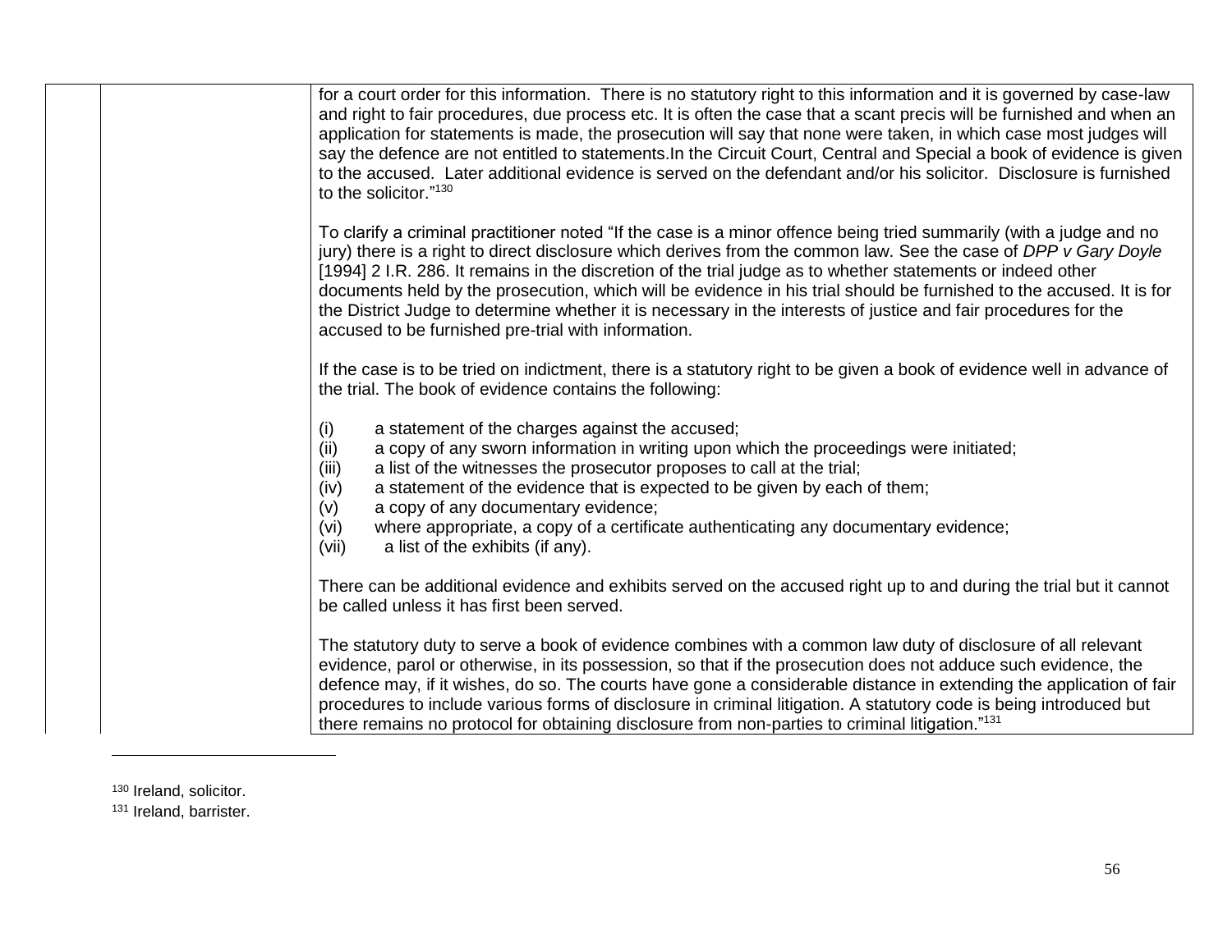for a court order for this information. There is no statutory right to this information and it is governed by case-law and right to fair procedures, due process etc. It is often the case that a scant precis will be furnished and when an application for statements is made, the prosecution will say that none were taken, in which case most judges will say the defence are not entitled to statements.In the Circuit Court, Central and Special a book of evidence is given to the accused. Later additional evidence is served on the defendant and/or his solicitor. Disclosure is furnished to the solicitor."[130]

To clarify a criminal practitioner noted "If the case is a minor offence being tried summarily (with a judge and no jury) there is a right to direct disclosure which derives from the common law. See the case of *DPP v Gary Doyle* [1994] 2 I.R. 286. It remains in the discretion of the trial judge as to whether statements or indeed other documents held by the prosecution, which will be evidence in his trial should be furnished to the accused. It is for the District Judge to determine whether it is necessary in the interests of justice and fair procedures for the accused to be furnished pre-trial with information.

If the case is to be tried on indictment, there is a statutory right to be given a book of evidence well in advance of the trial. The book of evidence contains the following:

(i) a statement of the charges against the accused;
(ii) a copy of any sworn information in writing upon which the proceedings were initiated;
(iii) a list of the witnesses the prosecutor proposes to call at the trial;
(iv) a statement of the evidence that is expected to be given by each of them;
(v) a copy of any documentary evidence;
(vi) where appropriate, a copy of a certificate authenticating any documentary evidence;
(vii) a list of the exhibits (if any).

There can be additional evidence and exhibits served on the accused right up to and during the trial but it cannot be called unless it has first been served.

The statutory duty to serve a book of evidence combines with a common law duty of disclosure of all relevant evidence, parol or otherwise, in its possession, so that if the prosecution does not adduce such evidence, the defence may, if it wishes, do so. The courts have gone a considerable distance in extending the application of fair procedures to include various forms of disclosure in criminal litigation. A statutory code is being introduced but there remains no protocol for obtaining disclosure from non-parties to criminal litigation."[131]

---

[130] Ireland, solicitor.
[131] Ireland, barrister.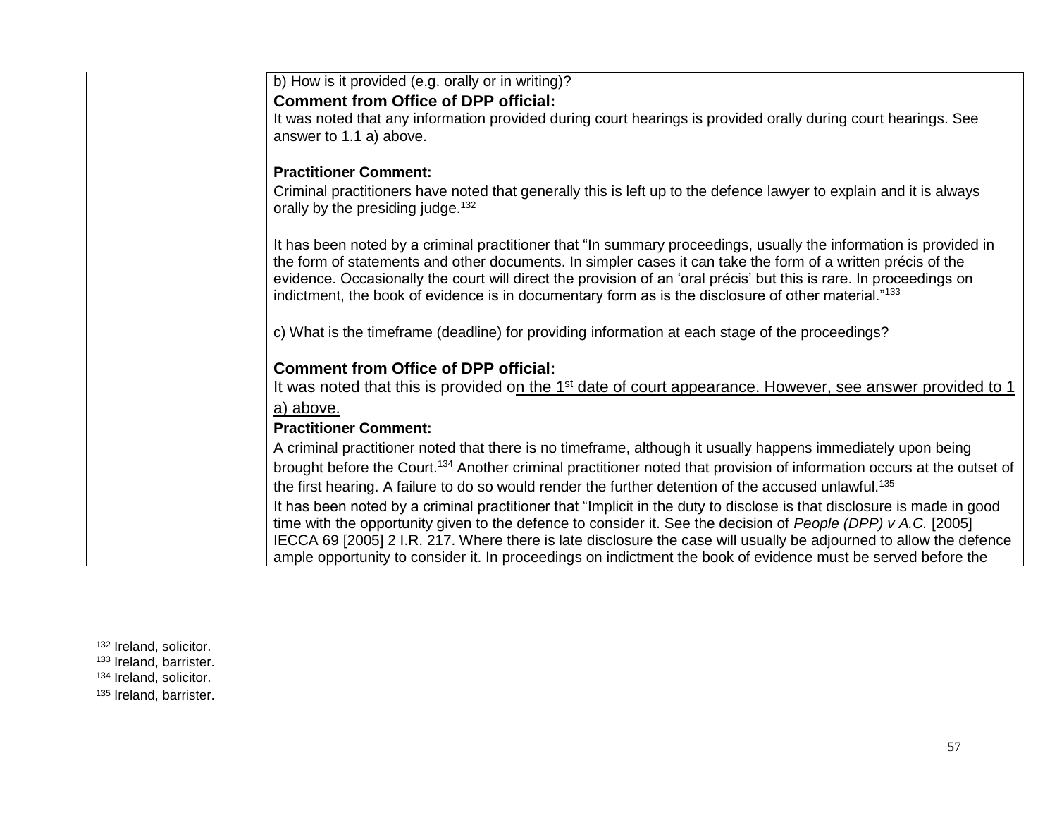| | | |
|---|---|---|
| | | b) How is it provided (e.g. orally or in writing)?<br>**Comment from Office of DPP official:**<br>It was noted that any information provided during court hearings is provided orally during court hearings. See answer to 1.1 a) above.<br><br>**Practitioner Comment:**<br>Criminal practitioners have noted that generally this is left up to the defence lawyer to explain and it is always orally by the presiding judge.[132]<br><br>It has been noted by a criminal practitioner that "In summary proceedings, usually the information is provided in the form of statements and other documents. In simpler cases it can take the form of a written précis of the evidence. Occasionally the court will direct the provision of an 'oral précis' but this is rare. In proceedings on indictment, the book of evidence is in documentary form as is the disclosure of other material."[133] |
| | | c) What is the timeframe (deadline) for providing information at each stage of the proceedings?<br><br>**Comment from Office of DPP official:**<br>It was noted that this is provided on the 1st date of court appearance. However, see answer provided to 1 a) above.<br>**Practitioner Comment:**<br>A criminal practitioner noted that there is no timeframe, although it usually happens immediately upon being brought before the Court.[134] Another criminal practitioner noted that provision of information occurs at the outset of the first hearing. A failure to do so would render the further detention of the accused unlawful.[135]<br>It has been noted by a criminal practitioner that "Implicit in the duty to disclose is that disclosure is made in good time with the opportunity given to the defence to consider it. See the decision of *People (DPP) v A.C.* [2005] IECCA 69 [2005] 2 I.R. 217. Where there is late disclosure the case will usually be adjourned to allow the defence ample opportunity to consider it. In proceedings on indictment the book of evidence must be served before the |

[132] Ireland, solicitor.
[133] Ireland, barrister.
[134] Ireland, solicitor.
[135] Ireland, barrister.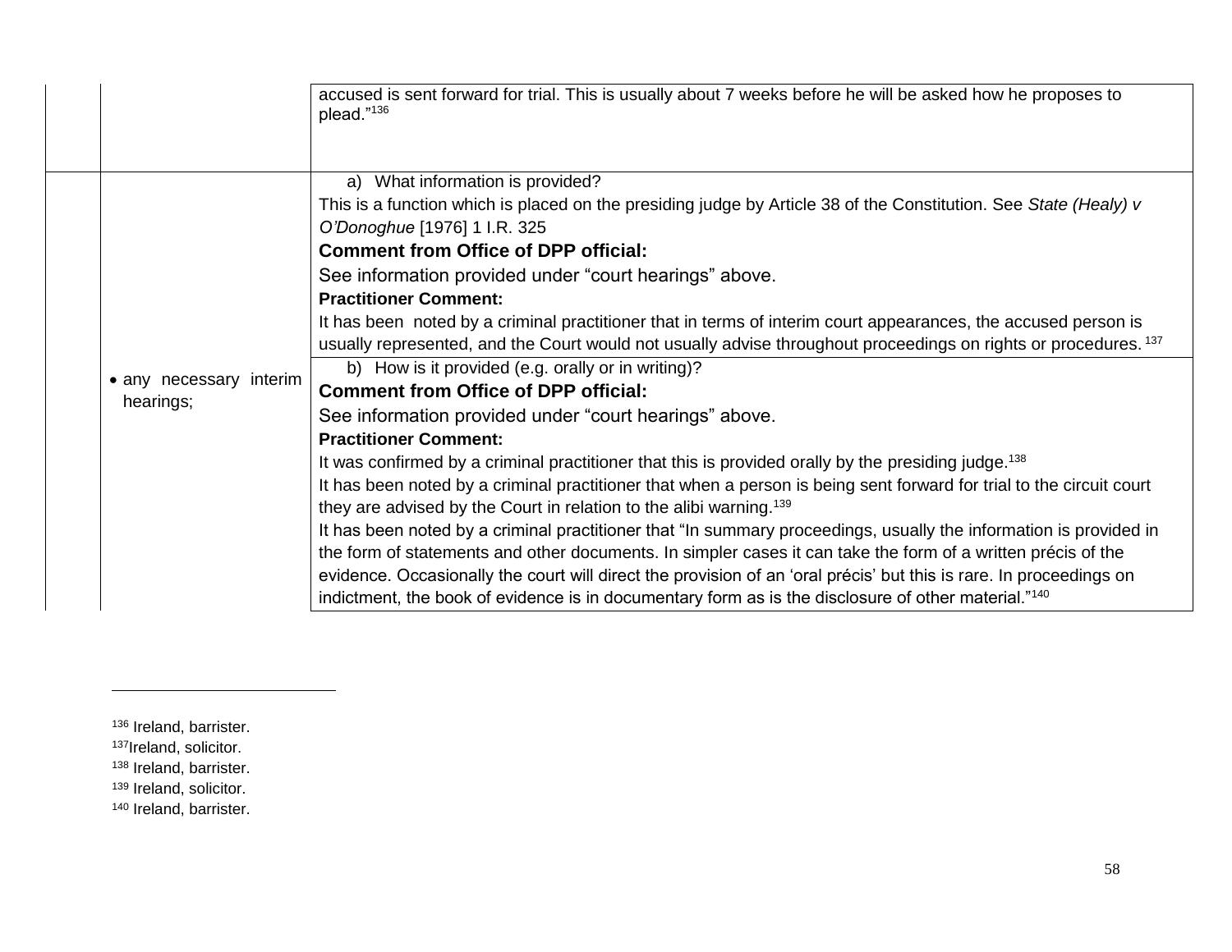| | | |
|---|---|---|
| | | accused is sent forward for trial. This is usually about 7 weeks before he will be asked how he proposes to plead."[136] |
| | • any necessary interim hearings; | a) What information is provided?<br>This is a function which is placed on the presiding judge by Article 38 of the Constitution. See *State (Healy) v O'Donoghue* [1976] 1 I.R. 325<br>**Comment from Office of DPP official:**<br>See information provided under "court hearings" above.<br>**Practitioner Comment:**<br>It has been noted by a criminal practitioner that in terms of interim court appearances, the accused person is usually represented, and the Court would not usually advise throughout proceedings on rights or procedures.[137] |
| | | b) How is it provided (e.g. orally or in writing)?<br>**Comment from Office of DPP official:**<br>See information provided under "court hearings" above.<br>**Practitioner Comment:**<br>It was confirmed by a criminal practitioner that this is provided orally by the presiding judge.[138]<br>It has been noted by a criminal practitioner that when a person is being sent forward for trial to the circuit court they are advised by the Court in relation to the alibi warning.[139]<br>It has been noted by a criminal practitioner that "In summary proceedings, usually the information is provided in the form of statements and other documents. In simpler cases it can take the form of a written précis of the evidence. Occasionally the court will direct the provision of an 'oral précis' but this is rare. In proceedings on indictment, the book of evidence is in documentary form as is the disclosure of other material."[140] |

---

[136] Ireland, barrister.
[137] Ireland, solicitor.
[138] Ireland, barrister.
[139] Ireland, solicitor.
[140] Ireland, barrister.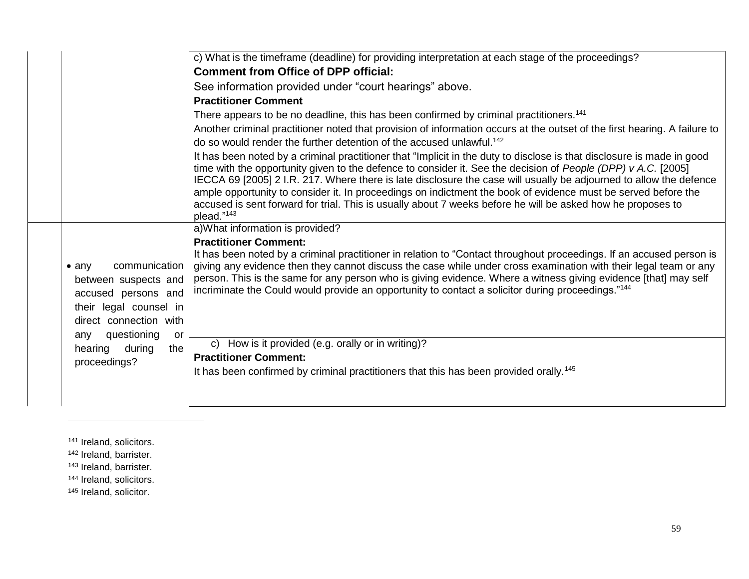| | | |
|---|---|---|
| | | c) What is the timeframe (deadline) for providing interpretation at each stage of the proceedings?<br>**Comment from Office of DPP official:**<br>See information provided under "court hearings" above.<br>**Practitioner Comment**<br>There appears to be no deadline, this has been confirmed by criminal practitioners.[141]<br>Another criminal practitioner noted that provision of information occurs at the outset of the first hearing. A failure to do so would render the further detention of the accused unlawful.[142]<br>It has been noted by a criminal practitioner that "Implicit in the duty to disclose is that disclosure is made in good time with the opportunity given to the defence to consider it. See the decision of *People (DPP) v A.C.* [2005] IECCA 69 [2005] 2 I.R. 217. Where there is late disclosure the case will usually be adjourned to allow the defence ample opportunity to consider it. In proceedings on indictment the book of evidence must be served before the accused is sent forward for trial. This is usually about 7 weeks before he will be asked how he proposes to plead."[143] |
| | • any communication between suspects and accused persons and their legal counsel in direct connection with any questioning or hearing during the proceedings? | a)What information is provided?<br>**Practitioner Comment:**<br>It has been noted by a criminal practitioner in relation to "Contact throughout proceedings. If an accused person is giving any evidence then they cannot discuss the case while under cross examination with their legal team or any person. This is the same for any person who is giving evidence. Where a witness giving evidence [that] may self incriminate the Could would provide an opportunity to contact a solicitor during proceedings."[144] |
| | | c) How is it provided (e.g. orally or in writing)?<br>**Practitioner Comment:**<br>It has been confirmed by criminal practitioners that this has been provided orally.[145] |

[141] Ireland, solicitors.

[142] Ireland, barrister.

[143] Ireland, barrister.

[144] Ireland, solicitors.

[145] Ireland, solicitor.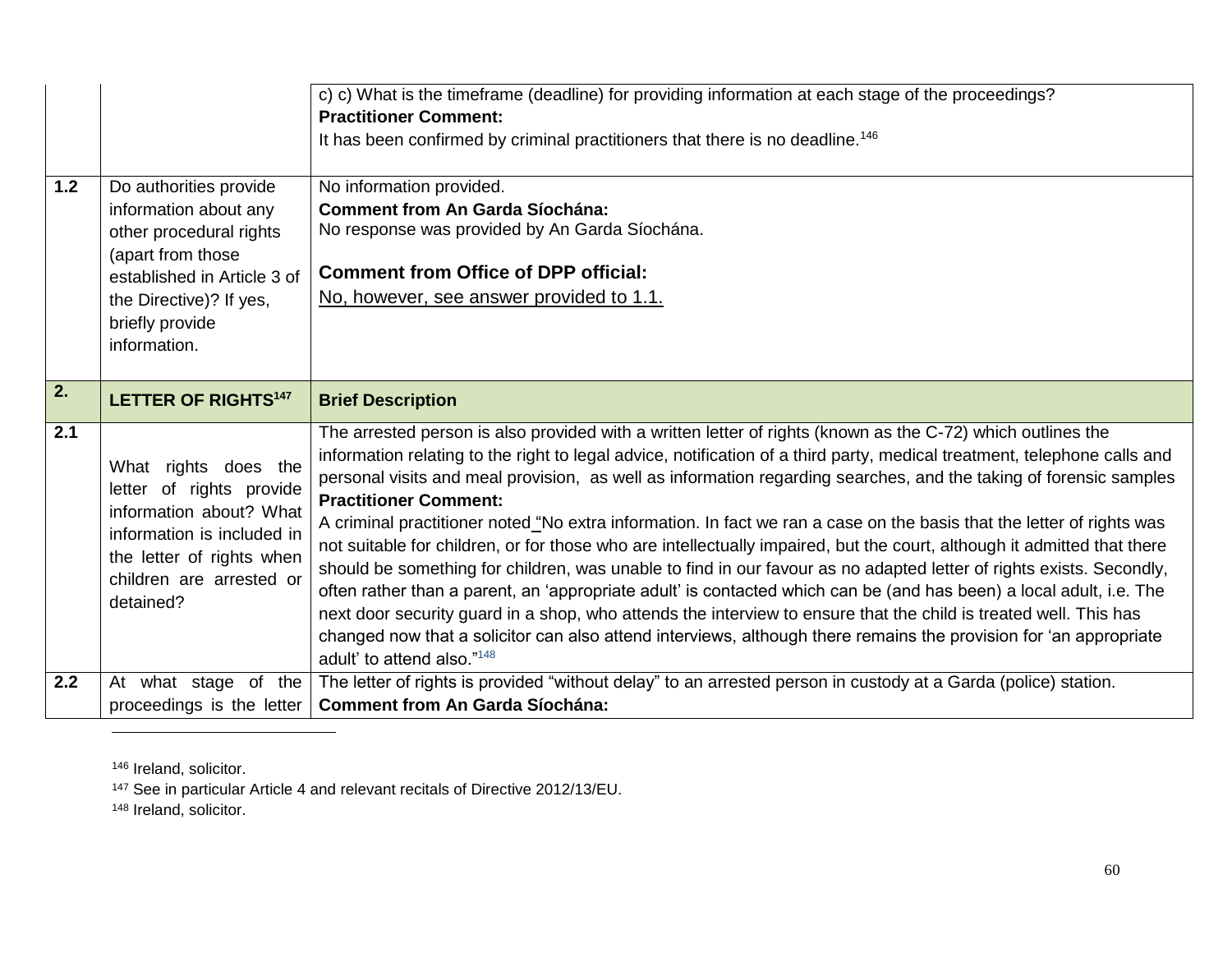| | | |
|---|---|---|
| | | c) c) What is the timeframe (deadline) for providing information at each stage of the proceedings?<br>**Practitioner Comment:**<br>It has been confirmed by criminal practitioners that there is no deadline.[146] |
| **1.2** | Do authorities provide information about any other procedural rights (apart from those established in Article 3 of the Directive)? If yes, briefly provide information. | No information provided.<br>**Comment from An Garda Síochána:**<br>No response was provided by An Garda Síochána.<br><br>**Comment from Office of DPP official:**<br>No, however, see answer provided to 1.1. |
| **2.** | **LETTER OF RIGHTS[147]** | **Brief Description** |
| **2.1** | What rights does the letter of rights provide information about? What information is included in the letter of rights when children are arrested or detained? | The arrested person is also provided with a written letter of rights (known as the C-72) which outlines the information relating to the right to legal advice, notification of a third party, medical treatment, telephone calls and personal visits and meal provision, as well as information regarding searches, and the taking of forensic samples<br>**Practitioner Comment:**<br>A criminal practitioner noted "No extra information. In fact we ran a case on the basis that the letter of rights was not suitable for children, or for those who are intellectually impaired, but the court, although it admitted that there should be something for children, was unable to find in our favour as no adapted letter of rights exists. Secondly, often rather than a parent, an 'appropriate adult' is contacted which can be (and has been) a local adult, i.e. The next door security guard in a shop, who attends the interview to ensure that the child is treated well. This has changed now that a solicitor can also attend interviews, although there remains the provision for 'an appropriate adult' to attend also."[148] |
| **2.2** | At what stage of the proceedings is the letter | The letter of rights is provided "without delay" to an arrested person in custody at a Garda (police) station.<br>**Comment from An Garda Síochána:** |

[146] Ireland, solicitor.

[147] See in particular Article 4 and relevant recitals of Directive 2012/13/EU.

[148] Ireland, solicitor.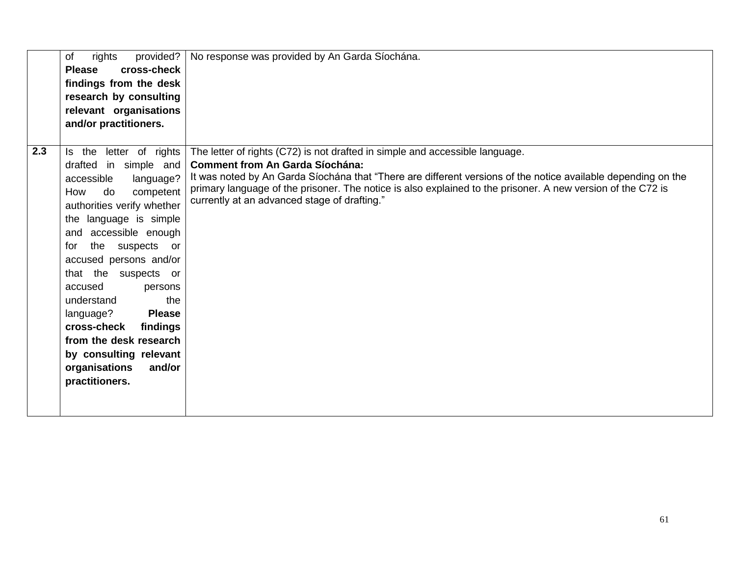| | | |
|---|---|---|
| | of rights provided? **Please cross-check findings from the desk research by consulting relevant organisations and/or practitioners.** | No response was provided by An Garda Síochána. |
| **2.3** | Is the letter of rights drafted in simple and accessible language? How do competent authorities verify whether the language is simple and accessible enough for the suspects or accused persons and/or that the suspects or accused persons understand the language? **Please cross-check findings from the desk research by consulting relevant organisations and/or practitioners.** | The letter of rights (C72) is not drafted in simple and accessible language.<br>**Comment from An Garda Síochána:**<br>It was noted by An Garda Síochána that "There are different versions of the notice available depending on the primary language of the prisoner. The notice is also explained to the prisoner. A new version of the C72 is currently at an advanced stage of drafting." |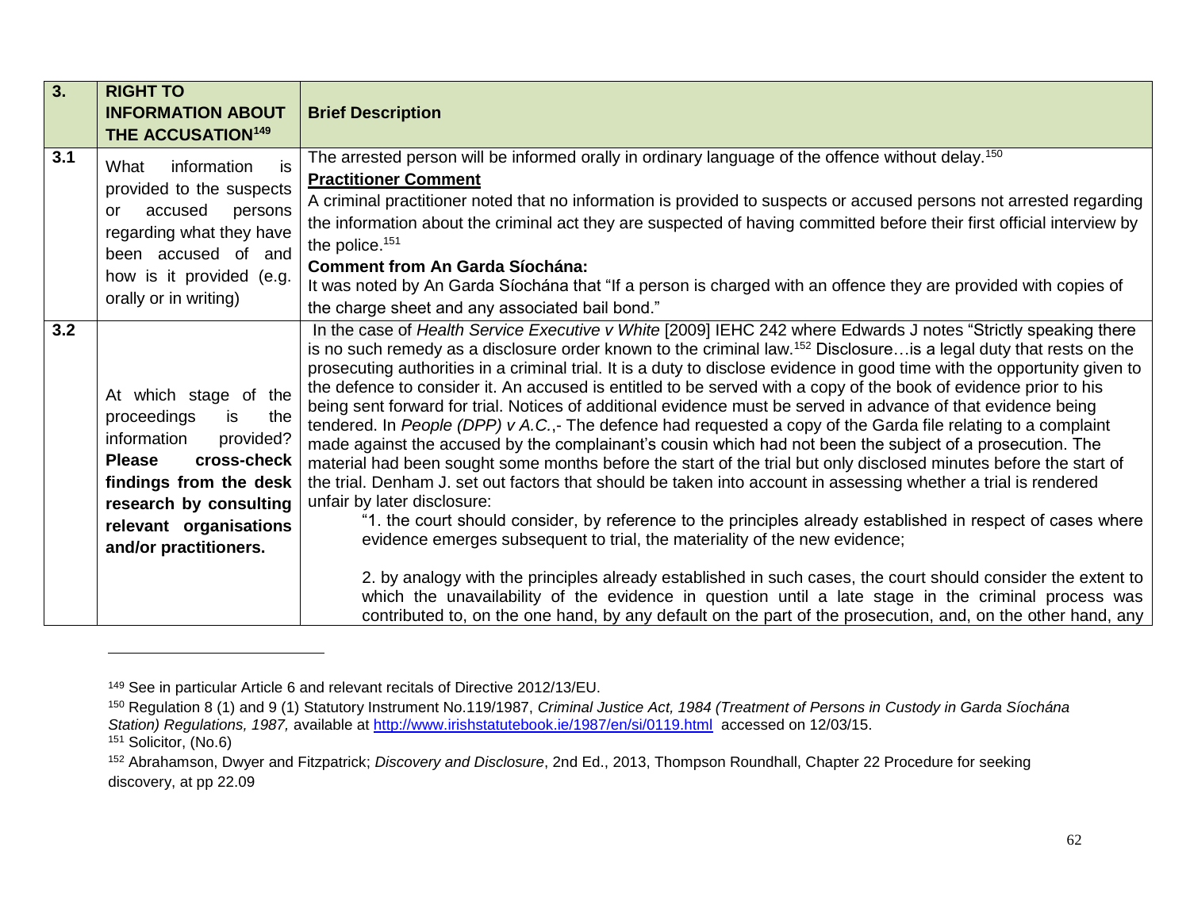| 3. | RIGHT TO INFORMATION ABOUT THE ACCUSATION[149] | Brief Description |
|---|---|---|
| 3.1 | What information is provided to the suspects or accused persons regarding what they have been accused of and how is it provided (e.g. orally or in writing) | The arrested person will be informed orally in ordinary language of the offence without delay.[150]<br>**<u>Practitioner Comment</u>**<br>A criminal practitioner noted that no information is provided to suspects or accused persons not arrested regarding the information about the criminal act they are suspected of having committed before their first official interview by the police.[151]<br>**Comment from An Garda Síochána:**<br>It was noted by An Garda Síochána that "If a person is charged with an offence they are provided with copies of the charge sheet and any associated bail bond." |
| 3.2 | At which stage of the proceedings is the information provided? **Please cross-check findings from the desk research by consulting relevant organisations and/or practitioners.** | In the case of *Health Service Executive v White* [2009] IEHC 242 where Edwards J notes "Strictly speaking there is no such remedy as a disclosure order known to the criminal law.[152] Disclosure…is a legal duty that rests on the prosecuting authorities in a criminal trial. It is a duty to disclose evidence in good time with the opportunity given to the defence to consider it. An accused is entitled to be served with a copy of the book of evidence prior to his being sent forward for trial. Notices of additional evidence must be served in advance of that evidence being tendered. In *People (DPP) v A.C.*,- The defence had requested a copy of the Garda file relating to a complaint made against the accused by the complainant's cousin which had not been the subject of a prosecution. The material had been sought some months before the start of the trial but only disclosed minutes before the start of the trial. Denham J. set out factors that should be taken into account in assessing whether a trial is rendered unfair by later disclosure:<br>"1. the court should consider, by reference to the principles already established in respect of cases where evidence emerges subsequent to trial, the materiality of the new evidence;<br><br>2. by analogy with the principles already established in such cases, the court should consider the extent to which the unavailability of the evidence in question until a late stage in the criminal process was contributed to, on the one hand, by any default on the part of the prosecution, and, on the other hand, any |

---

[149] See in particular Article 6 and relevant recitals of Directive 2012/13/EU.

[150] Regulation 8 (1) and 9 (1) Statutory Instrument No.119/1987, *Criminal Justice Act, 1984 (Treatment of Persons in Custody in Garda Síochána Station) Regulations, 1987,* available at http://www.irishstatutebook.ie/1987/en/si/0119.html accessed on 12/03/15.

[151] Solicitor, (No.6)

[152] Abrahamson, Dwyer and Fitzpatrick; *Discovery and Disclosure*, 2nd Ed., 2013, Thompson Roundhall, Chapter 22 Procedure for seeking discovery, at pp 22.09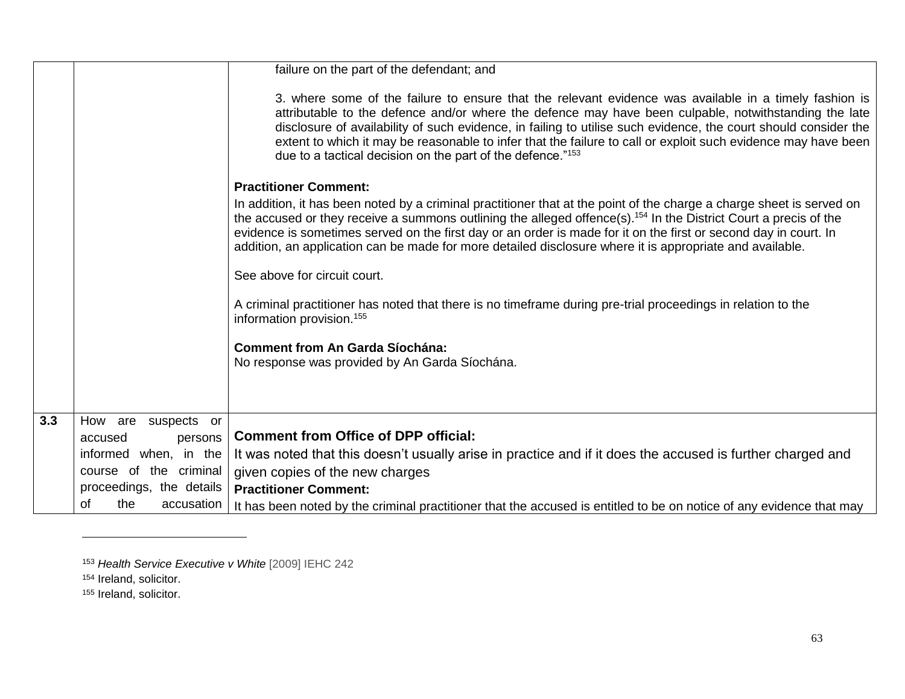| | | |
|---|---|---|
| | | failure on the part of the defendant; and<br><br>3. where some of the failure to ensure that the relevant evidence was available in a timely fashion is attributable to the defence and/or where the defence may have been culpable, notwithstanding the late disclosure of availability of such evidence, in failing to utilise such evidence, the court should consider the extent to which it may be reasonable to infer that the failure to call or exploit such evidence may have been due to a tactical decision on the part of the defence."[153]<br><br>**Practitioner Comment:**<br>In addition, it has been noted by a criminal practitioner that at the point of the charge a charge sheet is served on the accused or they receive a summons outlining the alleged offence(s).[154] In the District Court a precis of the evidence is sometimes served on the first day or an order is made for it on the first or second day in court. In addition, an application can be made for more detailed disclosure where it is appropriate and available.<br><br>See above for circuit court.<br><br>A criminal practitioner has noted that there is no timeframe during pre-trial proceedings in relation to the information provision.[155]<br><br>**Comment from An Garda Síochána:**<br>No response was provided by An Garda Síochána. |
| **3.3** | How are suspects or accused persons informed when, in the course of the criminal proceedings, the details of the accusation | **Comment from Office of DPP official:**<br>It was noted that this doesn't usually arise in practice and if it does the accused is further charged and given copies of the new charges<br>**Practitioner Comment:**<br>It has been noted by the criminal practitioner that the accused is entitled to be on notice of any evidence that may |

[153] *Health Service Executive v White* [2009] IEHC 242

[154] Ireland, solicitor.

[155] Ireland, solicitor.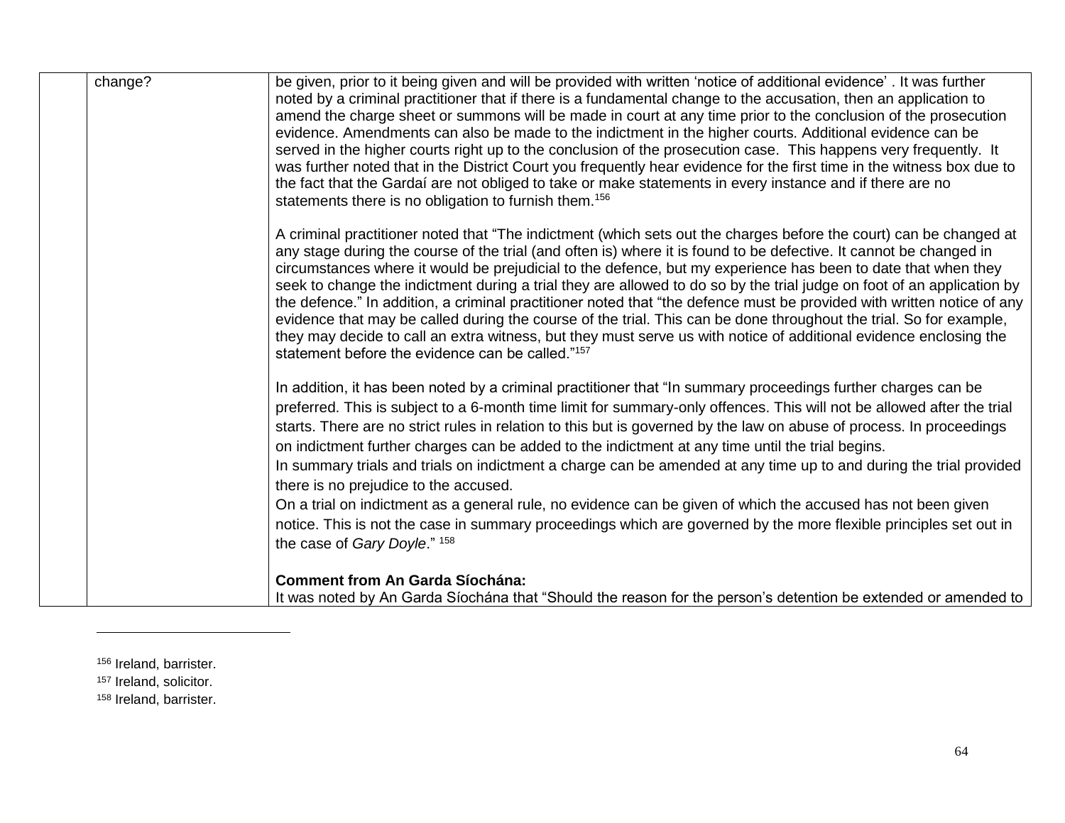| | change? | be given, prior to it being given and will be provided with written 'notice of additional evidence' . It was further noted by a criminal practitioner that if there is a fundamental change to the accusation, then an application to amend the charge sheet or summons will be made in court at any time prior to the conclusion of the prosecution evidence. Amendments can also be made to the indictment in the higher courts. Additional evidence can be served in the higher courts right up to the conclusion of the prosecution case. This happens very frequently. It was further noted that in the District Court you frequently hear evidence for the first time in the witness box due to the fact that the Gardaí are not obliged to take or make statements in every instance and if there are no statements there is no obligation to furnish them.[156]<br><br>A criminal practitioner noted that "The indictment (which sets out the charges before the court) can be changed at any stage during the course of the trial (and often is) where it is found to be defective. It cannot be changed in circumstances where it would be prejudicial to the defence, but my experience has been to date that when they seek to change the indictment during a trial they are allowed to do so by the trial judge on foot of an application by the defence." In addition, a criminal practitioner noted that "the defence must be provided with written notice of any evidence that may be called during the course of the trial. This can be done throughout the trial. So for example, they may decide to call an extra witness, but they must serve us with notice of additional evidence enclosing the statement before the evidence can be called."[157]<br><br>In addition, it has been noted by a criminal practitioner that "In summary proceedings further charges can be preferred. This is subject to a 6-month time limit for summary-only offences. This will not be allowed after the trial starts. There are no strict rules in relation to this but is governed by the law on abuse of process. In proceedings on indictment further charges can be added to the indictment at any time until the trial begins.<br>In summary trials and trials on indictment a charge can be amended at any time up to and during the trial provided there is no prejudice to the accused.<br>On a trial on indictment as a general rule, no evidence can be given of which the accused has not been given notice. This is not the case in summary proceedings which are governed by the more flexible principles set out in the case of *Gary Doyle*." [158]<br><br>**Comment from An Garda Síochána:**<br>It was noted by An Garda Síochána that "Should the reason for the person's detention be extended or amended to |

[156] Ireland, barrister.

[157] Ireland, solicitor.

[158] Ireland, barrister.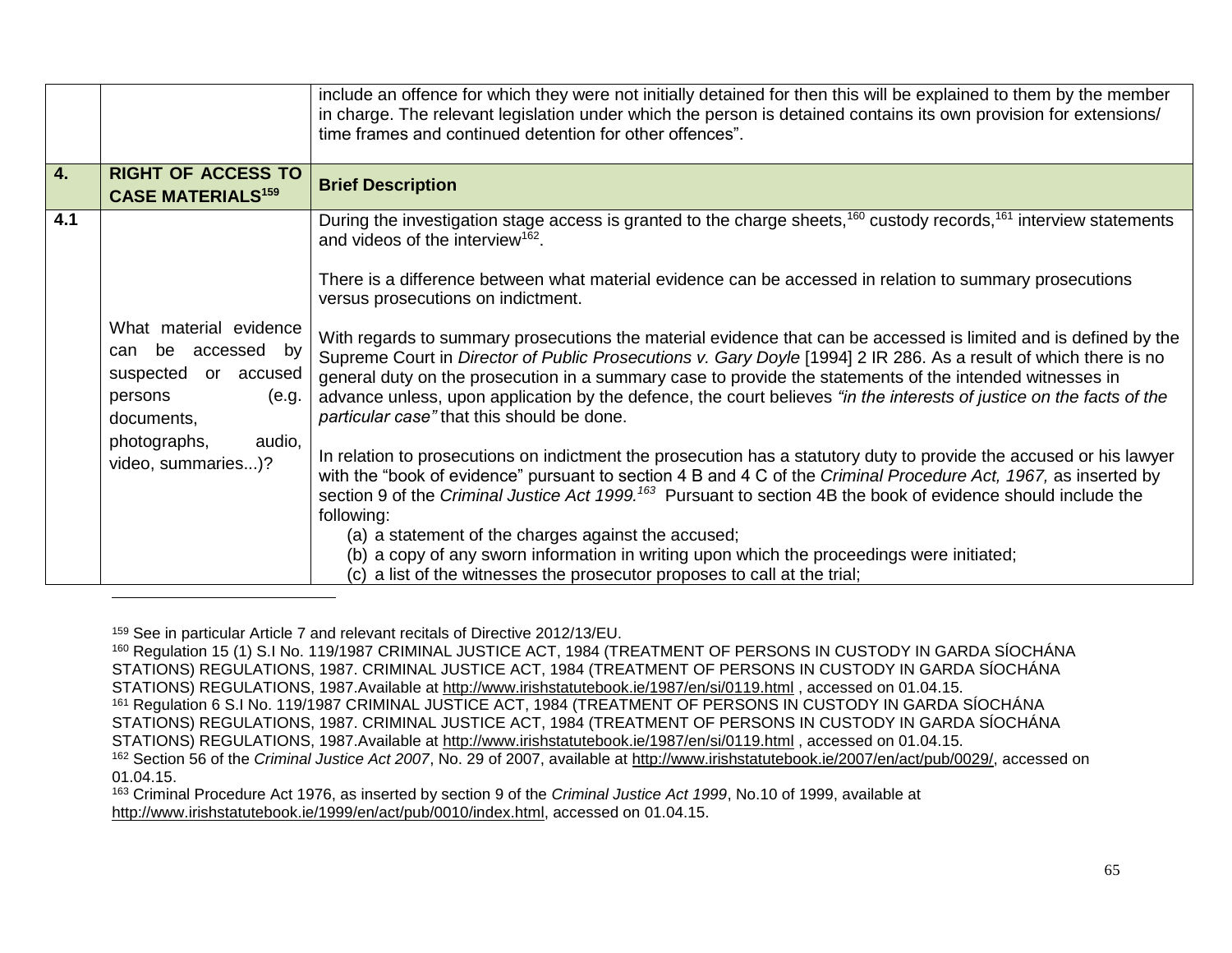| | | |
|---|---|---|
| | | include an offence for which they were not initially detained for then this will be explained to them by the member in charge. The relevant legislation under which the person is detained contains its own provision for extensions/ time frames and continued detention for other offences". |
| **4.** | **RIGHT OF ACCESS TO CASE MATERIALS**[159] | **Brief Description** |
| **4.1** | What material evidence can be accessed by suspected or accused persons (e.g. documents, photographs, audio, video, summaries...)? | During the investigation stage access is granted to the charge sheets,[160] custody records,[161] interview statements and videos of the interview[162].<br><br>There is a difference between what material evidence can be accessed in relation to summary prosecutions versus prosecutions on indictment.<br><br>With regards to summary prosecutions the material evidence that can be accessed is limited and is defined by the Supreme Court in *Director of Public Prosecutions v. Gary Doyle* [1994] 2 IR 286. As a result of which there is no general duty on the prosecution in a summary case to provide the statements of the intended witnesses in advance unless, upon application by the defence, the court believes *"in the interests of justice on the facts of the particular case"* that this should be done.<br><br>In relation to prosecutions on indictment the prosecution has a statutory duty to provide the accused or his lawyer with the "book of evidence" pursuant to section 4 B and 4 C of the *Criminal Procedure Act, 1967,* as inserted by section 9 of the *Criminal Justice Act 1999.*[163] Pursuant to section 4B the book of evidence should include the following:<br>(a) a statement of the charges against the accused;<br>(b) a copy of any sworn information in writing upon which the proceedings were initiated;<br>(c) a list of the witnesses the prosecutor proposes to call at the trial; |

[159] See in particular Article 7 and relevant recitals of Directive 2012/13/EU.

[160] Regulation 15 (1) S.I No. 119/1987 CRIMINAL JUSTICE ACT, 1984 (TREATMENT OF PERSONS IN CUSTODY IN GARDA SÍOCHÁNA STATIONS) REGULATIONS, 1987. CRIMINAL JUSTICE ACT, 1984 (TREATMENT OF PERSONS IN CUSTODY IN GARDA SÍOCHÁNA STATIONS) REGULATIONS, 1987.Available at http://www.irishstatutebook.ie/1987/en/si/0119.html , accessed on 01.04.15.

[161] Regulation 6 S.I No. 119/1987 CRIMINAL JUSTICE ACT, 1984 (TREATMENT OF PERSONS IN CUSTODY IN GARDA SÍOCHÁNA STATIONS) REGULATIONS, 1987. CRIMINAL JUSTICE ACT, 1984 (TREATMENT OF PERSONS IN CUSTODY IN GARDA SÍOCHÁNA STATIONS) REGULATIONS, 1987.Available at http://www.irishstatutebook.ie/1987/en/si/0119.html , accessed on 01.04.15.

[162] Section 56 of the *Criminal Justice Act 2007*, No. 29 of 2007, available at http://www.irishstatutebook.ie/2007/en/act/pub/0029/, accessed on 01.04.15.

[163] Criminal Procedure Act 1976, as inserted by section 9 of the *Criminal Justice Act 1999*, No.10 of 1999, available at http://www.irishstatutebook.ie/1999/en/act/pub/0010/index.html, accessed on 01.04.15.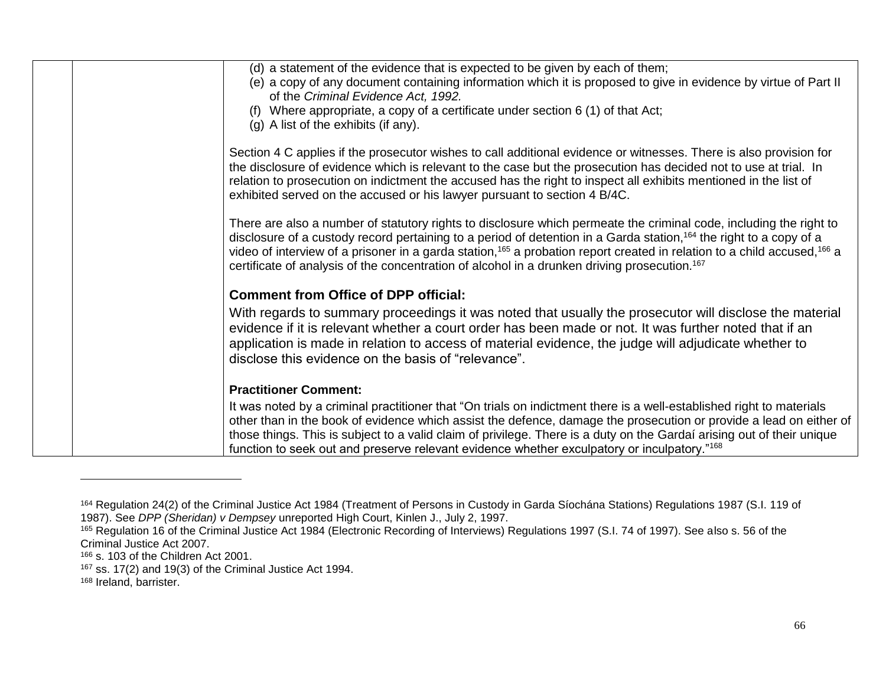| | | (d) a statement of the evidence that is expected to be given by each of them;<br>(e) a copy of any document containing information which it is proposed to give in evidence by virtue of Part II of the *Criminal Evidence Act, 1992.*<br>(f) Where appropriate, a copy of a certificate under section 6 (1) of that Act;<br>(g) A list of the exhibits (if any).<br><br>Section 4 C applies if the prosecutor wishes to call additional evidence or witnesses. There is also provision for the disclosure of evidence which is relevant to the case but the prosecution has decided not to use at trial. In relation to prosecution on indictment the accused has the right to inspect all exhibits mentioned in the list of exhibited served on the accused or his lawyer pursuant to section 4 B/4C.<br><br>There are also a number of statutory rights to disclosure which permeate the criminal code, including the right to disclosure of a custody record pertaining to a period of detention in a Garda station,[164] the right to a copy of a video of interview of a prisoner in a garda station,[165] a probation report created in relation to a child accused,[166] a certificate of analysis of the concentration of alcohol in a drunken driving prosecution.[167]<br><br>**Comment from Office of DPP official:**<br>With regards to summary proceedings it was noted that usually the prosecutor will disclose the material evidence if it is relevant whether a court order has been made or not. It was further noted that if an application is made in relation to access of material evidence, the judge will adjudicate whether to disclose this evidence on the basis of "relevance".<br><br>**Practitioner Comment:**<br>It was noted by a criminal practitioner that "On trials on indictment there is a well-established right to materials other than in the book of evidence which assist the defence, damage the prosecution or provide a lead on either of those things. This is subject to a valid claim of privilege. There is a duty on the Gardaí arising out of their unique function to seek out and preserve relevant evidence whether exculpatory or inculpatory."[168] |
|---|---|---|

[164] Regulation 24(2) of the Criminal Justice Act 1984 (Treatment of Persons in Custody in Garda Síochána Stations) Regulations 1987 (S.I. 119 of 1987). See *DPP (Sheridan) v Dempsey* unreported High Court, Kinlen J., July 2, 1997.

[165] Regulation 16 of the Criminal Justice Act 1984 (Electronic Recording of Interviews) Regulations 1997 (S.I. 74 of 1997). See also s. 56 of the Criminal Justice Act 2007.

[166] s. 103 of the Children Act 2001.

[167] ss. 17(2) and 19(3) of the Criminal Justice Act 1994.

[168] Ireland, barrister.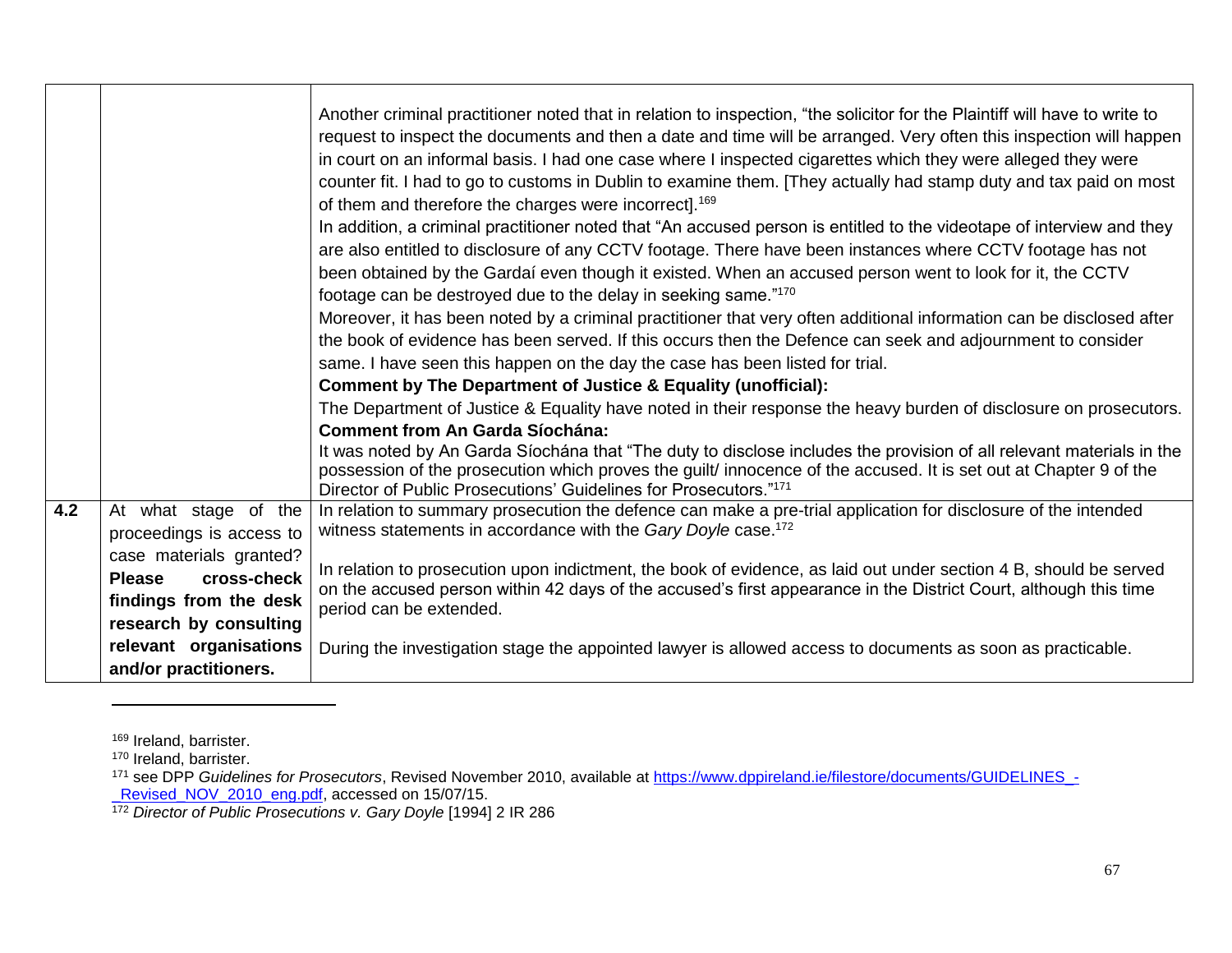| | | |
|---|---|---|
| | | Another criminal practitioner noted that in relation to inspection, "the solicitor for the Plaintiff will have to write to request to inspect the documents and then a date and time will be arranged. Very often this inspection will happen in court on an informal basis. I had one case where I inspected cigarettes which they were alleged they were counter fit. I had to go to customs in Dublin to examine them. [They actually had stamp duty and tax paid on most of them and therefore the charges were incorrect].[169]<br>In addition, a criminal practitioner noted that "An accused person is entitled to the videotape of interview and they are also entitled to disclosure of any CCTV footage. There have been instances where CCTV footage has not been obtained by the Gardaí even though it existed. When an accused person went to look for it, the CCTV footage can be destroyed due to the delay in seeking same."[170]<br>Moreover, it has been noted by a criminal practitioner that very often additional information can be disclosed after the book of evidence has been served. If this occurs then the Defence can seek and adjournment to consider same. I have seen this happen on the day the case has been listed for trial.<br>**Comment by The Department of Justice & Equality (unofficial):**<br>The Department of Justice & Equality have noted in their response the heavy burden of disclosure on prosecutors.<br>**Comment from An Garda Síochána:**<br>It was noted by An Garda Síochána that "The duty to disclose includes the provision of all relevant materials in the possession of the prosecution which proves the guilt/ innocence of the accused. It is set out at Chapter 9 of the Director of Public Prosecutions' Guidelines for Prosecutors."[171] |
| **4.2** | At what stage of the proceedings is access to case materials granted? **Please cross-check findings from the desk research by consulting relevant organisations and/or practitioners.** | In relation to summary prosecution the defence can make a pre-trial application for disclosure of the intended witness statements in accordance with the *Gary Doyle* case.[172]<br><br>In relation to prosecution upon indictment, the book of evidence, as laid out under section 4 B, should be served on the accused person within 42 days of the accused's first appearance in the District Court, although this time period can be extended.<br><br>During the investigation stage the appointed lawyer is allowed access to documents as soon as practicable. |

[169] Ireland, barrister.

[170] Ireland, barrister.

[171] see DPP *Guidelines for Prosecutors*, Revised November 2010, available at https://www.dppireland.ie/filestore/documents/GUIDELINES_-_Revised_NOV_2010_eng.pdf, accessed on 15/07/15.

[172] *Director of Public Prosecutions v. Gary Doyle* [1994] 2 IR 286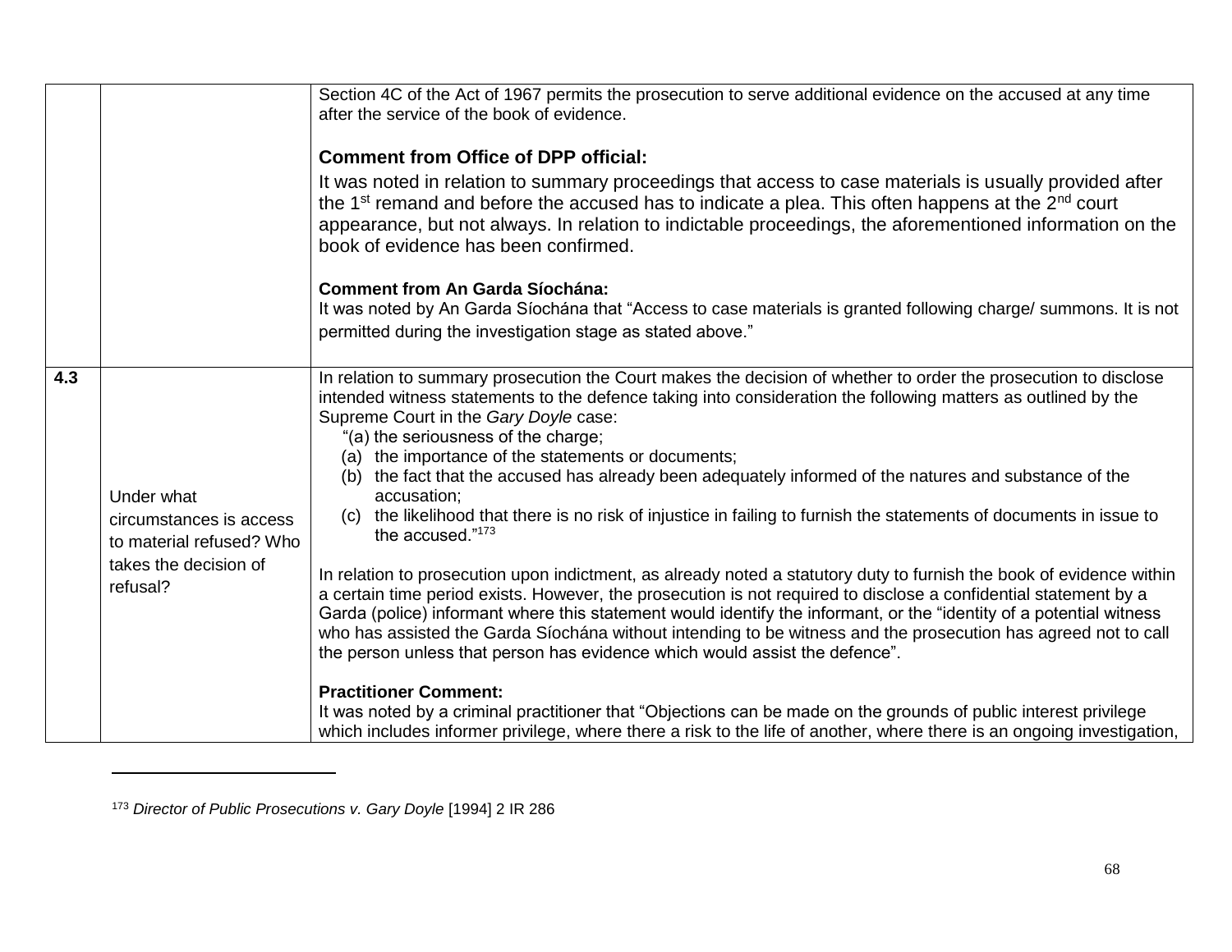| | | |
|---|---|---|
| | | Section 4C of the Act of 1967 permits the prosecution to serve additional evidence on the accused at any time after the service of the book of evidence.<br><br>**Comment from Office of DPP official:**<br>It was noted in relation to summary proceedings that access to case materials is usually provided after the 1st remand and before the accused has to indicate a plea. This often happens at the 2nd court appearance, but not always. In relation to indictable proceedings, the aforementioned information on the book of evidence has been confirmed.<br><br>**Comment from An Garda Síochána:**<br>It was noted by An Garda Síochána that "Access to case materials is granted following charge/ summons. It is not permitted during the investigation stage as stated above." |
| **4.3** | Under what circumstances is access to material refused? Who takes the decision of refusal? | In relation to summary prosecution the Court makes the decision of whether to order the prosecution to disclose intended witness statements to the defence taking into consideration the following matters as outlined by the Supreme Court in the *Gary Doyle* case:<br>"(a) the seriousness of the charge;<br>(a) the importance of the statements or documents;<br>(b) the fact that the accused has already been adequately informed of the natures and substance of the accusation;<br>(c) the likelihood that there is no risk of injustice in failing to furnish the statements of documents in issue to the accused."[173]<br><br>In relation to prosecution upon indictment, as already noted a statutory duty to furnish the book of evidence within a certain time period exists. However, the prosecution is not required to disclose a confidential statement by a Garda (police) informant where this statement would identify the informant, or the "identity of a potential witness who has assisted the Garda Síochána without intending to be witness and the prosecution has agreed not to call the person unless that person has evidence which would assist the defence".<br><br>**Practitioner Comment:**<br>It was noted by a criminal practitioner that "Objections can be made on the grounds of public interest privilege which includes informer privilege, where there a risk to the life of another, where there is an ongoing investigation, |

[173] *Director of Public Prosecutions v. Gary Doyle* [1994] 2 IR 286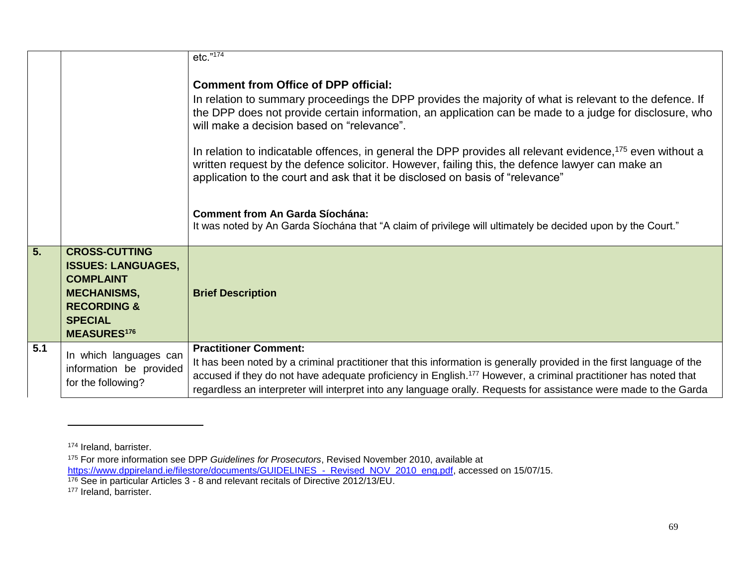| | | |
|---|---|---|
| | | etc."[174]<br><br>**Comment from Office of DPP official:**<br>In relation to summary proceedings the DPP provides the majority of what is relevant to the defence. If the DPP does not provide certain information, an application can be made to a judge for disclosure, who will make a decision based on "relevance".<br><br>In relation to indicatable offences, in general the DPP provides all relevant evidence,[175] even without a written request by the defence solicitor. However, failing this, the defence lawyer can make an application to the court and ask that it be disclosed on basis of "relevance"<br><br>**Comment from An Garda Síochána:**<br>It was noted by An Garda Síochána that "A claim of privilege will ultimately be decided upon by the Court." |
| **5.** | **CROSS-CUTTING ISSUES: LANGUAGES, COMPLAINT MECHANISMS, RECORDING & SPECIAL MEASURES**[176] | **Brief Description** |
| **5.1** | In which languages can information be provided for the following? | **Practitioner Comment:**<br>It has been noted by a criminal practitioner that this information is generally provided in the first language of the accused if they do not have adequate proficiency in English.[177] However, a criminal practitioner has noted that regardless an interpreter will interpret into any language orally. Requests for assistance were made to the Garda |

[174] Ireland, barrister.

[175] For more information see DPP *Guidelines for Prosecutors*, Revised November 2010, available at https://www.dppireland.ie/filestore/documents/GUIDELINES_-_Revised_NOV_2010_eng.pdf, accessed on 15/07/15.

[176] See in particular Articles 3 - 8 and relevant recitals of Directive 2012/13/EU.

[177] Ireland, barrister.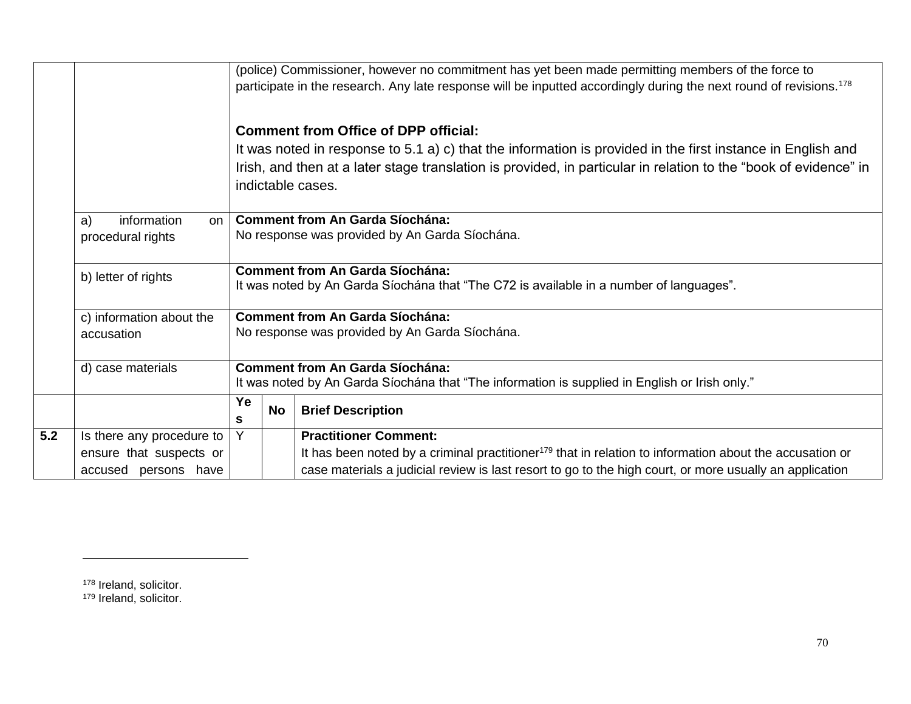| | | | | |
|---|---|---|---|---|
| | | (police) Commissioner, however no commitment has yet been made permitting members of the force to participate in the research. Any late response will be inputted accordingly during the next round of revisions.[178]<br><br>**Comment from Office of DPP official:**<br>It was noted in response to 5.1 a) c) that the information is provided in the first instance in English and Irish, and then at a later stage translation is provided, in particular in relation to the "book of evidence" in indictable cases. | | |
| | a) information on procedural rights | **Comment from An Garda Síochána:**<br>No response was provided by An Garda Síochána. | | |
| | b) letter of rights | **Comment from An Garda Síochána:**<br>It was noted by An Garda Síochána that "The C72 is available in a number of languages". | | |
| | c) information about the accusation | **Comment from An Garda Síochána:**<br>No response was provided by An Garda Síochána. | | |
| | d) case materials | **Comment from An Garda Síochána:**<br>It was noted by An Garda Síochána that "The information is supplied in English or Irish only." | | |
| | | **Yes** | **No** | **Brief Description** |
| **5.2** | Is there any procedure to ensure that suspects or accused persons have | Y | | **Practitioner Comment:**<br>It has been noted by a criminal practitioner[179] that in relation to information about the accusation or case materials a judicial review is last resort to go to the high court, or more usually an application |

[178] Ireland, solicitor.
[179] Ireland, solicitor.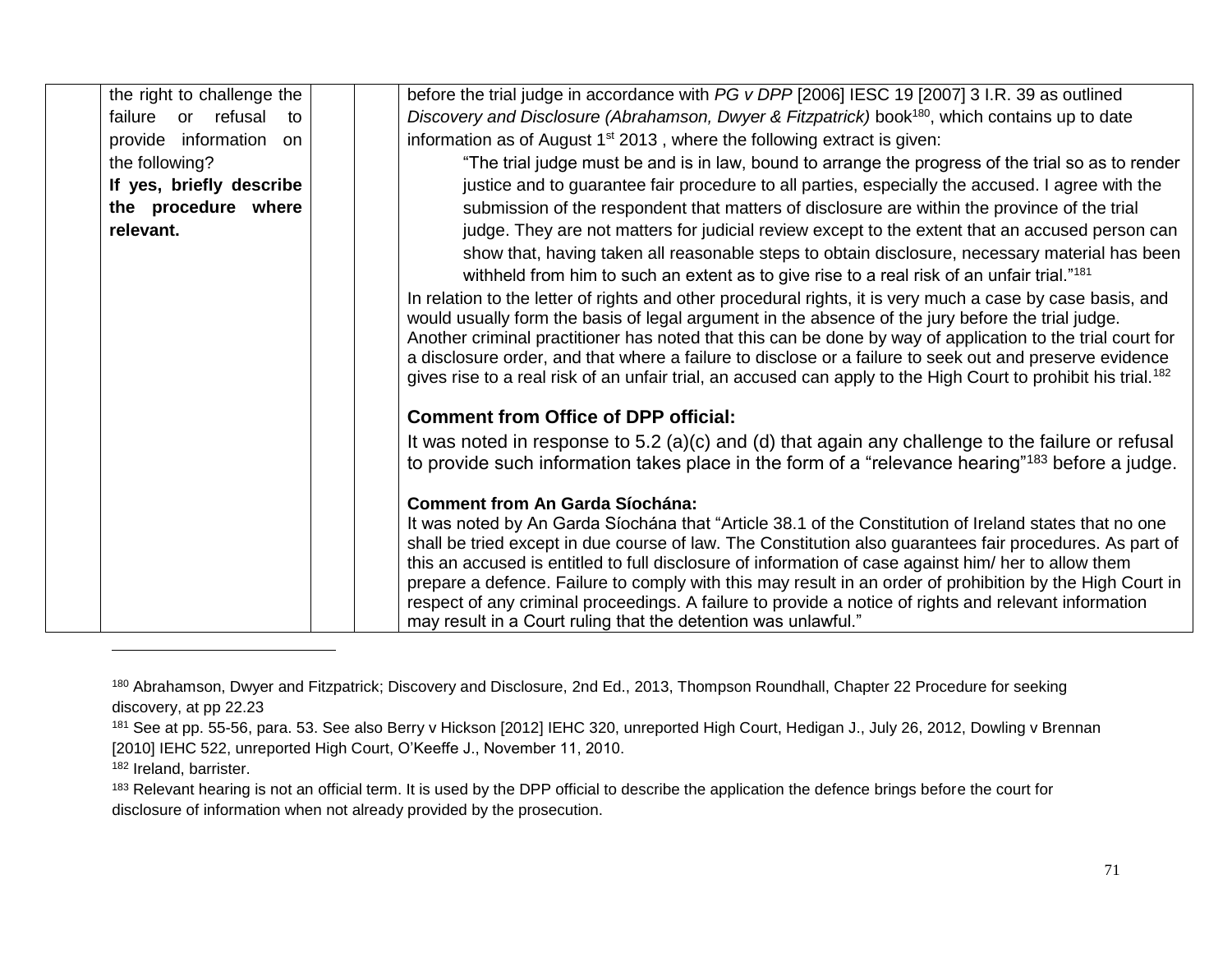| | | | | |
|---|---|---|---|---|
| | the right to challenge the failure or refusal to provide information on the following? **If yes, briefly describe the procedure where relevant.** | | | before the trial judge in accordance with *PG v DPP* [2006] IESC 19 [2007] 3 I.R. 39 as outlined *Discovery and Disclosure (Abrahamson, Dwyer & Fitzpatrick)* book[180], which contains up to date information as of August 1st 2013 , where the following extract is given: <br>"The trial judge must be and is in law, bound to arrange the progress of the trial so as to render justice and to guarantee fair procedure to all parties, especially the accused. I agree with the submission of the respondent that matters of disclosure are within the province of the trial judge. They are not matters for judicial review except to the extent that an accused person can show that, having taken all reasonable steps to obtain disclosure, necessary material has been withheld from him to such an extent as to give rise to a real risk of an unfair trial."[181] <br>In relation to the letter of rights and other procedural rights, it is very much a case by case basis, and would usually form the basis of legal argument in the absence of the jury before the trial judge. Another criminal practitioner has noted that this can be done by way of application to the trial court for a disclosure order, and that where a failure to disclose or a failure to seek out and preserve evidence gives rise to a real risk of an unfair trial, an accused can apply to the High Court to prohibit his trial.[182] <br><br>**Comment from Office of DPP official:** <br>It was noted in response to 5.2 (a)(c) and (d) that again any challenge to the failure or refusal to provide such information takes place in the form of a "relevance hearing"[183] before a judge. <br><br>**Comment from An Garda Síochána:** <br>It was noted by An Garda Síochána that "Article 38.1 of the Constitution of Ireland states that no one shall be tried except in due course of law. The Constitution also guarantees fair procedures. As part of this an accused is entitled to full disclosure of information of case against him/ her to allow them prepare a defence. Failure to comply with this may result in an order of prohibition by the High Court in respect of any criminal proceedings. A failure to provide a notice of rights and relevant information may result in a Court ruling that the detention was unlawful." |

---

[180] Abrahamson, Dwyer and Fitzpatrick; Discovery and Disclosure, 2nd Ed., 2013, Thompson Roundhall, Chapter 22 Procedure for seeking discovery, at pp 22.23

[181] See at pp. 55-56, para. 53. See also Berry v Hickson [2012] IEHC 320, unreported High Court, Hedigan J., July 26, 2012, Dowling v Brennan [2010] IEHC 522, unreported High Court, O'Keeffe J., November 11, 2010.

[182] Ireland, barrister.

[183] Relevant hearing is not an official term. It is used by the DPP official to describe the application the defence brings before the court for disclosure of information when not already provided by the prosecution.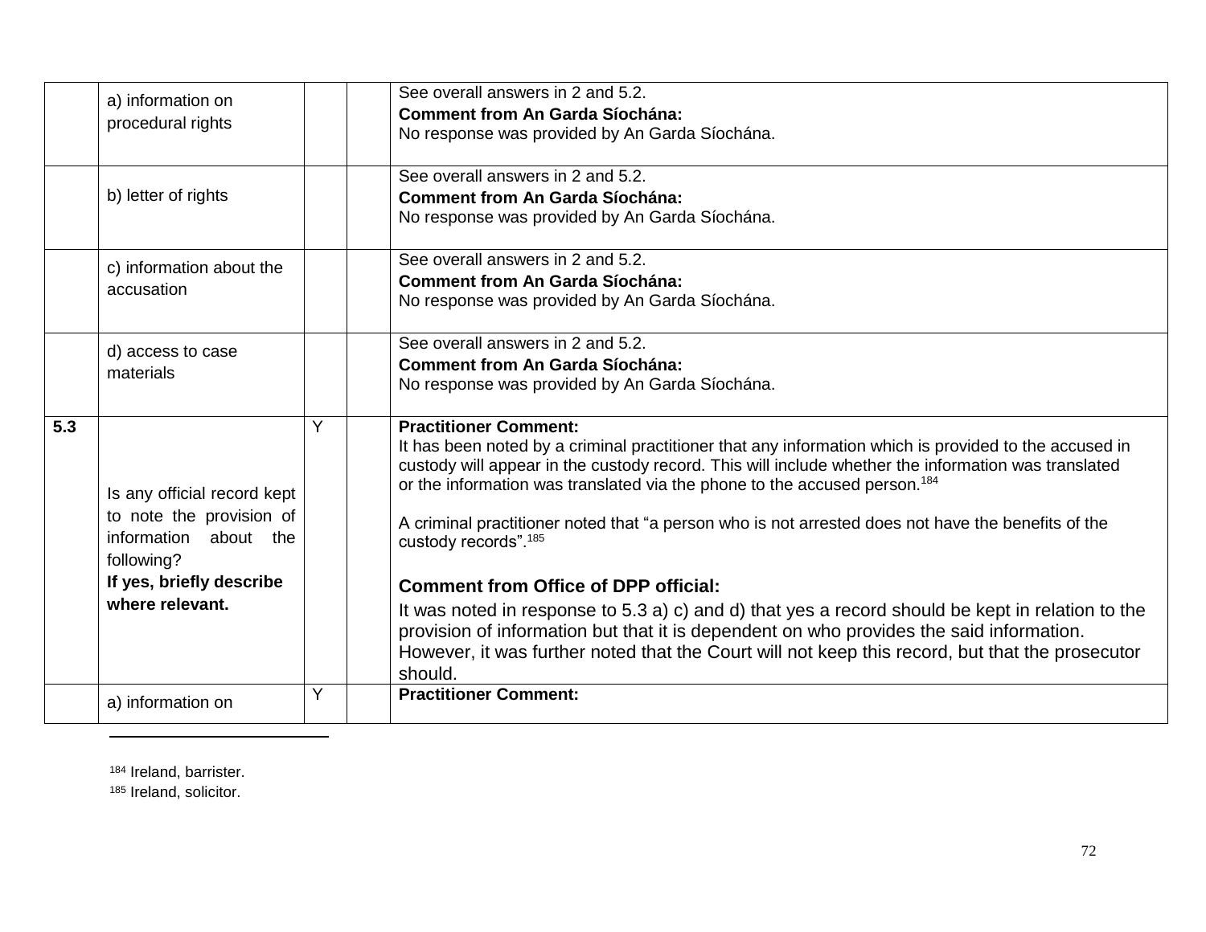| | | | | |
|---|---|---|---|---|
| | a) information on procedural rights | | | See overall answers in 2 and 5.2.<br>**Comment from An Garda Síochána:**<br>No response was provided by An Garda Síochána. |
| | b) letter of rights | | | See overall answers in 2 and 5.2.<br>**Comment from An Garda Síochána:**<br>No response was provided by An Garda Síochána. |
| | c) information about the accusation | | | See overall answers in 2 and 5.2.<br>**Comment from An Garda Síochána:**<br>No response was provided by An Garda Síochána. |
| | d) access to case materials | | | See overall answers in 2 and 5.2.<br>**Comment from An Garda Síochána:**<br>No response was provided by An Garda Síochána. |
| **5.3** | Is any official record kept to note the provision of information about the following?<br>**If yes, briefly describe where relevant.** | Y | | **Practitioner Comment:**<br>It has been noted by a criminal practitioner that any information which is provided to the accused in custody will appear in the custody record. This will include whether the information was translated or the information was translated via the phone to the accused person.[184]<br><br>A criminal practitioner noted that "a person who is not arrested does not have the benefits of the custody records".[185]<br><br>**Comment from Office of DPP official:**<br>It was noted in response to 5.3 a) c) and d) that yes a record should be kept in relation to the provision of information but that it is dependent on who provides the said information. However, it was further noted that the Court will not keep this record, but that the prosecutor should. |
| | a) information on | Y | | **Practitioner Comment:** |

[184] Ireland, barrister.

[185] Ireland, solicitor.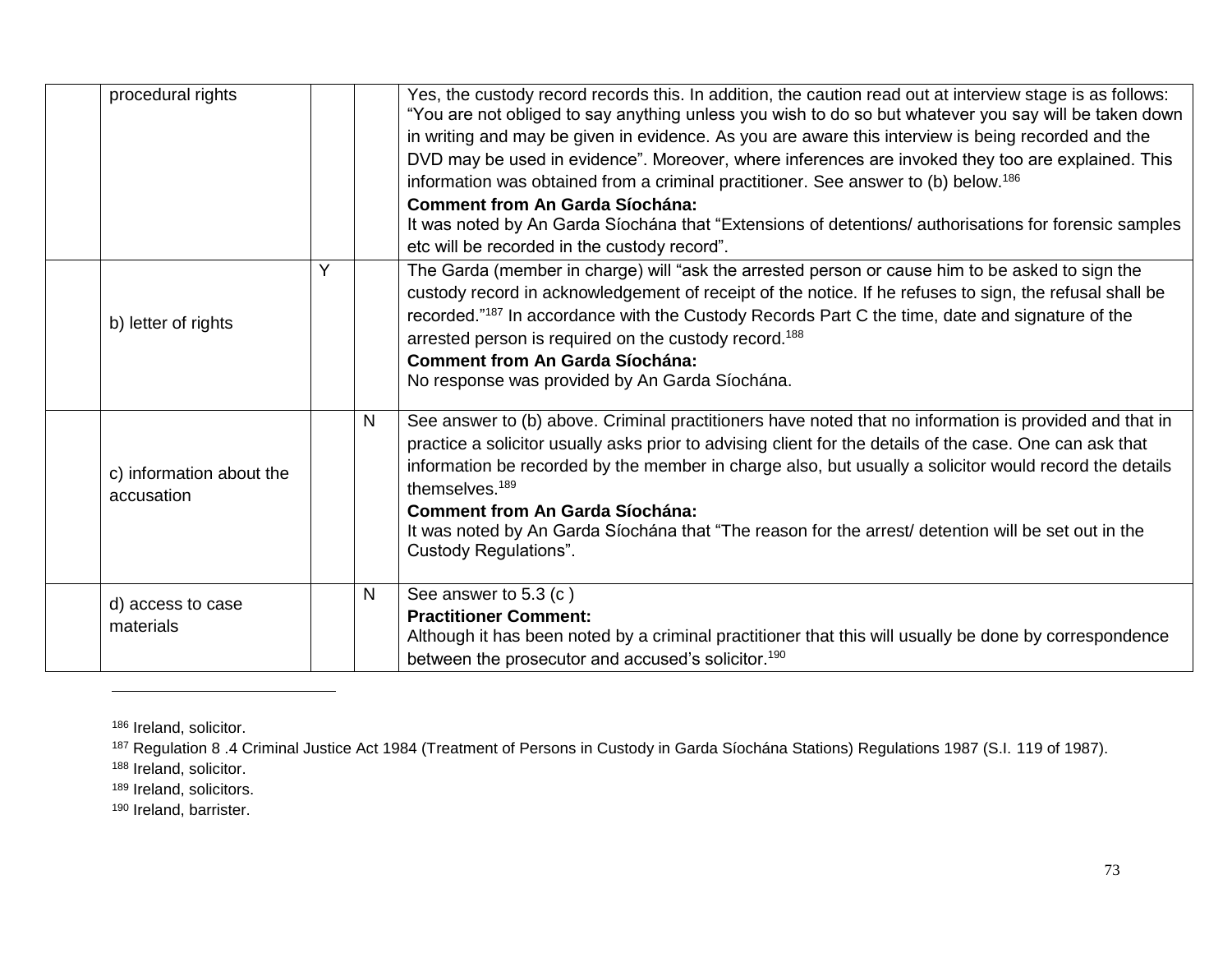| | | | | |
|---|---|---|---|---|
| | procedural rights | | | Yes, the custody record records this. In addition, the caution read out at interview stage is as follows: "You are not obliged to say anything unless you wish to do so but whatever you say will be taken down in writing and may be given in evidence. As you are aware this interview is being recorded and the DVD may be used in evidence". Moreover, where inferences are invoked they too are explained. This information was obtained from a criminal practitioner. See answer to (b) below.[186] **Comment from An Garda Síochána:** It was noted by An Garda Síochána that "Extensions of detentions/ authorisations for forensic samples etc will be recorded in the custody record". |
| | b) letter of rights | Y | | The Garda (member in charge) will "ask the arrested person or cause him to be asked to sign the custody record in acknowledgement of receipt of the notice. If he refuses to sign, the refusal shall be recorded."[187] In accordance with the Custody Records Part C the time, date and signature of the arrested person is required on the custody record.[188] **Comment from An Garda Síochána:** No response was provided by An Garda Síochána. |
| | c) information about the accusation | | N | See answer to (b) above. Criminal practitioners have noted that no information is provided and that in practice a solicitor usually asks prior to advising client for the details of the case. One can ask that information be recorded by the member in charge also, but usually a solicitor would record the details themselves.[189] **Comment from An Garda Síochána:** It was noted by An Garda Síochána that "The reason for the arrest/ detention will be set out in the Custody Regulations". |
| | d) access to case materials | | N | See answer to 5.3 (c ) **Practitioner Comment:** Although it has been noted by a criminal practitioner that this will usually be done by correspondence between the prosecutor and accused's solicitor.[190] |

[186] Ireland, solicitor.

[187] Regulation 8 .4 Criminal Justice Act 1984 (Treatment of Persons in Custody in Garda Síochána Stations) Regulations 1987 (S.I. 119 of 1987).

[188] Ireland, solicitor.

[189] Ireland, solicitors.

[190] Ireland, barrister.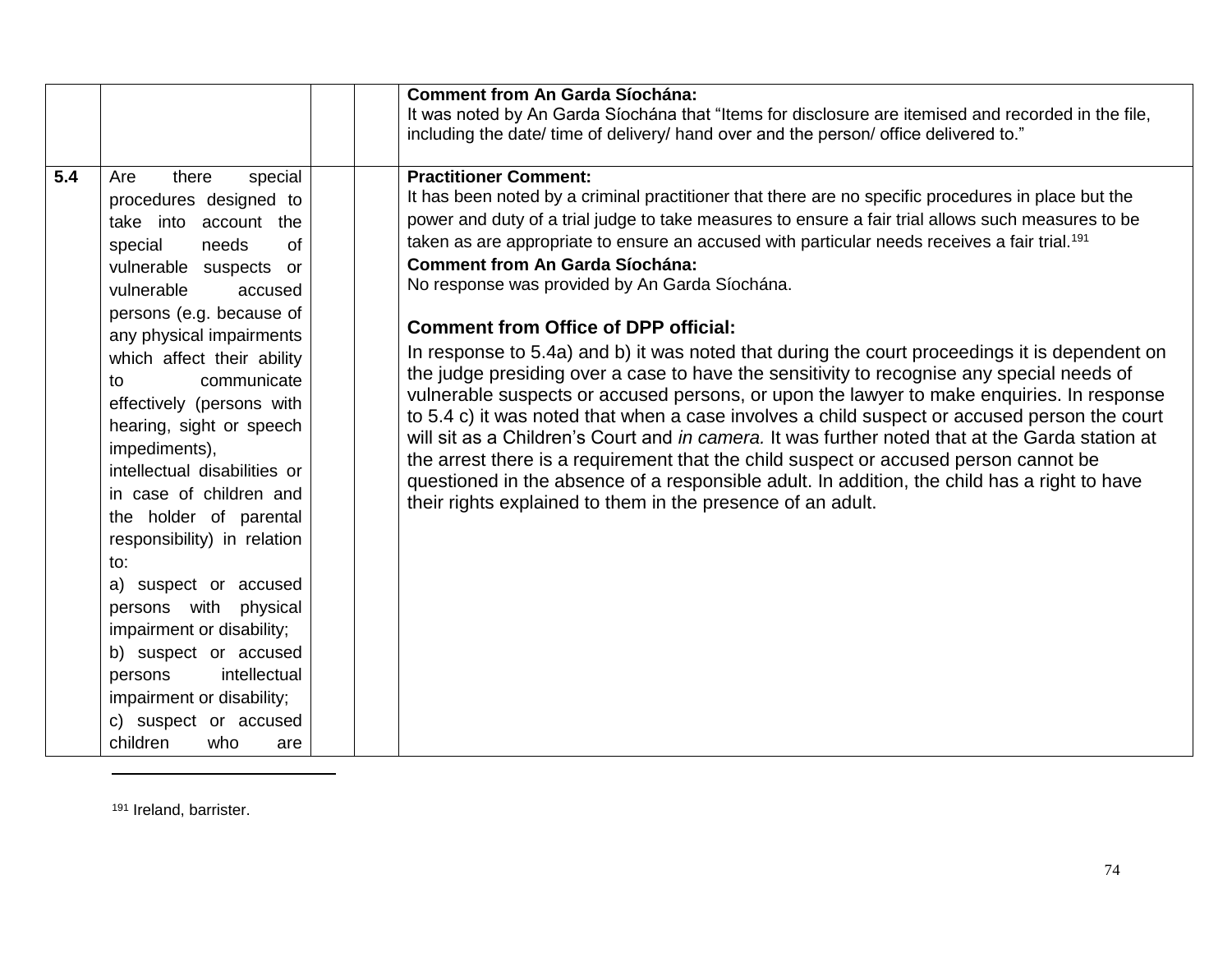| | | | | |
|---|---|---|---|---|
| | | | | **Comment from An Garda Síochána:** It was noted by An Garda Síochána that "Items for disclosure are itemised and recorded in the file, including the date/ time of delivery/ hand over and the person/ office delivered to." |
| **5.4** | Are there special procedures designed to take into account the special needs of vulnerable suspects or vulnerable accused persons (e.g. because of any physical impairments which affect their ability to communicate effectively (persons with hearing, sight or speech impediments), intellectual disabilities or in case of children and the holder of parental responsibility) in relation to: a) suspect or accused persons with physical impairment or disability; b) suspect or accused persons intellectual impairment or disability; c) suspect or accused children who are | | | **Practitioner Comment:** It has been noted by a criminal practitioner that there are no specific procedures in place but the power and duty of a trial judge to take measures to ensure a fair trial allows such measures to be taken as are appropriate to ensure an accused with particular needs receives a fair trial.[191] **Comment from An Garda Síochána:** No response was provided by An Garda Síochána. **Comment from Office of DPP official:** In response to 5.4a) and b) it was noted that during the court proceedings it is dependent on the judge presiding over a case to have the sensitivity to recognise any special needs of vulnerable suspects or accused persons, or upon the lawyer to make enquiries. In response to 5.4 c) it was noted that when a case involves a child suspect or accused person the court will sit as a Children's Court and *in camera.* It was further noted that at the Garda station at the arrest there is a requirement that the child suspect or accused person cannot be questioned in the absence of a responsible adult. In addition, the child has a right to have their rights explained to them in the presence of an adult. |

[191] Ireland, barrister.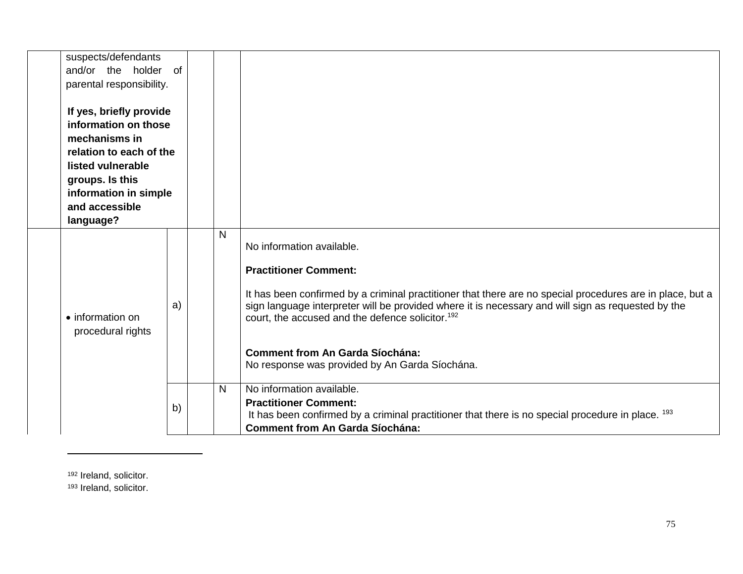| | | | | | |
|---|---|---|---|---|---|
| | suspects/defendants and/or the holder of parental responsibility.<br><br>**If yes, briefly provide information on those mechanisms in relation to each of the listed vulnerable groups. Is this information in simple and accessible language?** | | | | |
| | • information on procedural rights | a) | | N | No information available.<br><br>**Practitioner Comment:**<br><br>It has been confirmed by a criminal practitioner that there are no special procedures are in place, but a sign language interpreter will be provided where it is necessary and will sign as requested by the court, the accused and the defence solicitor.[192]<br><br>**Comment from An Garda Síochána:**<br>No response was provided by An Garda Síochána. |
| | | b) | | N | No information available.<br>**Practitioner Comment:**<br>It has been confirmed by a criminal practitioner that there is no special procedure in place. [193]<br>**Comment from An Garda Síochána:** |

[192] Ireland, solicitor.

[193] Ireland, solicitor.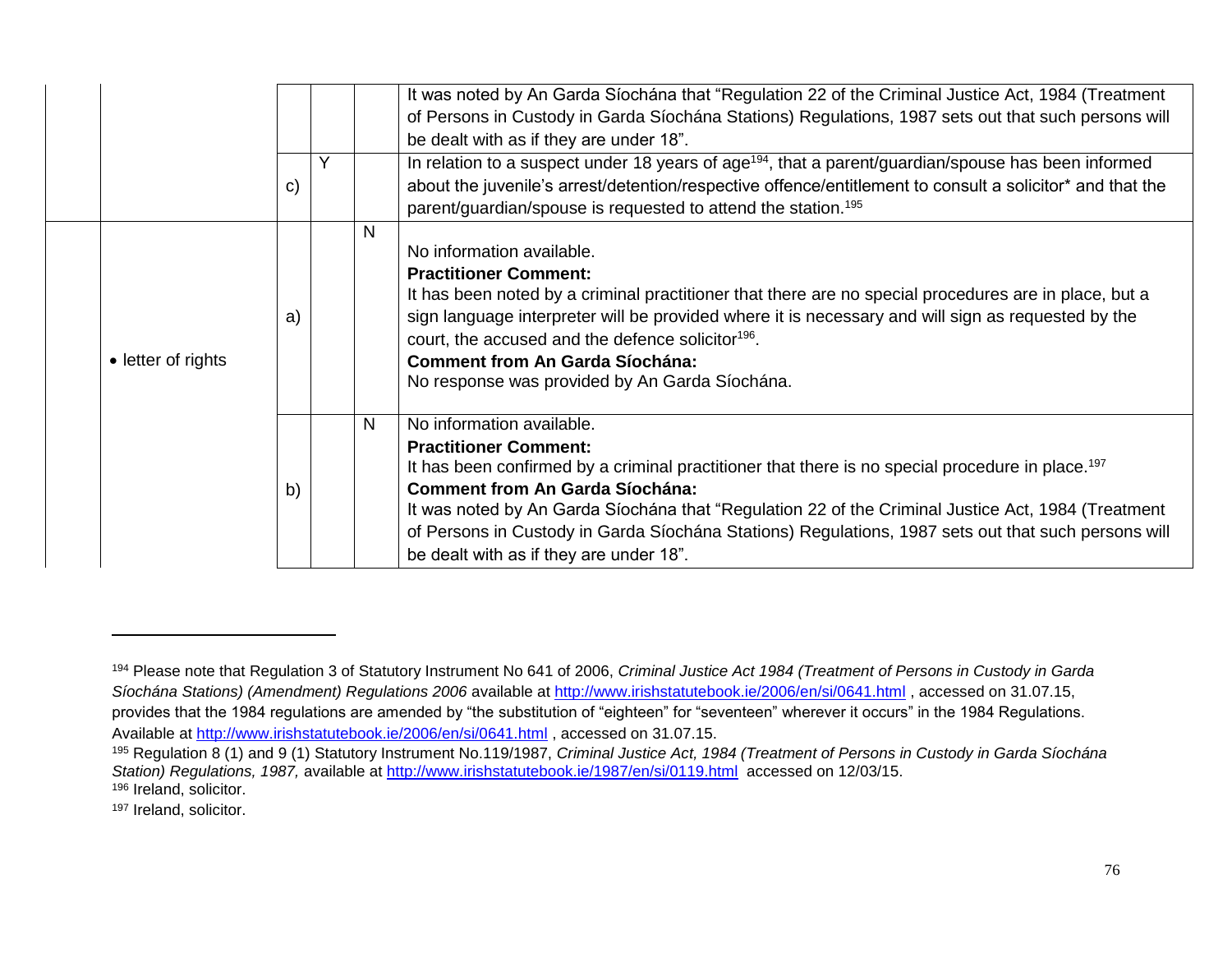| | | | | | |
|---|---|---|---|---|---|
| | | | | | It was noted by An Garda Síochána that "Regulation 22 of the Criminal Justice Act, 1984 (Treatment of Persons in Custody in Garda Síochána Stations) Regulations, 1987 sets out that such persons will be dealt with as if they are under 18". |
| | | c) | Y | | In relation to a suspect under 18 years of age[194], that a parent/guardian/spouse has been informed about the juvenile's arrest/detention/respective offence/entitlement to consult a solicitor* and that the parent/guardian/spouse is requested to attend the station.[195] |
| | • letter of rights | a) | | N | No information available. **Practitioner Comment:** It has been noted by a criminal practitioner that there are no special procedures are in place, but a sign language interpreter will be provided where it is necessary and will sign as requested by the court, the accused and the defence solicitor[196]. **Comment from An Garda Síochána:** No response was provided by An Garda Síochána. |
| | | b) | | N | No information available. **Practitioner Comment:** It has been confirmed by a criminal practitioner that there is no special procedure in place.[197] **Comment from An Garda Síochána:** It was noted by An Garda Síochána that "Regulation 22 of the Criminal Justice Act, 1984 (Treatment of Persons in Custody in Garda Síochána Stations) Regulations, 1987 sets out that such persons will be dealt with as if they are under 18". |

---

[194] Please note that Regulation 3 of Statutory Instrument No 641 of 2006, *Criminal Justice Act 1984 (Treatment of Persons in Custody in Garda Síochána Stations) (Amendment) Regulations 2006* available at http://www.irishstatutebook.ie/2006/en/si/0641.html , accessed on 31.07.15, provides that the 1984 regulations are amended by "the substitution of "eighteen" for "seventeen" wherever it occurs" in the 1984 Regulations. Available at http://www.irishstatutebook.ie/2006/en/si/0641.html , accessed on 31.07.15.

[195] Regulation 8 (1) and 9 (1) Statutory Instrument No.119/1987, *Criminal Justice Act, 1984 (Treatment of Persons in Custody in Garda Síochána Station) Regulations, 1987,* available at http://www.irishstatutebook.ie/1987/en/si/0119.html accessed on 12/03/15.

[196] Ireland, solicitor.

[197] Ireland, solicitor.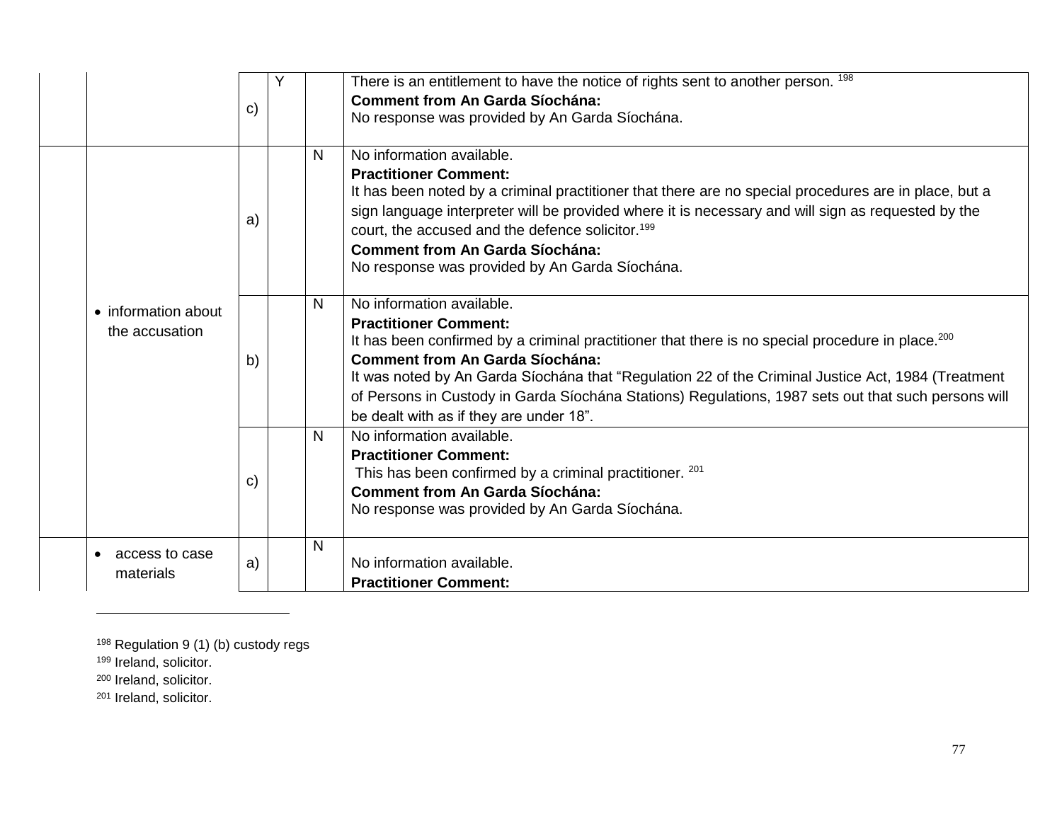| | | | | | |
|---|---|---|---|---|---|
| | | c) | Y | | There is an entitlement to have the notice of rights sent to another person. [198]<br>**Comment from An Garda Síochána:**<br>No response was provided by An Garda Síochána. |
| | • information about the accusation | a) | | N | No information available.<br>**Practitioner Comment:**<br>It has been noted by a criminal practitioner that there are no special procedures are in place, but a sign language interpreter will be provided where it is necessary and will sign as requested by the court, the accused and the defence solicitor.[199]<br>**Comment from An Garda Síochána:**<br>No response was provided by An Garda Síochána. |
| | | b) | | N | No information available.<br>**Practitioner Comment:**<br>It has been confirmed by a criminal practitioner that there is no special procedure in place.[200]<br>**Comment from An Garda Síochána:**<br>It was noted by An Garda Síochána that "Regulation 22 of the Criminal Justice Act, 1984 (Treatment of Persons in Custody in Garda Síochána Stations) Regulations, 1987 sets out that such persons will be dealt with as if they are under 18". |
| | | c) | | N | No information available.<br>**Practitioner Comment:**<br>This has been confirmed by a criminal practitioner. [201]<br>**Comment from An Garda Síochána:**<br>No response was provided by An Garda Síochána. |
| | • access to case materials | a) | | N | No information available.<br>**Practitioner Comment:** |

[198] Regulation 9 (1) (b) custody regs
[199] Ireland, solicitor.
[200] Ireland, solicitor.
[201] Ireland, solicitor.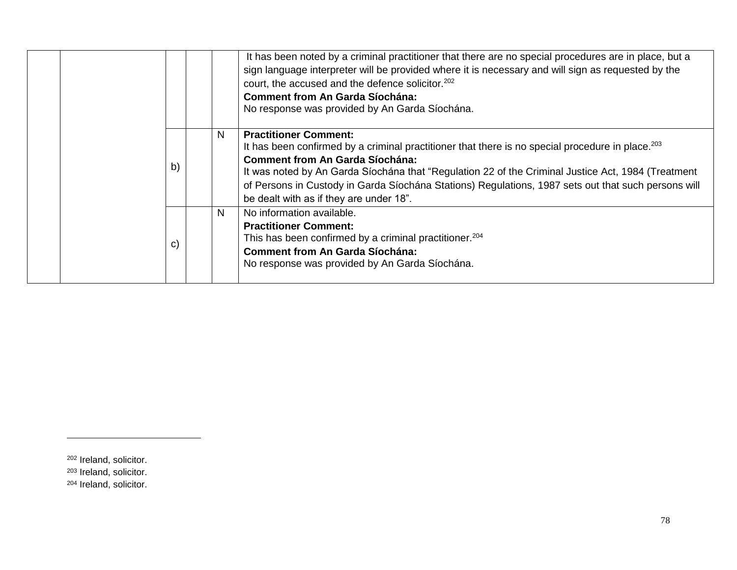| | | | | | |
|---|---|---|---|---|---|
| | | | | | It has been noted by a criminal practitioner that there are no special procedures are in place, but a sign language interpreter will be provided where it is necessary and will sign as requested by the court, the accused and the defence solicitor.[202] **Comment from An Garda Síochána:** No response was provided by An Garda Síochána. |
| | | b) | | N | **Practitioner Comment:** It has been confirmed by a criminal practitioner that there is no special procedure in place.[203] **Comment from An Garda Síochána:** It was noted by An Garda Síochána that "Regulation 22 of the Criminal Justice Act, 1984 (Treatment of Persons in Custody in Garda Síochána Stations) Regulations, 1987 sets out that such persons will be dealt with as if they are under 18". |
| | | c) | | N | No information available. **Practitioner Comment:** This has been confirmed by a criminal practitioner.[204] **Comment from An Garda Síochána:** No response was provided by An Garda Síochána. |

[202] Ireland, solicitor.
[203] Ireland, solicitor.
[204] Ireland, solicitor.